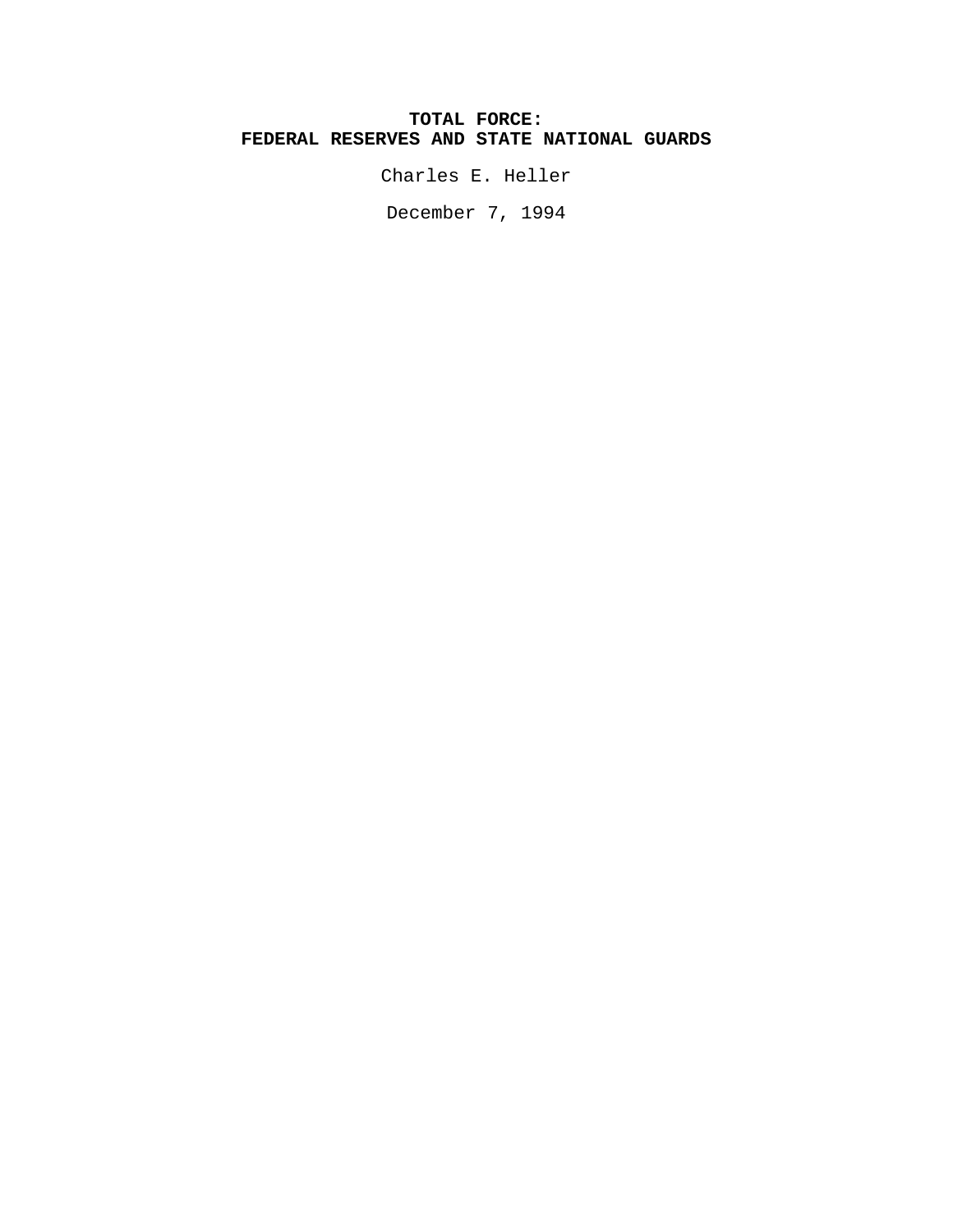# TOTAL FORCE:
# FEDERAL RESERVES AND STATE NATIONAL GUARDS

Charles E. Heller

December 7, 1994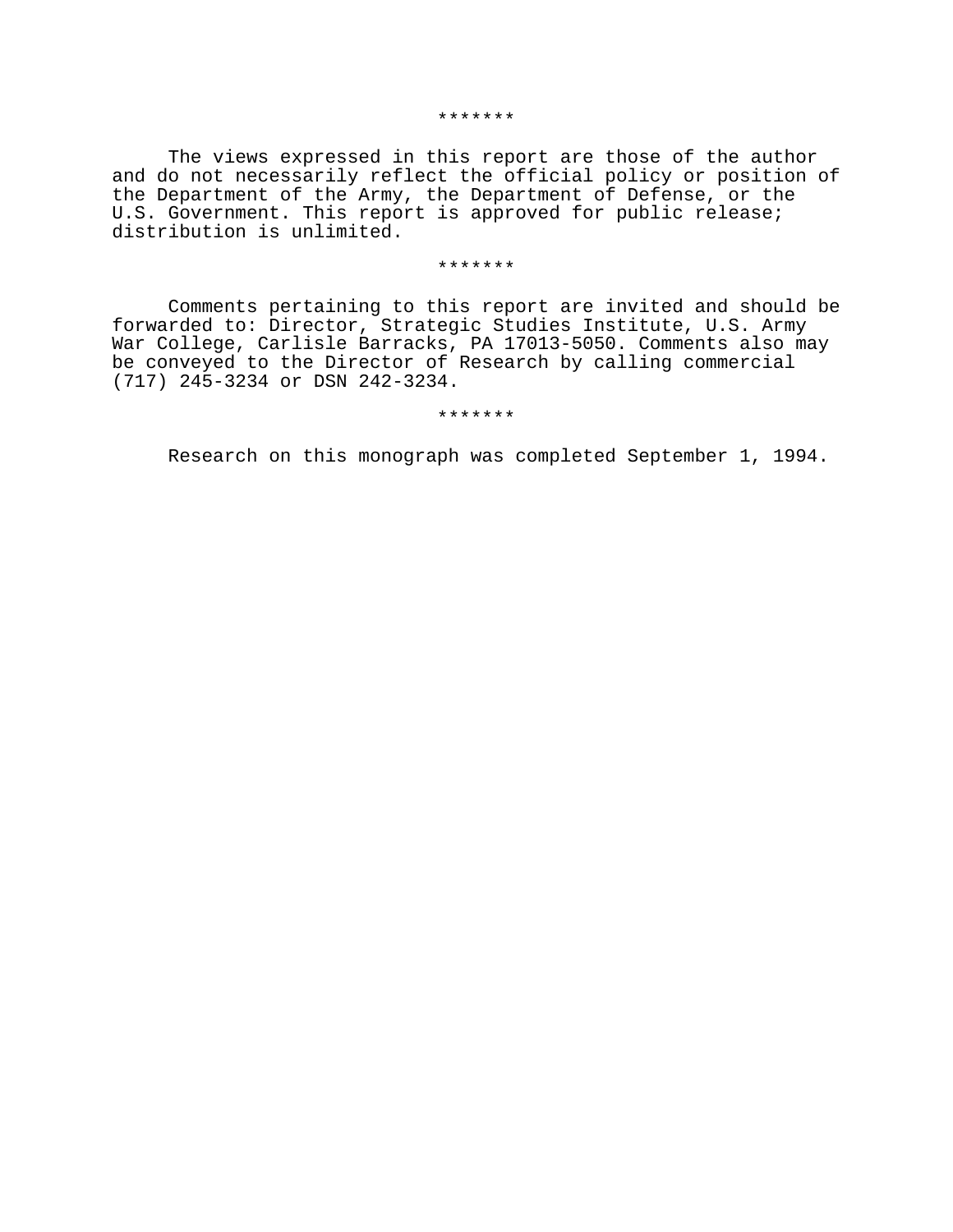*******

The views expressed in this report are those of the author and do not necessarily reflect the official policy or position of the Department of the Army, the Department of Defense, or the U.S. Government. This report is approved for public release; distribution is unlimited.

*******

Comments pertaining to this report are invited and should be forwarded to: Director, Strategic Studies Institute, U.S. Army War College, Carlisle Barracks, PA 17013-5050. Comments also may be conveyed to the Director of Research by calling commercial (717) 245-3234 or DSN 242-3234.

*******

Research on this monograph was completed September 1, 1994.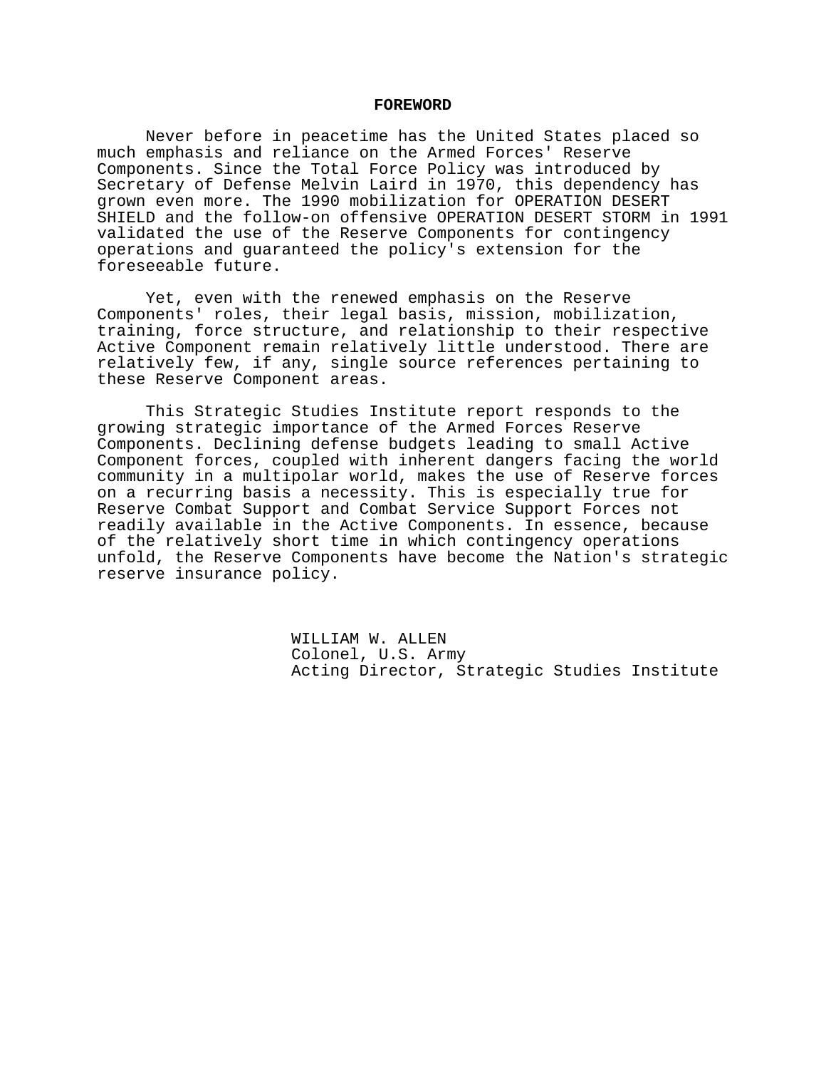## FOREWORD

Never before in peacetime has the United States placed so much emphasis and reliance on the Armed Forces' Reserve Components. Since the Total Force Policy was introduced by Secretary of Defense Melvin Laird in 1970, this dependency has grown even more. The 1990 mobilization for OPERATION DESERT SHIELD and the follow-on offensive OPERATION DESERT STORM in 1991 validated the use of the Reserve Components for contingency operations and guaranteed the policy's extension for the foreseeable future.

Yet, even with the renewed emphasis on the Reserve Components' roles, their legal basis, mission, mobilization, training, force structure, and relationship to their respective Active Component remain relatively little understood. There are relatively few, if any, single source references pertaining to these Reserve Component areas.

This Strategic Studies Institute report responds to the growing strategic importance of the Armed Forces Reserve Components. Declining defense budgets leading to small Active Component forces, coupled with inherent dangers facing the world community in a multipolar world, makes the use of Reserve forces on a recurring basis a necessity. This is especially true for Reserve Combat Support and Combat Service Support Forces not readily available in the Active Components. In essence, because of the relatively short time in which contingency operations unfold, the Reserve Components have become the Nation's strategic reserve insurance policy.

WILLIAM W. ALLEN  
Colonel, U.S. Army  
Acting Director, Strategic Studies Institute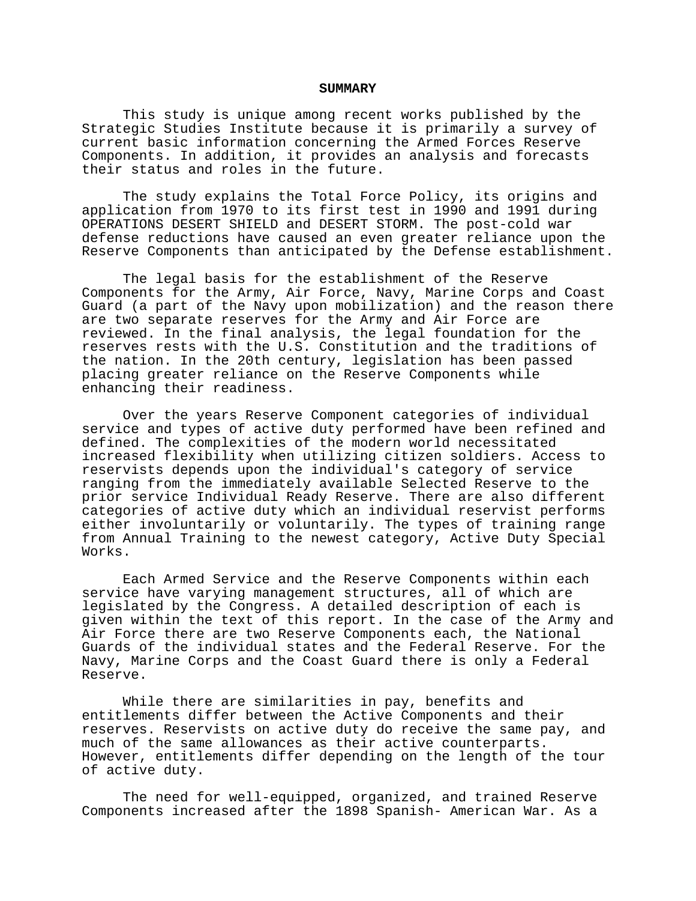## SUMMARY

This study is unique among recent works published by the Strategic Studies Institute because it is primarily a survey of current basic information concerning the Armed Forces Reserve Components. In addition, it provides an analysis and forecasts their status and roles in the future.

The study explains the Total Force Policy, its origins and application from 1970 to its first test in 1990 and 1991 during OPERATIONS DESERT SHIELD and DESERT STORM. The post-cold war defense reductions have caused an even greater reliance upon the Reserve Components than anticipated by the Defense establishment.

The legal basis for the establishment of the Reserve Components for the Army, Air Force, Navy, Marine Corps and Coast Guard (a part of the Navy upon mobilization) and the reason there are two separate reserves for the Army and Air Force are reviewed. In the final analysis, the legal foundation for the reserves rests with the U.S. Constitution and the traditions of the nation. In the 20th century, legislation has been passed placing greater reliance on the Reserve Components while enhancing their readiness.

Over the years Reserve Component categories of individual service and types of active duty performed have been refined and defined. The complexities of the modern world necessitated increased flexibility when utilizing citizen soldiers. Access to reservists depends upon the individual's category of service ranging from the immediately available Selected Reserve to the prior service Individual Ready Reserve. There are also different categories of active duty which an individual reservist performs either involuntarily or voluntarily. The types of training range from Annual Training to the newest category, Active Duty Special Works.

Each Armed Service and the Reserve Components within each service have varying management structures, all of which are legislated by the Congress. A detailed description of each is given within the text of this report. In the case of the Army and Air Force there are two Reserve Components each, the National Guards of the individual states and the Federal Reserve. For the Navy, Marine Corps and the Coast Guard there is only a Federal Reserve.

While there are similarities in pay, benefits and entitlements differ between the Active Components and their reserves. Reservists on active duty do receive the same pay, and much of the same allowances as their active counterparts. However, entitlements differ depending on the length of the tour of active duty.

The need for well-equipped, organized, and trained Reserve Components increased after the 1898 Spanish- American War. As a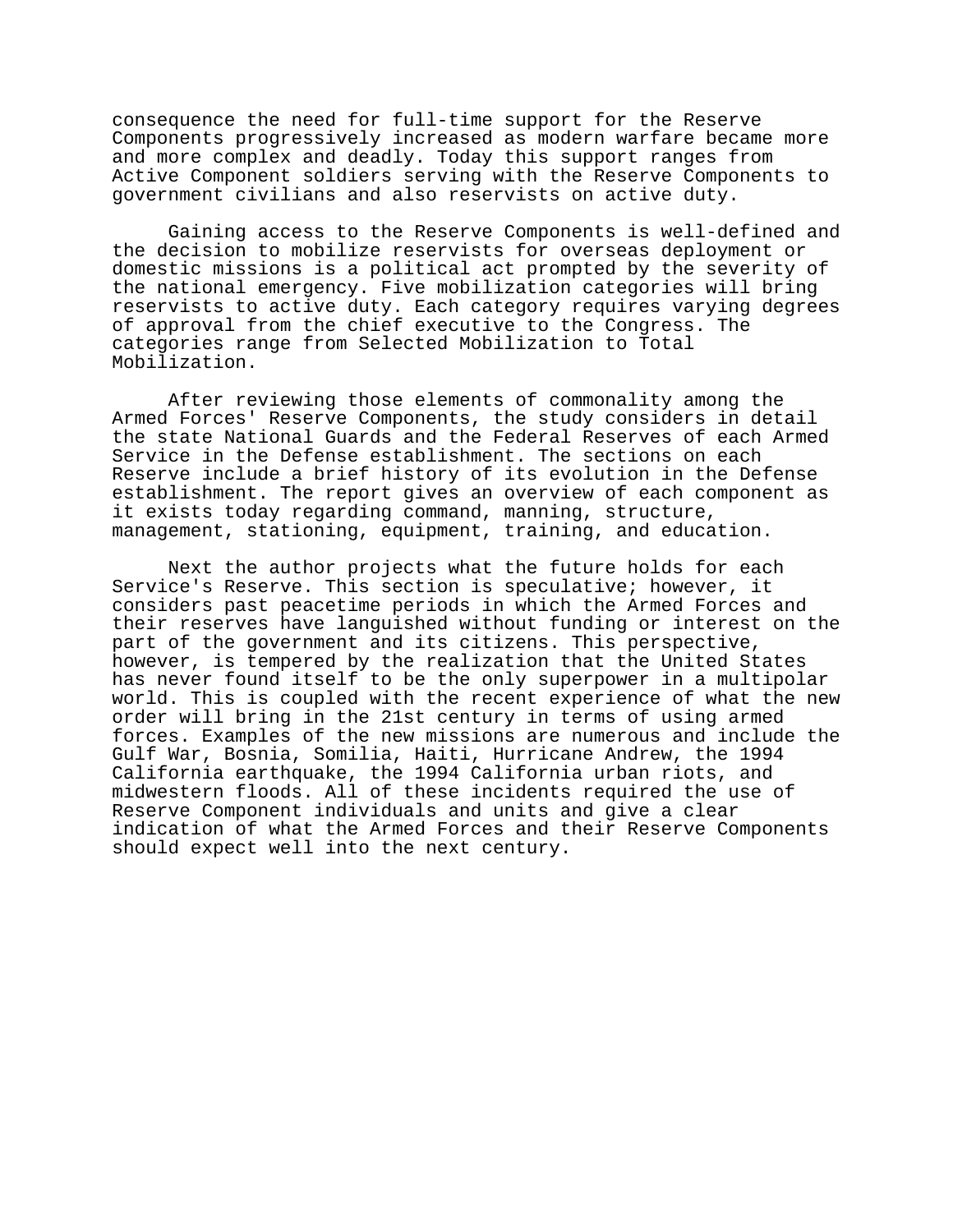consequence the need for full-time support for the Reserve Components progressively increased as modern warfare became more and more complex and deadly. Today this support ranges from Active Component soldiers serving with the Reserve Components to government civilians and also reservists on active duty.

Gaining access to the Reserve Components is well-defined and the decision to mobilize reservists for overseas deployment or domestic missions is a political act prompted by the severity of the national emergency. Five mobilization categories will bring reservists to active duty. Each category requires varying degrees of approval from the chief executive to the Congress. The categories range from Selected Mobilization to Total Mobilization.

After reviewing those elements of commonality among the Armed Forces' Reserve Components, the study considers in detail the state National Guards and the Federal Reserves of each Armed Service in the Defense establishment. The sections on each Reserve include a brief history of its evolution in the Defense establishment. The report gives an overview of each component as it exists today regarding command, manning, structure, management, stationing, equipment, training, and education.

Next the author projects what the future holds for each Service's Reserve. This section is speculative; however, it considers past peacetime periods in which the Armed Forces and their reserves have languished without funding or interest on the part of the government and its citizens. This perspective, however, is tempered by the realization that the United States has never found itself to be the only superpower in a multipolar world. This is coupled with the recent experience of what the new order will bring in the 21st century in terms of using armed forces. Examples of the new missions are numerous and include the Gulf War, Bosnia, Somilia, Haiti, Hurricane Andrew, the 1994 California earthquake, the 1994 California urban riots, and midwestern floods. All of these incidents required the use of Reserve Component individuals and units and give a clear indication of what the Armed Forces and their Reserve Components should expect well into the next century.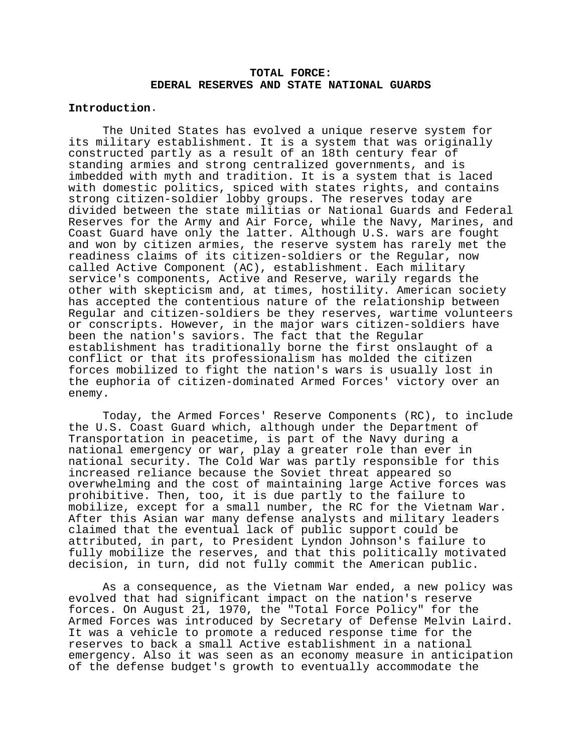# TOTAL FORCE:
# EDERAL RESERVES AND STATE NATIONAL GUARDS

**Introduction**.

The United States has evolved a unique reserve system for its military establishment. It is a system that was originally constructed partly as a result of an 18th century fear of standing armies and strong centralized governments, and is imbedded with myth and tradition. It is a system that is laced with domestic politics, spiced with states rights, and contains strong citizen-soldier lobby groups. The reserves today are divided between the state militias or National Guards and Federal Reserves for the Army and Air Force, while the Navy, Marines, and Coast Guard have only the latter. Although U.S. wars are fought and won by citizen armies, the reserve system has rarely met the readiness claims of its citizen-soldiers or the Regular, now called Active Component (AC), establishment. Each military service's components, Active and Reserve, warily regards the other with skepticism and, at times, hostility. American society has accepted the contentious nature of the relationship between Regular and citizen-soldiers be they reserves, wartime volunteers or conscripts. However, in the major wars citizen-soldiers have been the nation's saviors. The fact that the Regular establishment has traditionally borne the first onslaught of a conflict or that its professionalism has molded the citizen forces mobilized to fight the nation's wars is usually lost in the euphoria of citizen-dominated Armed Forces' victory over an enemy.

Today, the Armed Forces' Reserve Components (RC), to include the U.S. Coast Guard which, although under the Department of Transportation in peacetime, is part of the Navy during a national emergency or war, play a greater role than ever in national security. The Cold War was partly responsible for this increased reliance because the Soviet threat appeared so overwhelming and the cost of maintaining large Active forces was prohibitive. Then, too, it is due partly to the failure to mobilize, except for a small number, the RC for the Vietnam War. After this Asian war many defense analysts and military leaders claimed that the eventual lack of public support could be attributed, in part, to President Lyndon Johnson's failure to fully mobilize the reserves, and that this politically motivated decision, in turn, did not fully commit the American public.

As a consequence, as the Vietnam War ended, a new policy was evolved that had significant impact on the nation's reserve forces. On August 21, 1970, the "Total Force Policy" for the Armed Forces was introduced by Secretary of Defense Melvin Laird. It was a vehicle to promote a reduced response time for the reserves to back a small Active establishment in a national emergency. Also it was seen as an economy measure in anticipation of the defense budget's growth to eventually accommodate the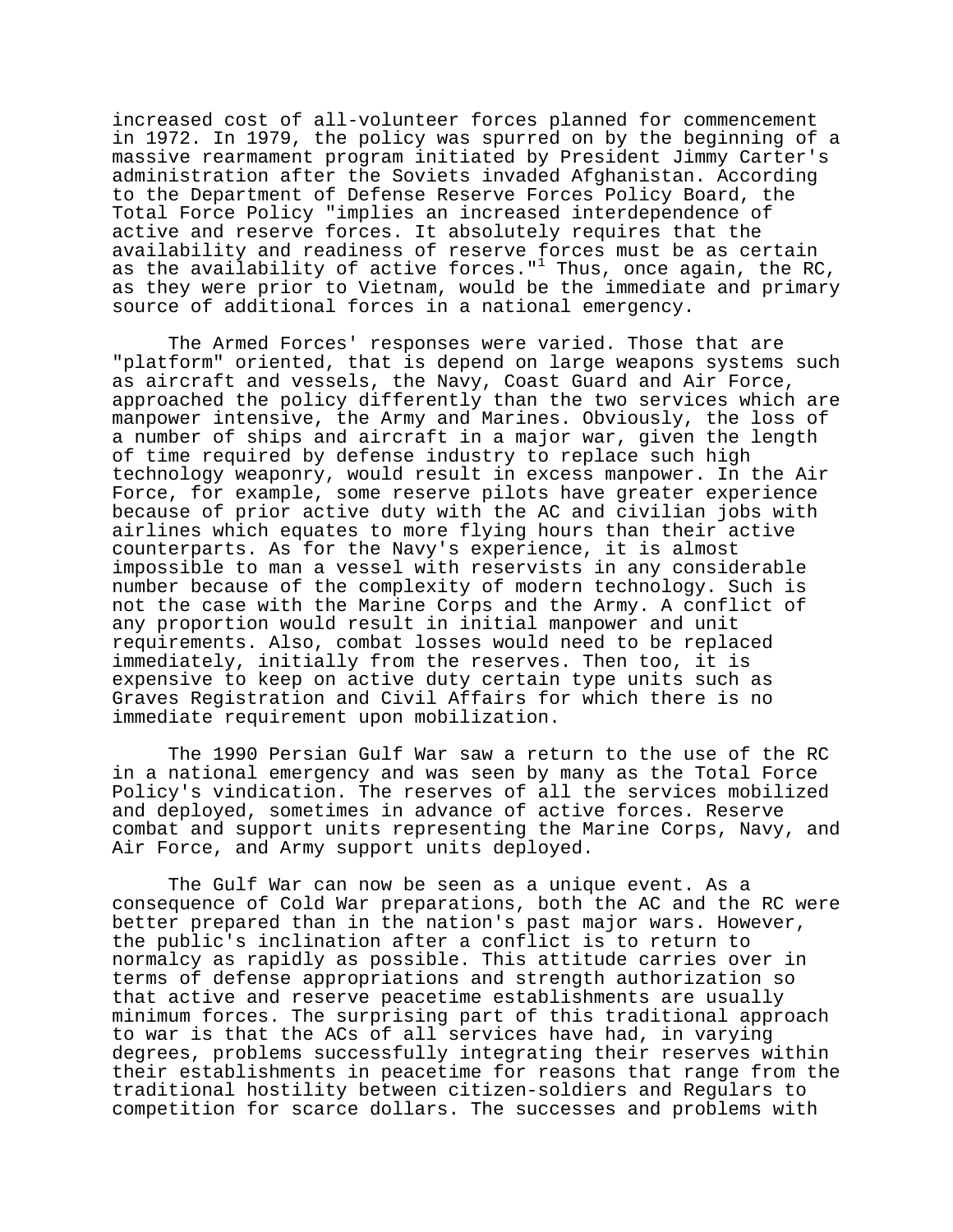increased cost of all-volunteer forces planned for commencement in 1972. In 1979, the policy was spurred on by the beginning of a massive rearmament program initiated by President Jimmy Carter's administration after the Soviets invaded Afghanistan. According to the Department of Defense Reserve Forces Policy Board, the Total Force Policy "implies an increased interdependence of active and reserve forces. It absolutely requires that the availability and readiness of reserve forces must be as certain as the availability of active forces."[1] Thus, once again, the RC, as they were prior to Vietnam, would be the immediate and primary source of additional forces in a national emergency.

The Armed Forces' responses were varied. Those that are "platform" oriented, that is depend on large weapons systems such as aircraft and vessels, the Navy, Coast Guard and Air Force, approached the policy differently than the two services which are manpower intensive, the Army and Marines. Obviously, the loss of a number of ships and aircraft in a major war, given the length of time required by defense industry to replace such high technology weaponry, would result in excess manpower. In the Air Force, for example, some reserve pilots have greater experience because of prior active duty with the AC and civilian jobs with airlines which equates to more flying hours than their active counterparts. As for the Navy's experience, it is almost impossible to man a vessel with reservists in any considerable number because of the complexity of modern technology. Such is not the case with the Marine Corps and the Army. A conflict of any proportion would result in initial manpower and unit requirements. Also, combat losses would need to be replaced immediately, initially from the reserves. Then too, it is expensive to keep on active duty certain type units such as Graves Registration and Civil Affairs for which there is no immediate requirement upon mobilization.

The 1990 Persian Gulf War saw a return to the use of the RC in a national emergency and was seen by many as the Total Force Policy's vindication. The reserves of all the services mobilized and deployed, sometimes in advance of active forces. Reserve combat and support units representing the Marine Corps, Navy, and Air Force, and Army support units deployed.

The Gulf War can now be seen as a unique event. As a consequence of Cold War preparations, both the AC and the RC were better prepared than in the nation's past major wars. However, the public's inclination after a conflict is to return to normalcy as rapidly as possible. This attitude carries over in terms of defense appropriations and strength authorization so that active and reserve peacetime establishments are usually minimum forces. The surprising part of this traditional approach to war is that the ACs of all services have had, in varying degrees, problems successfully integrating their reserves within their establishments in peacetime for reasons that range from the traditional hostility between citizen-soldiers and Regulars to competition for scarce dollars. The successes and problems with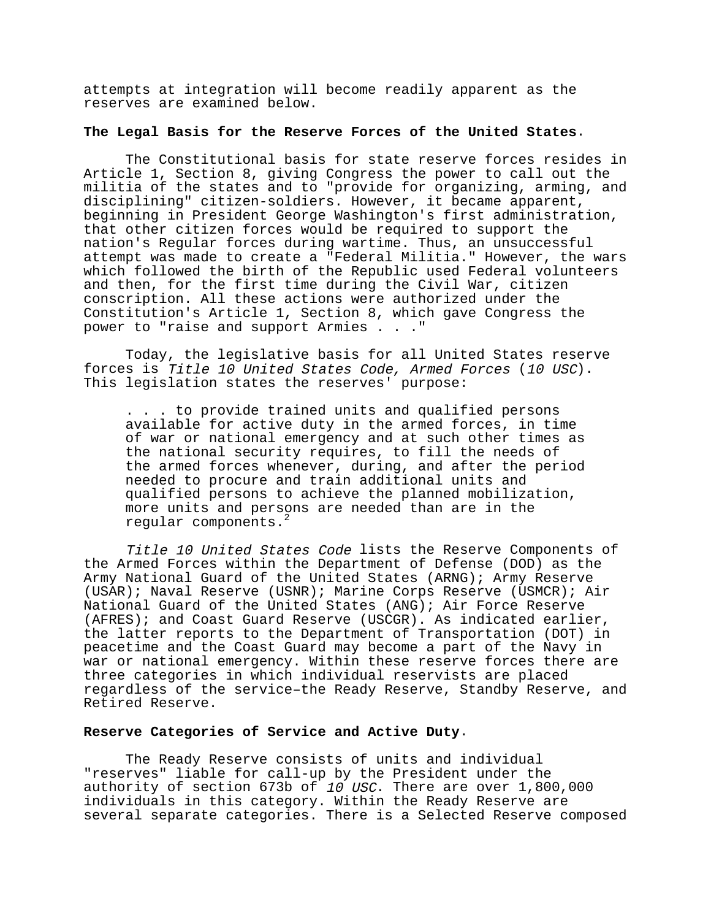attempts at integration will become readily apparent as the reserves are examined below.

**The Legal Basis for the Reserve Forces of the United States**.

The Constitutional basis for state reserve forces resides in Article 1, Section 8, giving Congress the power to call out the militia of the states and to "provide for organizing, arming, and disciplining" citizen-soldiers. However, it became apparent, beginning in President George Washington's first administration, that other citizen forces would be required to support the nation's Regular forces during wartime. Thus, an unsuccessful attempt was made to create a "Federal Militia." However, the wars which followed the birth of the Republic used Federal volunteers and then, for the first time during the Civil War, citizen conscription. All these actions were authorized under the Constitution's Article 1, Section 8, which gave Congress the power to "raise and support Armies . . ."

Today, the legislative basis for all United States reserve forces is *Title 10 United States Code, Armed Forces* (*10 USC*). This legislation states the reserves' purpose:

> . . . to provide trained units and qualified persons available for active duty in the armed forces, in time of war or national emergency and at such other times as the national security requires, to fill the needs of the armed forces whenever, during, and after the period needed to procure and train additional units and qualified persons to achieve the planned mobilization, more units and persons are needed than are in the regular components.[2]

*Title 10 United States Code* lists the Reserve Components of the Armed Forces within the Department of Defense (DOD) as the Army National Guard of the United States (ARNG); Army Reserve (USAR); Naval Reserve (USNR); Marine Corps Reserve (USMCR); Air National Guard of the United States (ANG); Air Force Reserve (AFRES); and Coast Guard Reserve (USCGR). As indicated earlier, the latter reports to the Department of Transportation (DOT) in peacetime and the Coast Guard may become a part of the Navy in war or national emergency. Within these reserve forces there are three categories in which individual reservists are placed regardless of the service–the Ready Reserve, Standby Reserve, and Retired Reserve.

**Reserve Categories of Service and Active Duty**.

The Ready Reserve consists of units and individual "reserves" liable for call-up by the President under the authority of section 673b of *10 USC*. There are over 1,800,000 individuals in this category. Within the Ready Reserve are several separate categories. There is a Selected Reserve composed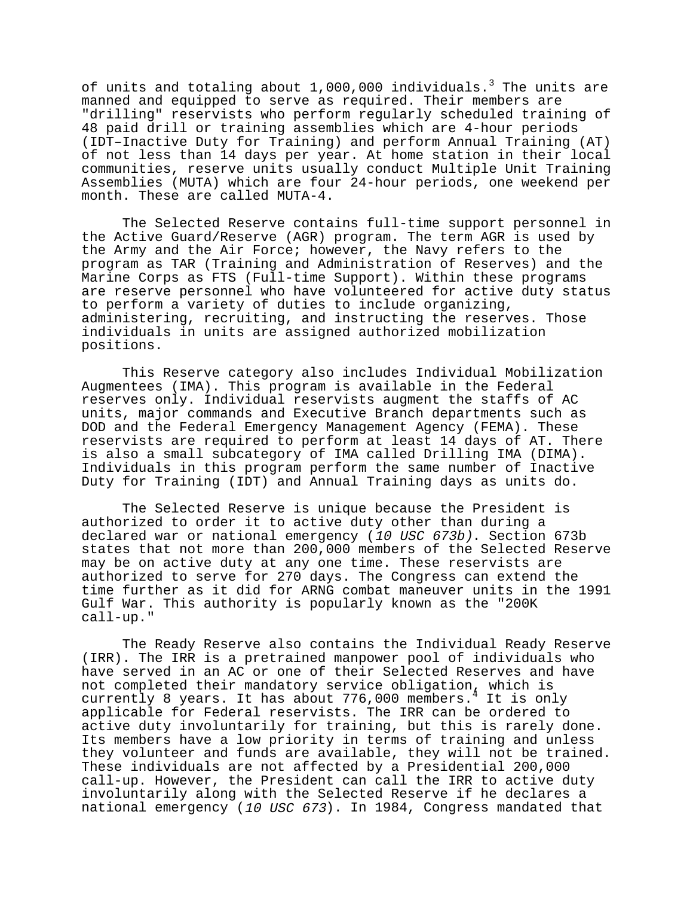of units and totaling about 1,000,000 individuals.[3] The units are manned and equipped to serve as required. Their members are "drilling" reservists who perform regularly scheduled training of 48 paid drill or training assemblies which are 4-hour periods (IDT–Inactive Duty for Training) and perform Annual Training (AT) of not less than 14 days per year. At home station in their local communities, reserve units usually conduct Multiple Unit Training Assemblies (MUTA) which are four 24-hour periods, one weekend per month. These are called MUTA-4.

The Selected Reserve contains full-time support personnel in the Active Guard/Reserve (AGR) program. The term AGR is used by the Army and the Air Force; however, the Navy refers to the program as TAR (Training and Administration of Reserves) and the Marine Corps as FTS (Full-time Support). Within these programs are reserve personnel who have volunteered for active duty status to perform a variety of duties to include organizing, administering, recruiting, and instructing the reserves. Those individuals in units are assigned authorized mobilization positions.

This Reserve category also includes Individual Mobilization Augmentees (IMA). This program is available in the Federal reserves only. Individual reservists augment the staffs of AC units, major commands and Executive Branch departments such as DOD and the Federal Emergency Management Agency (FEMA). These reservists are required to perform at least 14 days of AT. There is also a small subcategory of IMA called Drilling IMA (DIMA). Individuals in this program perform the same number of Inactive Duty for Training (IDT) and Annual Training days as units do.

The Selected Reserve is unique because the President is authorized to order it to active duty other than during a declared war or national emergency (*10 USC 673b)*. Section 673b states that not more than 200,000 members of the Selected Reserve may be on active duty at any one time. These reservists are authorized to serve for 270 days. The Congress can extend the time further as it did for ARNG combat maneuver units in the 1991 Gulf War. This authority is popularly known as the "200K call-up."

The Ready Reserve also contains the Individual Ready Reserve (IRR). The IRR is a pretrained manpower pool of individuals who have served in an AC or one of their Selected Reserves and have not completed their mandatory service obligation, which is currently 8 years. It has about 776,000 members.[4] It is only applicable for Federal reservists. The IRR can be ordered to active duty involuntarily for training, but this is rarely done. Its members have a low priority in terms of training and unless they volunteer and funds are available, they will not be trained. These individuals are not affected by a Presidential 200,000 call-up. However, the President can call the IRR to active duty involuntarily along with the Selected Reserve if he declares a national emergency (*10 USC 673*). In 1984, Congress mandated that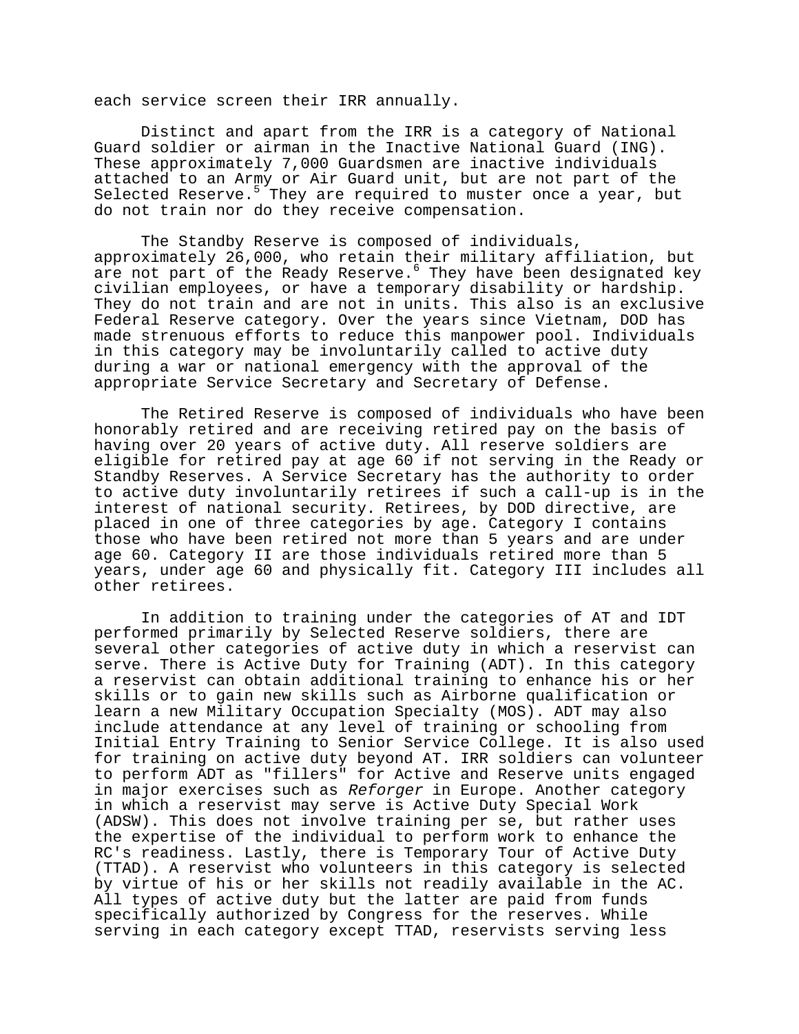each service screen their IRR annually.

Distinct and apart from the IRR is a category of National Guard soldier or airman in the Inactive National Guard (ING). These approximately 7,000 Guardsmen are inactive individuals attached to an Army or Air Guard unit, but are not part of the Selected Reserve.[5] They are required to muster once a year, but do not train nor do they receive compensation.

The Standby Reserve is composed of individuals, approximately 26,000, who retain their military affiliation, but are not part of the Ready Reserve.[6] They have been designated key civilian employees, or have a temporary disability or hardship. They do not train and are not in units. This also is an exclusive Federal Reserve category. Over the years since Vietnam, DOD has made strenuous efforts to reduce this manpower pool. Individuals in this category may be involuntarily called to active duty during a war or national emergency with the approval of the appropriate Service Secretary and Secretary of Defense.

The Retired Reserve is composed of individuals who have been honorably retired and are receiving retired pay on the basis of having over 20 years of active duty. All reserve soldiers are eligible for retired pay at age 60 if not serving in the Ready or Standby Reserves. A Service Secretary has the authority to order to active duty involuntarily retirees if such a call-up is in the interest of national security. Retirees, by DOD directive, are placed in one of three categories by age. Category I contains those who have been retired not more than 5 years and are under age 60. Category II are those individuals retired more than 5 years, under age 60 and physically fit. Category III includes all other retirees.

In addition to training under the categories of AT and IDT performed primarily by Selected Reserve soldiers, there are several other categories of active duty in which a reservist can serve. There is Active Duty for Training (ADT). In this category a reservist can obtain additional training to enhance his or her skills or to gain new skills such as Airborne qualification or learn a new Military Occupation Specialty (MOS). ADT may also include attendance at any level of training or schooling from Initial Entry Training to Senior Service College. It is also used for training on active duty beyond AT. IRR soldiers can volunteer to perform ADT as "fillers" for Active and Reserve units engaged in major exercises such as *Reforger* in Europe. Another category in which a reservist may serve is Active Duty Special Work (ADSW). This does not involve training per se, but rather uses the expertise of the individual to perform work to enhance the RC's readiness. Lastly, there is Temporary Tour of Active Duty (TTAD). A reservist who volunteers in this category is selected by virtue of his or her skills not readily available in the AC. All types of active duty but the latter are paid from funds specifically authorized by Congress for the reserves. While serving in each category except TTAD, reservists serving less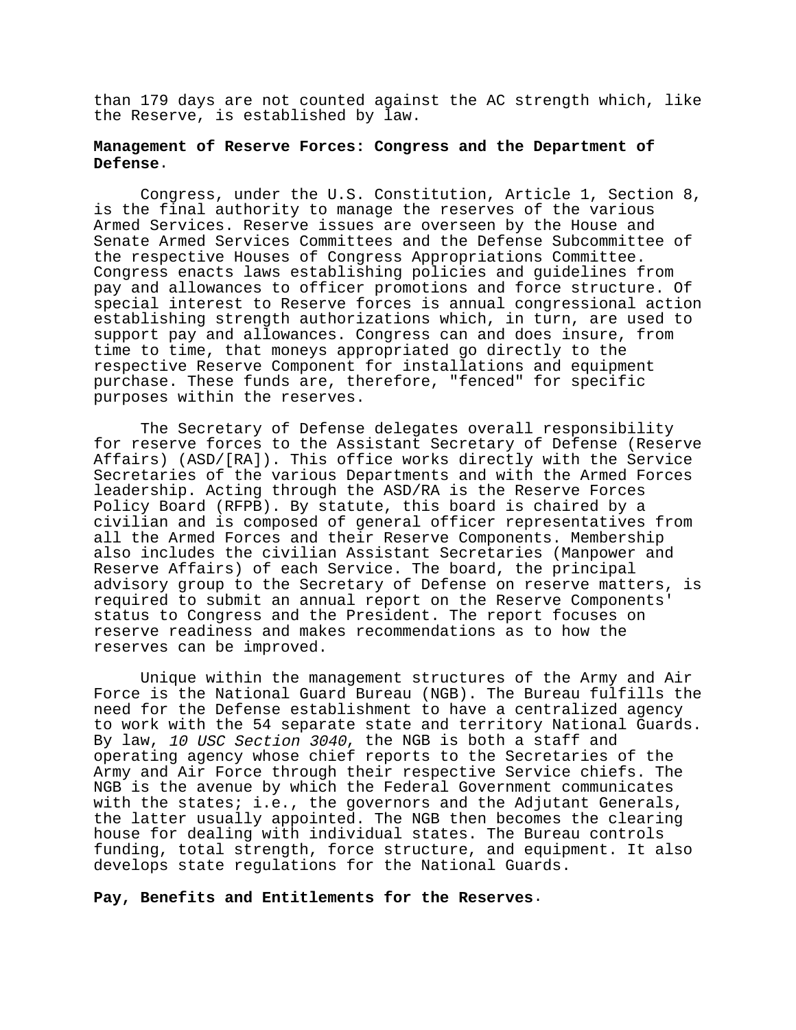than 179 days are not counted against the AC strength which, like the Reserve, is established by law.

**Management of Reserve Forces: Congress and the Department of Defense.**

Congress, under the U.S. Constitution, Article 1, Section 8, is the final authority to manage the reserves of the various Armed Services. Reserve issues are overseen by the House and Senate Armed Services Committees and the Defense Subcommittee of the respective Houses of Congress Appropriations Committee. Congress enacts laws establishing policies and guidelines from pay and allowances to officer promotions and force structure. Of special interest to Reserve forces is annual congressional action establishing strength authorizations which, in turn, are used to support pay and allowances. Congress can and does insure, from time to time, that moneys appropriated go directly to the respective Reserve Component for installations and equipment purchase. These funds are, therefore, "fenced" for specific purposes within the reserves.

The Secretary of Defense delegates overall responsibility for reserve forces to the Assistant Secretary of Defense (Reserve Affairs) (ASD/[RA]). This office works directly with the Service Secretaries of the various Departments and with the Armed Forces leadership. Acting through the ASD/RA is the Reserve Forces Policy Board (RFPB). By statute, this board is chaired by a civilian and is composed of general officer representatives from all the Armed Forces and their Reserve Components. Membership also includes the civilian Assistant Secretaries (Manpower and Reserve Affairs) of each Service. The board, the principal advisory group to the Secretary of Defense on reserve matters, is required to submit an annual report on the Reserve Components' status to Congress and the President. The report focuses on reserve readiness and makes recommendations as to how the reserves can be improved.

Unique within the management structures of the Army and Air Force is the National Guard Bureau (NGB). The Bureau fulfills the need for the Defense establishment to have a centralized agency to work with the 54 separate state and territory National Guards. By law, *10 USC Section 3040*, the NGB is both a staff and operating agency whose chief reports to the Secretaries of the Army and Air Force through their respective Service chiefs. The NGB is the avenue by which the Federal Government communicates with the states; i.e., the governors and the Adjutant Generals, the latter usually appointed. The NGB then becomes the clearing house for dealing with individual states. The Bureau controls funding, total strength, force structure, and equipment. It also develops state regulations for the National Guards.

**Pay, Benefits and Entitlements for the Reserves.**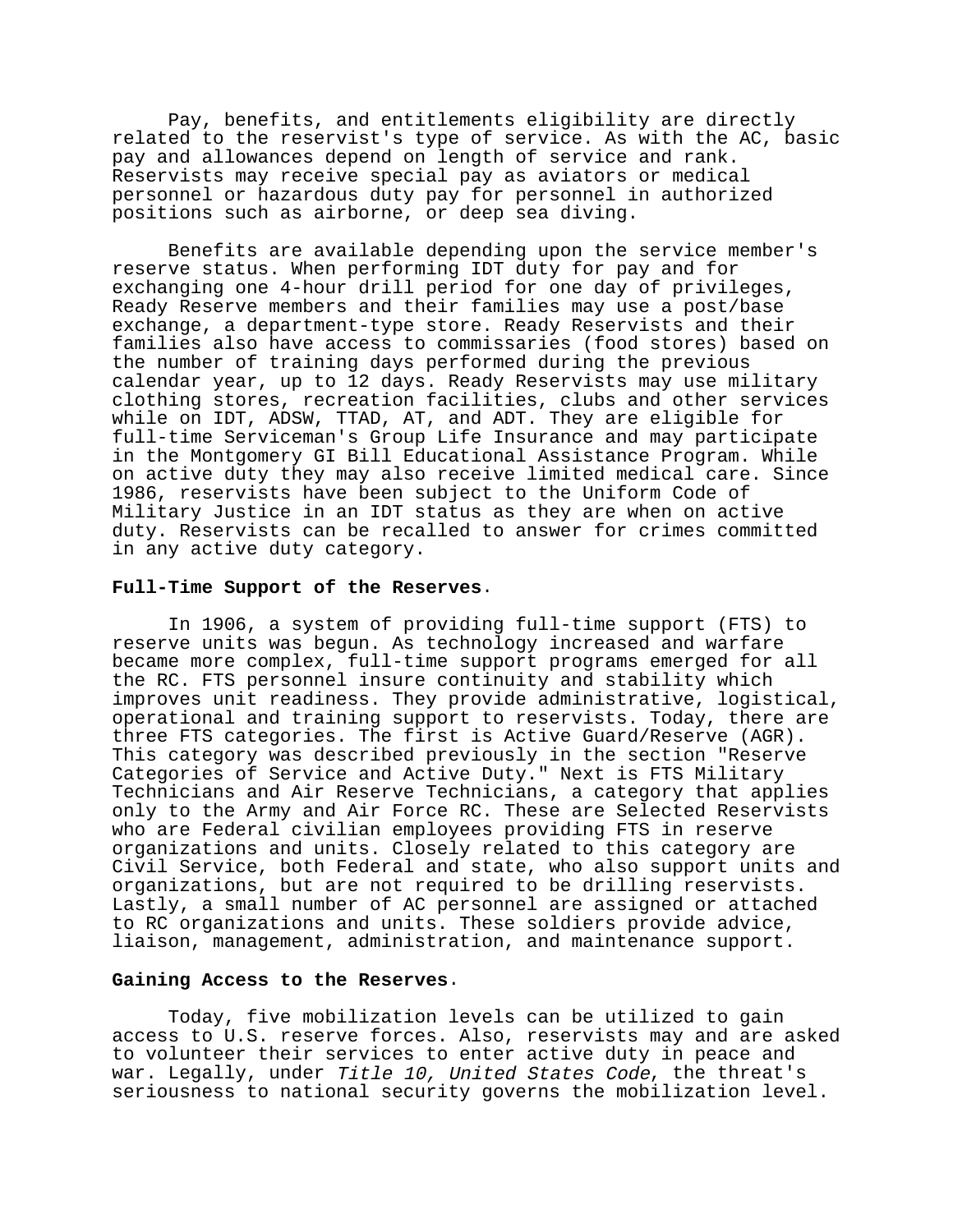Pay, benefits, and entitlements eligibility are directly related to the reservist's type of service. As with the AC, basic pay and allowances depend on length of service and rank. Reservists may receive special pay as aviators or medical personnel or hazardous duty pay for personnel in authorized positions such as airborne, or deep sea diving.

Benefits are available depending upon the service member's reserve status. When performing IDT duty for pay and for exchanging one 4-hour drill period for one day of privileges, Ready Reserve members and their families may use a post/base exchange, a department-type store. Ready Reservists and their families also have access to commissaries (food stores) based on the number of training days performed during the previous calendar year, up to 12 days. Ready Reservists may use military clothing stores, recreation facilities, clubs and other services while on IDT, ADSW, TTAD, AT, and ADT. They are eligible for full-time Serviceman's Group Life Insurance and may participate in the Montgomery GI Bill Educational Assistance Program. While on active duty they may also receive limited medical care. Since 1986, reservists have been subject to the Uniform Code of Military Justice in an IDT status as they are when on active duty. Reservists can be recalled to answer for crimes committed in any active duty category.

**Full-Time Support of the Reserves**.

In 1906, a system of providing full-time support (FTS) to reserve units was begun. As technology increased and warfare became more complex, full-time support programs emerged for all the RC. FTS personnel insure continuity and stability which improves unit readiness. They provide administrative, logistical, operational and training support to reservists. Today, there are three FTS categories. The first is Active Guard/Reserve (AGR). This category was described previously in the section "Reserve Categories of Service and Active Duty." Next is FTS Military Technicians and Air Reserve Technicians, a category that applies only to the Army and Air Force RC. These are Selected Reservists who are Federal civilian employees providing FTS in reserve organizations and units. Closely related to this category are Civil Service, both Federal and state, who also support units and organizations, but are not required to be drilling reservists. Lastly, a small number of AC personnel are assigned or attached to RC organizations and units. These soldiers provide advice, liaison, management, administration, and maintenance support.

**Gaining Access to the Reserves**.

Today, five mobilization levels can be utilized to gain access to U.S. reserve forces. Also, reservists may and are asked to volunteer their services to enter active duty in peace and war. Legally, under *Title 10, United States Code*, the threat's seriousness to national security governs the mobilization level.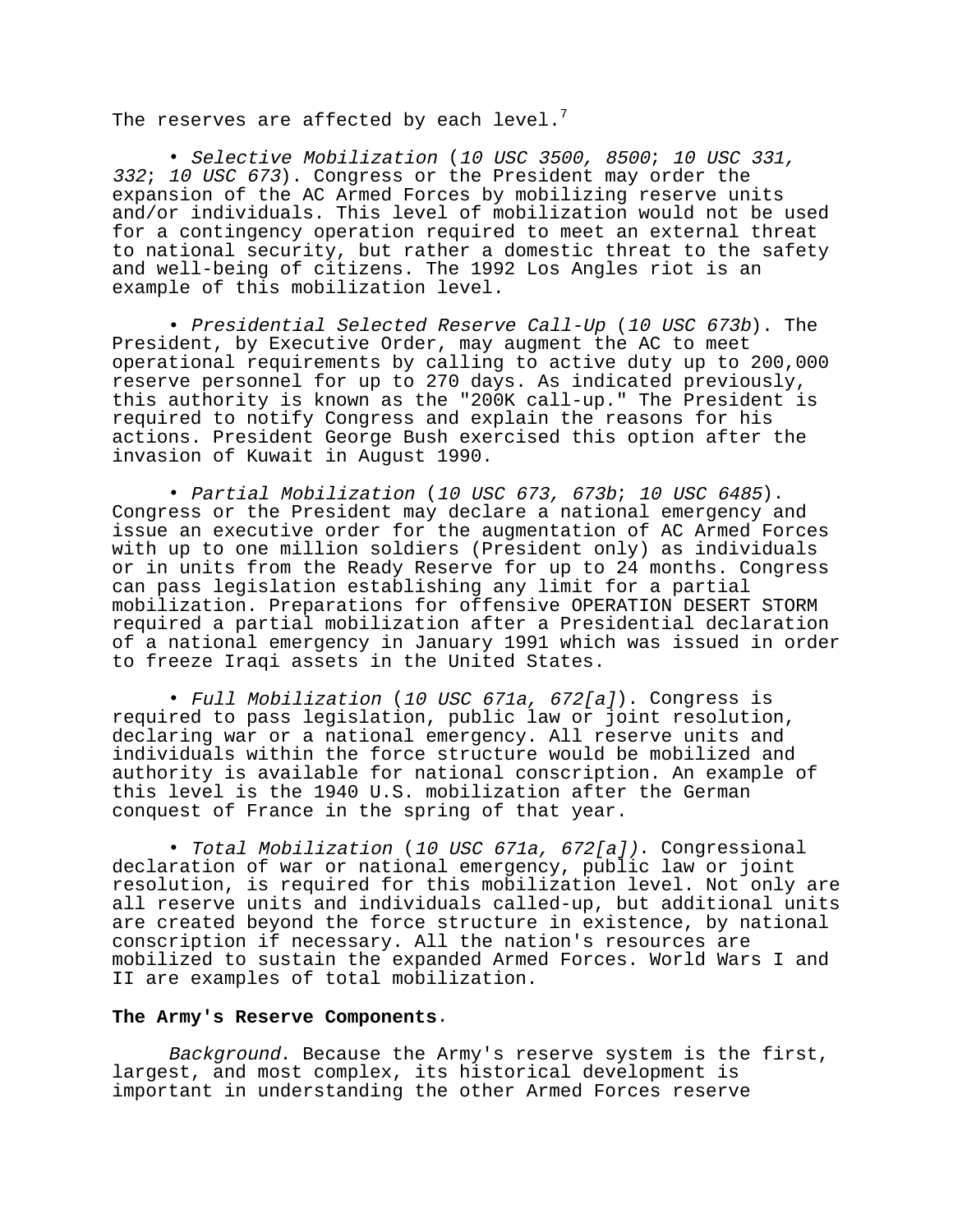The reserves are affected by each level.[7]

• *Selective Mobilization* (*10 USC 3500, 8500*; *10 USC 331, 332*; *10 USC 673*). Congress or the President may order the expansion of the AC Armed Forces by mobilizing reserve units and/or individuals. This level of mobilization would not be used for a contingency operation required to meet an external threat to national security, but rather a domestic threat to the safety and well-being of citizens. The 1992 Los Angles riot is an example of this mobilization level.

• *Presidential Selected Reserve Call-Up* (*10 USC 673b*). The President, by Executive Order, may augment the AC to meet operational requirements by calling to active duty up to 200,000 reserve personnel for up to 270 days. As indicated previously, this authority is known as the "200K call-up." The President is required to notify Congress and explain the reasons for his actions. President George Bush exercised this option after the invasion of Kuwait in August 1990.

• *Partial Mobilization* (*10 USC 673, 673b*; *10 USC 6485*). Congress or the President may declare a national emergency and issue an executive order for the augmentation of AC Armed Forces with up to one million soldiers (President only) as individuals or in units from the Ready Reserve for up to 24 months. Congress can pass legislation establishing any limit for a partial mobilization. Preparations for offensive OPERATION DESERT STORM required a partial mobilization after a Presidential declaration of a national emergency in January 1991 which was issued in order to freeze Iraqi assets in the United States.

• *Full Mobilization* (*10 USC 671a, 672[a]*). Congress is required to pass legislation, public law or joint resolution, declaring war or a national emergency. All reserve units and individuals within the force structure would be mobilized and authority is available for national conscription. An example of this level is the 1940 U.S. mobilization after the German conquest of France in the spring of that year.

• *Total Mobilization* (*10 USC 671a, 672[a])*. Congressional declaration of war or national emergency, public law or joint resolution, is required for this mobilization level. Not only are all reserve units and individuals called-up, but additional units are created beyond the force structure in existence, by national conscription if necessary. All the nation's resources are mobilized to sustain the expanded Armed Forces. World Wars I and II are examples of total mobilization.

**The Army's Reserve Components**.

*Background*. Because the Army's reserve system is the first, largest, and most complex, its historical development is important in understanding the other Armed Forces reserve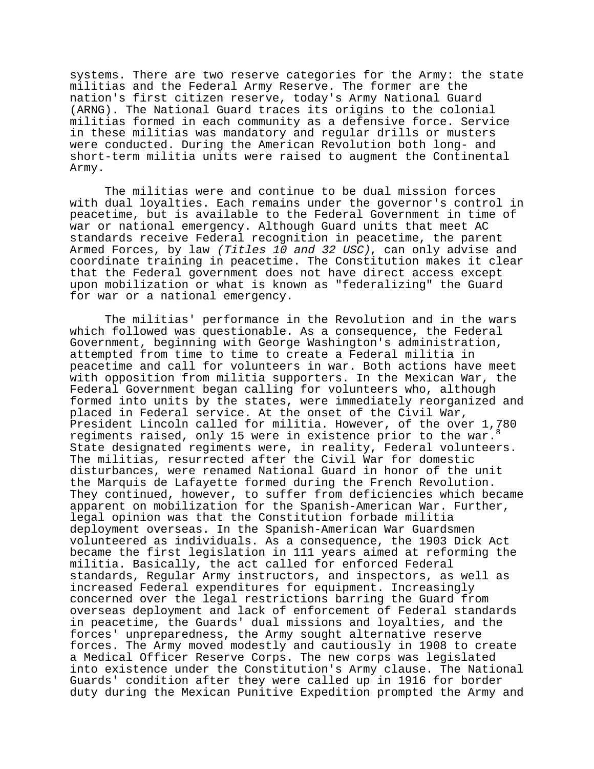systems. There are two reserve categories for the Army: the state militias and the Federal Army Reserve. The former are the nation's first citizen reserve, today's Army National Guard (ARNG). The National Guard traces its origins to the colonial militias formed in each community as a defensive force. Service in these militias was mandatory and regular drills or musters were conducted. During the American Revolution both long- and short-term militia units were raised to augment the Continental Army.

The militias were and continue to be dual mission forces with dual loyalties. Each remains under the governor's control in peacetime, but is available to the Federal Government in time of war or national emergency. Although Guard units that meet AC standards receive Federal recognition in peacetime, the parent Armed Forces, by law *(Titles 10 and 32 USC)*, can only advise and coordinate training in peacetime. The Constitution makes it clear that the Federal government does not have direct access except upon mobilization or what is known as "federalizing" the Guard for war or a national emergency.

The militias' performance in the Revolution and in the wars which followed was questionable. As a consequence, the Federal Government, beginning with George Washington's administration, attempted from time to time to create a Federal militia in peacetime and call for volunteers in war. Both actions have meet with opposition from militia supporters. In the Mexican War, the Federal Government began calling for volunteers who, although formed into units by the states, were immediately reorganized and placed in Federal service. At the onset of the Civil War, President Lincoln called for militia. However, of the over 1,780 regiments raised, only 15 were in existence prior to the war.[8] State designated regiments were, in reality, Federal volunteers. The militias, resurrected after the Civil War for domestic disturbances, were renamed National Guard in honor of the unit the Marquis de Lafayette formed during the French Revolution. They continued, however, to suffer from deficiencies which became apparent on mobilization for the Spanish-American War. Further, legal opinion was that the Constitution forbade militia deployment overseas. In the Spanish-American War Guardsmen volunteered as individuals. As a consequence, the 1903 Dick Act became the first legislation in 111 years aimed at reforming the militia. Basically, the act called for enforced Federal standards, Regular Army instructors, and inspectors, as well as increased Federal expenditures for equipment. Increasingly concerned over the legal restrictions barring the Guard from overseas deployment and lack of enforcement of Federal standards in peacetime, the Guards' dual missions and loyalties, and the forces' unpreparedness, the Army sought alternative reserve forces. The Army moved modestly and cautiously in 1908 to create a Medical Officer Reserve Corps. The new corps was legislated into existence under the Constitution's Army clause. The National Guards' condition after they were called up in 1916 for border duty during the Mexican Punitive Expedition prompted the Army and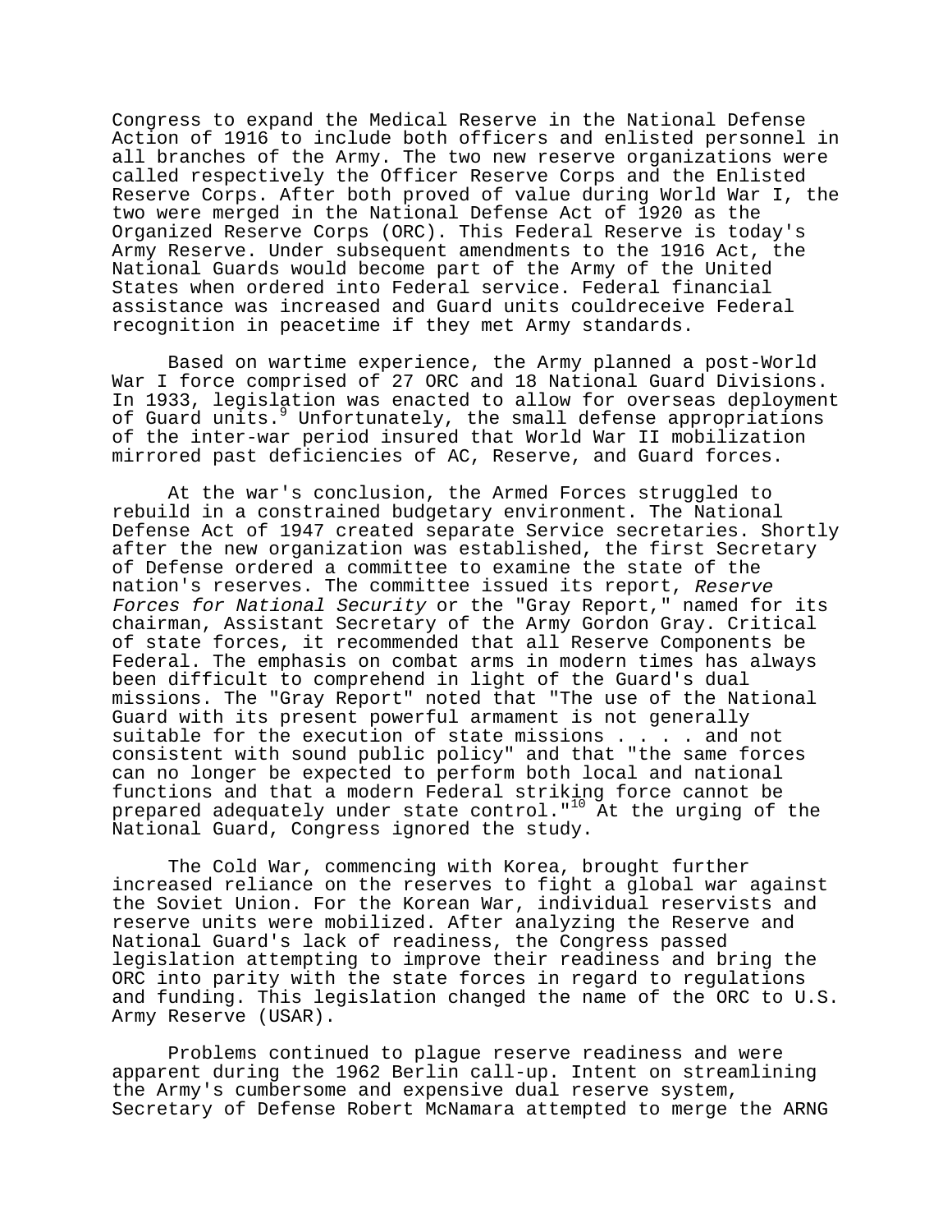Congress to expand the Medical Reserve in the National Defense Action of 1916 to include both officers and enlisted personnel in all branches of the Army. The two new reserve organizations were called respectively the Officer Reserve Corps and the Enlisted Reserve Corps. After both proved of value during World War I, the two were merged in the National Defense Act of 1920 as the Organized Reserve Corps (ORC). This Federal Reserve is today's Army Reserve. Under subsequent amendments to the 1916 Act, the National Guards would become part of the Army of the United States when ordered into Federal service. Federal financial assistance was increased and Guard units couldreceive Federal recognition in peacetime if they met Army standards.

Based on wartime experience, the Army planned a post-World War I force comprised of 27 ORC and 18 National Guard Divisions. In 1933, legislation was enacted to allow for overseas deployment of Guard units.[9] Unfortunately, the small defense appropriations of the inter-war period insured that World War II mobilization mirrored past deficiencies of AC, Reserve, and Guard forces.

At the war's conclusion, the Armed Forces struggled to rebuild in a constrained budgetary environment. The National Defense Act of 1947 created separate Service secretaries. Shortly after the new organization was established, the first Secretary of Defense ordered a committee to examine the state of the nation's reserves. The committee issued its report, *Reserve Forces for National Security* or the "Gray Report," named for its chairman, Assistant Secretary of the Army Gordon Gray. Critical of state forces, it recommended that all Reserve Components be Federal. The emphasis on combat arms in modern times has always been difficult to comprehend in light of the Guard's dual missions. The "Gray Report" noted that "The use of the National Guard with its present powerful armament is not generally suitable for the execution of state missions . . . . and not consistent with sound public policy" and that "the same forces can no longer be expected to perform both local and national functions and that a modern Federal striking force cannot be prepared adequately under state control."[10] At the urging of the National Guard, Congress ignored the study.

The Cold War, commencing with Korea, brought further increased reliance on the reserves to fight a global war against the Soviet Union. For the Korean War, individual reservists and reserve units were mobilized. After analyzing the Reserve and National Guard's lack of readiness, the Congress passed legislation attempting to improve their readiness and bring the ORC into parity with the state forces in regard to regulations and funding. This legislation changed the name of the ORC to U.S. Army Reserve (USAR).

Problems continued to plague reserve readiness and were apparent during the 1962 Berlin call-up. Intent on streamlining the Army's cumbersome and expensive dual reserve system, Secretary of Defense Robert McNamara attempted to merge the ARNG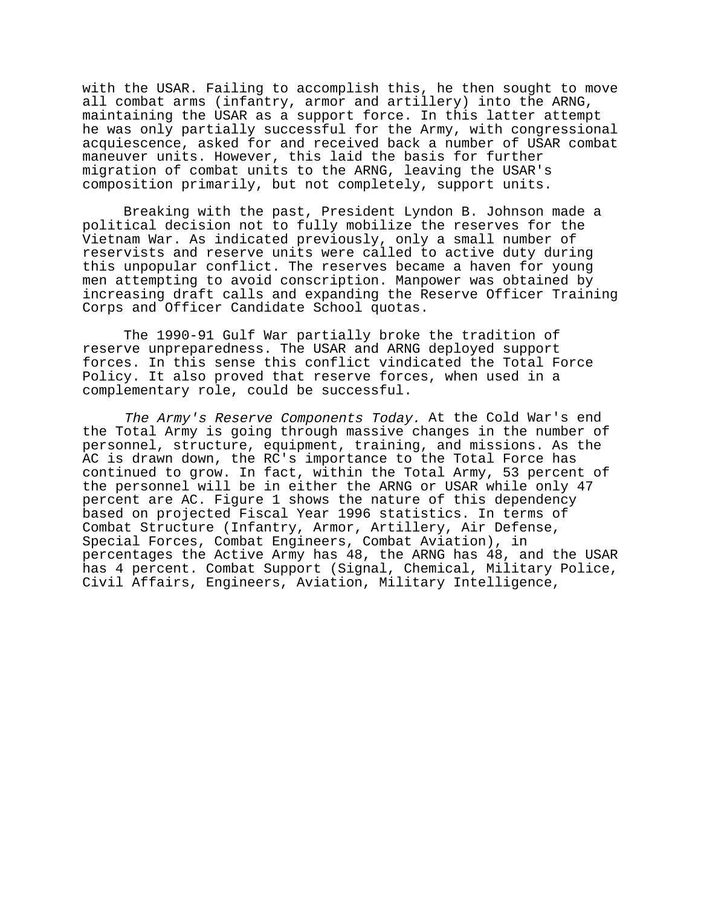with the USAR. Failing to accomplish this, he then sought to move all combat arms (infantry, armor and artillery) into the ARNG, maintaining the USAR as a support force. In this latter attempt he was only partially successful for the Army, with congressional acquiescence, asked for and received back a number of USAR combat maneuver units. However, this laid the basis for further migration of combat units to the ARNG, leaving the USAR's composition primarily, but not completely, support units.

Breaking with the past, President Lyndon B. Johnson made a political decision not to fully mobilize the reserves for the Vietnam War. As indicated previously, only a small number of reservists and reserve units were called to active duty during this unpopular conflict. The reserves became a haven for young men attempting to avoid conscription. Manpower was obtained by increasing draft calls and expanding the Reserve Officer Training Corps and Officer Candidate School quotas.

The 1990-91 Gulf War partially broke the tradition of reserve unpreparedness. The USAR and ARNG deployed support forces. In this sense this conflict vindicated the Total Force Policy. It also proved that reserve forces, when used in a complementary role, could be successful.

*The Army's Reserve Components Today.* At the Cold War's end the Total Army is going through massive changes in the number of personnel, structure, equipment, training, and missions. As the AC is drawn down, the RC's importance to the Total Force has continued to grow. In fact, within the Total Army, 53 percent of the personnel will be in either the ARNG or USAR while only 47 percent are AC. Figure 1 shows the nature of this dependency based on projected Fiscal Year 1996 statistics. In terms of Combat Structure (Infantry, Armor, Artillery, Air Defense, Special Forces, Combat Engineers, Combat Aviation), in percentages the Active Army has 48, the ARNG has 48, and the USAR has 4 percent. Combat Support (Signal, Chemical, Military Police, Civil Affairs, Engineers, Aviation, Military Intelligence,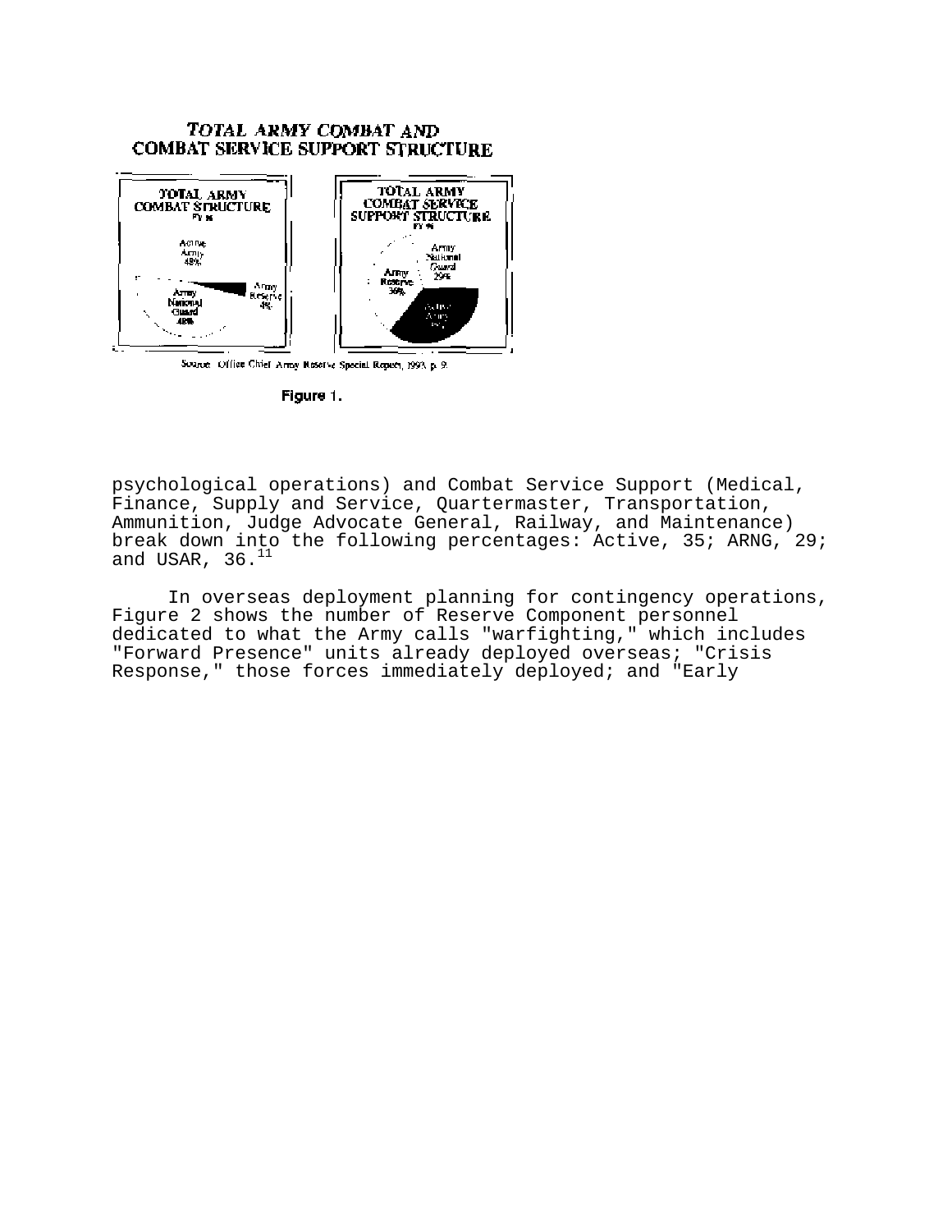TOTAL ARMY COMBAT AND COMBAT SERVICE SUPPORT STRUCTURE

TOTAL ARMY COMBAT STRUCTURE FY 96

Active Army 48%

Army Reserve 4%

Army National Guard 48%

TOTAL ARMY COMBAT SERVICE SUPPORT STRUCTURE FY 96

Army National Guard 29%

Army Reserve 36%

Active Army 35%

Source: Office Chief Army Reserve Special Report, 1993, p. 9.

Figure 1.

psychological operations) and Combat Service Support (Medical, Finance, Supply and Service, Quartermaster, Transportation, Ammunition, Judge Advocate General, Railway, and Maintenance) break down into the following percentages: Active, 35; ARNG, 29; and USAR, 36.[11]

In overseas deployment planning for contingency operations, Figure 2 shows the number of Reserve Component personnel dedicated to what the Army calls "warfighting," which includes "Forward Presence" units already deployed overseas; "Crisis Response," those forces immediately deployed; and "Early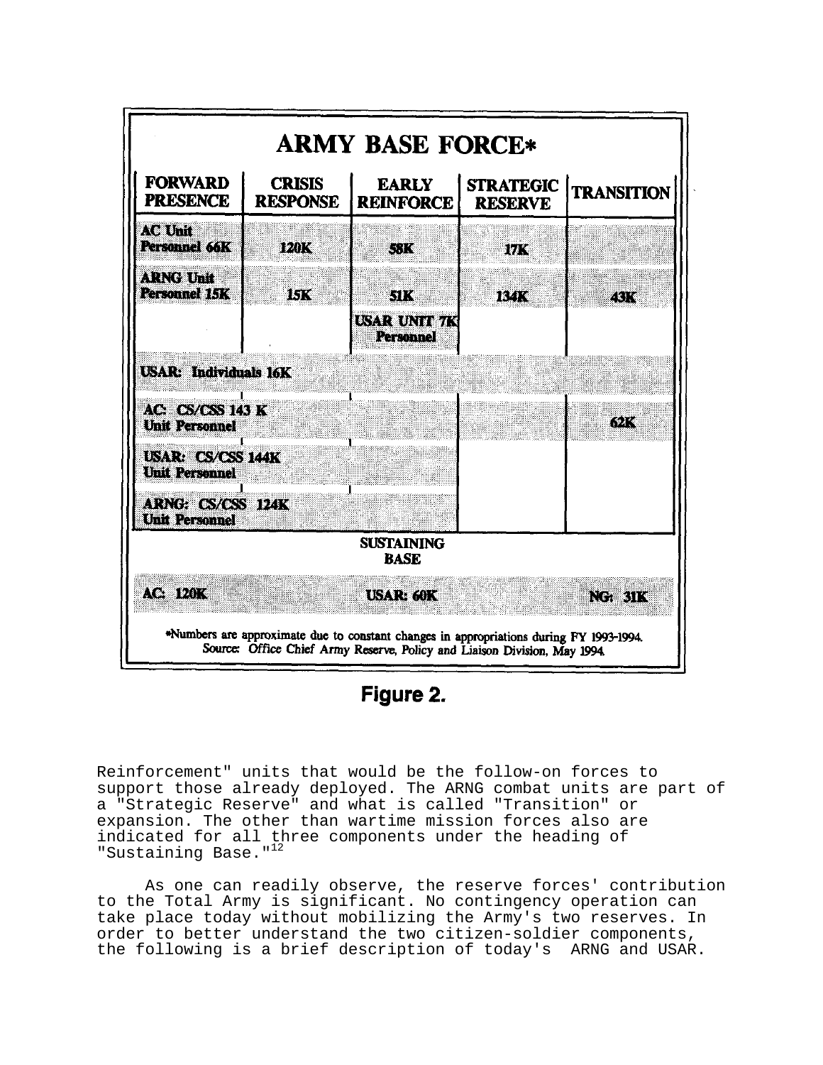| ARMY BASE FORCE* | | | | |
|---|---|---|---|---|
| **FORWARD PRESENCE** | **CRISIS RESPONSE** | **EARLY REINFORCE** | **STRATEGIC RESERVE** | **TRANSITION** |
| AC Unit Personnel 66K | 120K | 58K | 17K | |
| ARNG Unit Personnel 15K | 15K | 51K | 134K | 43K |
| | | USAR UNIT 7K Personnel | | |
| USAR: Individuals 16K | | | | |
| AC: CS/CSS 143 K Unit Personnel | | | | 62K |
| USAR: CS/CSS 144K Unit Personnel | | | | |
| ARNG: CS/CSS 124K Unit Personnel | | | | |
| **SUSTAINING BASE** | | | | |
| AC: 120K | | USAR: 60K | | NG: 31K |

*Numbers are approximate due to constant changes in appropriations during FY 1993-1994.
Source: Office Chief Army Reserve, Policy and Liaison Division, May 1994.

**Figure 2.**

Reinforcement" units that would be the follow-on forces to support those already deployed. The ARNG combat units are part of a "Strategic Reserve" and what is called "Transition" or expansion. The other than wartime mission forces also are indicated for all three components under the heading of "Sustaining Base."[12]

As one can readily observe, the reserve forces' contribution to the Total Army is significant. No contingency operation can take place today without mobilizing the Army's two reserves. In order to better understand the two citizen-soldier components, the following is a brief description of today's ARNG and USAR.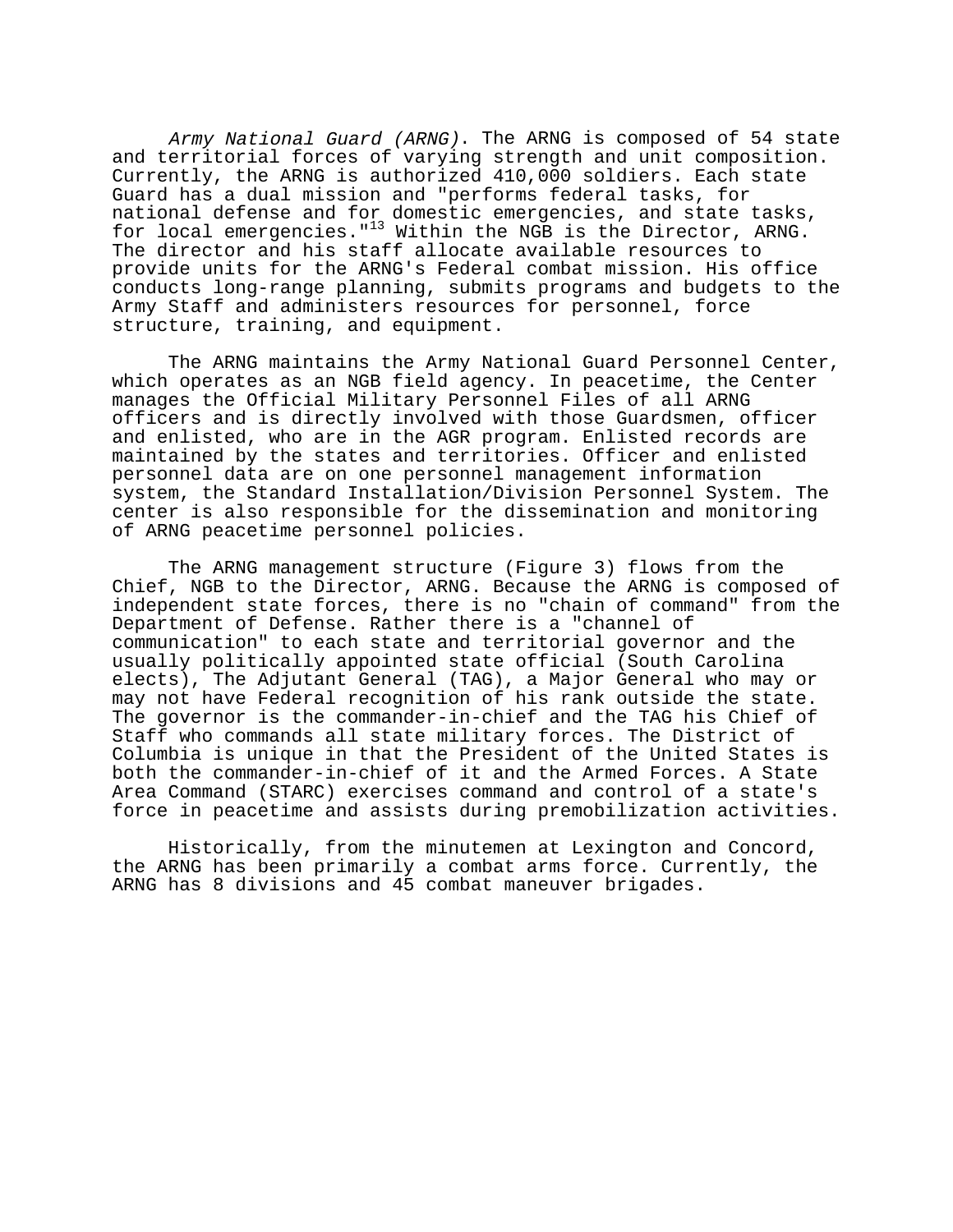*Army National Guard (ARNG)*. The ARNG is composed of 54 state and territorial forces of varying strength and unit composition. Currently, the ARNG is authorized 410,000 soldiers. Each state Guard has a dual mission and "performs federal tasks, for national defense and for domestic emergencies, and state tasks, for local emergencies."[13] Within the NGB is the Director, ARNG. The director and his staff allocate available resources to provide units for the ARNG's Federal combat mission. His office conducts long-range planning, submits programs and budgets to the Army Staff and administers resources for personnel, force structure, training, and equipment.

The ARNG maintains the Army National Guard Personnel Center, which operates as an NGB field agency. In peacetime, the Center manages the Official Military Personnel Files of all ARNG officers and is directly involved with those Guardsmen, officer and enlisted, who are in the AGR program. Enlisted records are maintained by the states and territories. Officer and enlisted personnel data are on one personnel management information system, the Standard Installation/Division Personnel System. The center is also responsible for the dissemination and monitoring of ARNG peacetime personnel policies.

The ARNG management structure (Figure 3) flows from the Chief, NGB to the Director, ARNG. Because the ARNG is composed of independent state forces, there is no "chain of command" from the Department of Defense. Rather there is a "channel of communication" to each state and territorial governor and the usually politically appointed state official (South Carolina elects), The Adjutant General (TAG), a Major General who may or may not have Federal recognition of his rank outside the state. The governor is the commander-in-chief and the TAG his Chief of Staff who commands all state military forces. The District of Columbia is unique in that the President of the United States is both the commander-in-chief of it and the Armed Forces. A State Area Command (STARC) exercises command and control of a state's force in peacetime and assists during premobilization activities.

Historically, from the minutemen at Lexington and Concord, the ARNG has been primarily a combat arms force. Currently, the ARNG has 8 divisions and 45 combat maneuver brigades.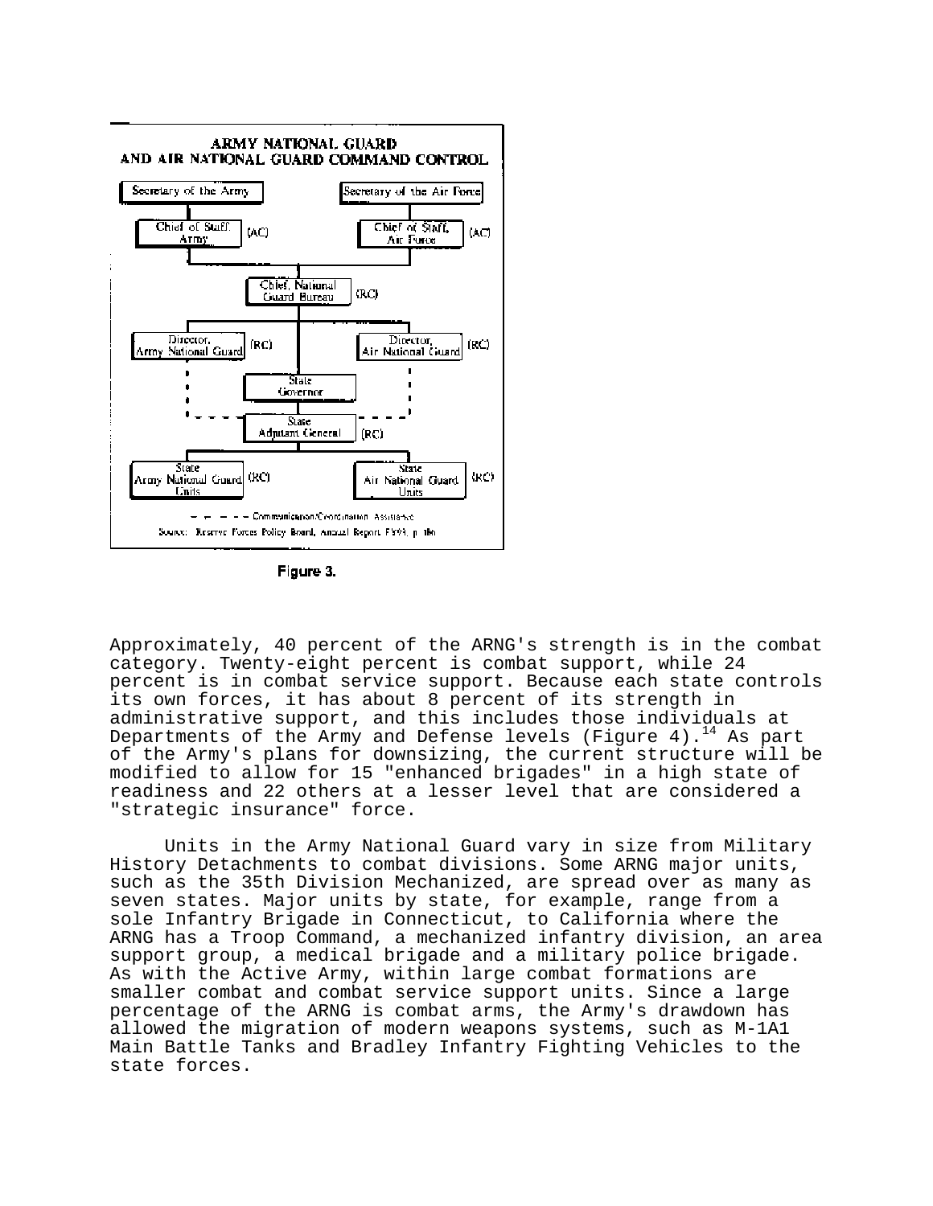**ARMY NATIONAL GUARD AND AIR NATIONAL GUARD COMMAND CONTROL**

- Secretary of the Army
  - Chief of Staff, Army (AC)
- Secretary of the Air Force
  - Chief of Staff, Air Force (AC)
- Chief, National Guard Bureau (RC)
  - Director, Army National Guard (RC)
  - Director, Air National Guard (RC)
- State Governor
  - State Adjutant General (RC)
    - State Army National Guard Units (RC)
    - State Air National Guard Units (RC)

- - - - Communication/Coordination Assistance

Source: Reserve Forces Policy Board, Annual Report FY93, p. 186

Figure 3.

Approximately, 40 percent of the ARNG's strength is in the combat category. Twenty-eight percent is combat support, while 24 percent is in combat service support. Because each state controls its own forces, it has about 8 percent of its strength in administrative support, and this includes those individuals at Departments of the Army and Defense levels (Figure 4).[14] As part of the Army's plans for downsizing, the current structure will be modified to allow for 15 "enhanced brigades" in a high state of readiness and 22 others at a lesser level that are considered a "strategic insurance" force.

Units in the Army National Guard vary in size from Military History Detachments to combat divisions. Some ARNG major units, such as the 35th Division Mechanized, are spread over as many as seven states. Major units by state, for example, range from a sole Infantry Brigade in Connecticut, to California where the ARNG has a Troop Command, a mechanized infantry division, an area support group, a medical brigade and a military police brigade. As with the Active Army, within large combat formations are smaller combat and combat service support units. Since a large percentage of the ARNG is combat arms, the Army's drawdown has allowed the migration of modern weapons systems, such as M-1A1 Main Battle Tanks and Bradley Infantry Fighting Vehicles to the state forces.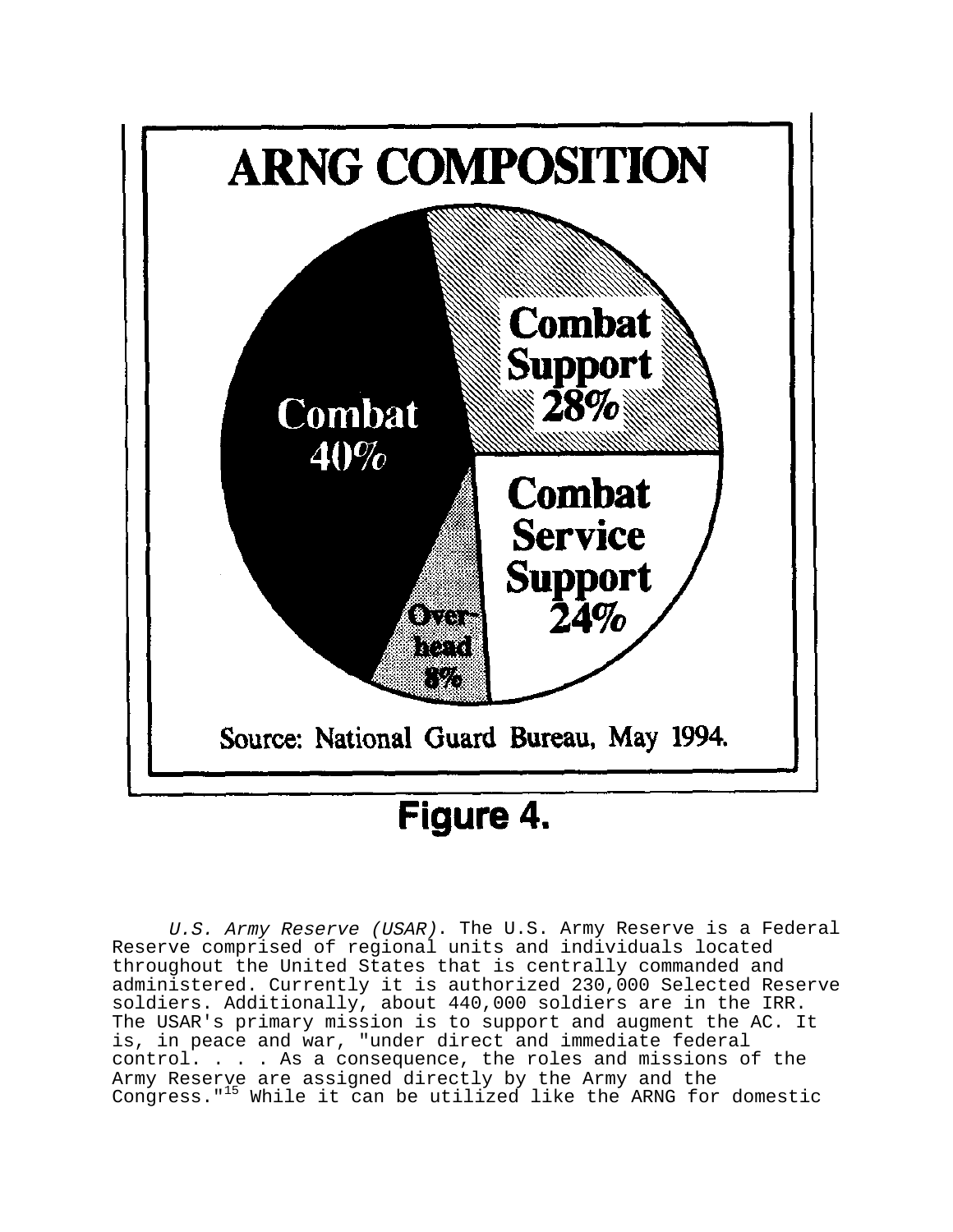**ARNG COMPOSITION**

Combat 40%

Combat Support 28%

Combat Service Support 24%

Over-head 8%

Source: National Guard Bureau, May 1994.

**Figure 4.**

*U.S. Army Reserve (USAR)*. The U.S. Army Reserve is a Federal Reserve comprised of regional units and individuals located throughout the United States that is centrally commanded and administered. Currently it is authorized 230,000 Selected Reserve soldiers. Additionally, about 440,000 soldiers are in the IRR. The USAR's primary mission is to support and augment the AC. It is, in peace and war, "under direct and immediate federal control. . . . As a consequence, the roles and missions of the Army Reserve are assigned directly by the Army and the Congress."[15] While it can be utilized like the ARNG for domestic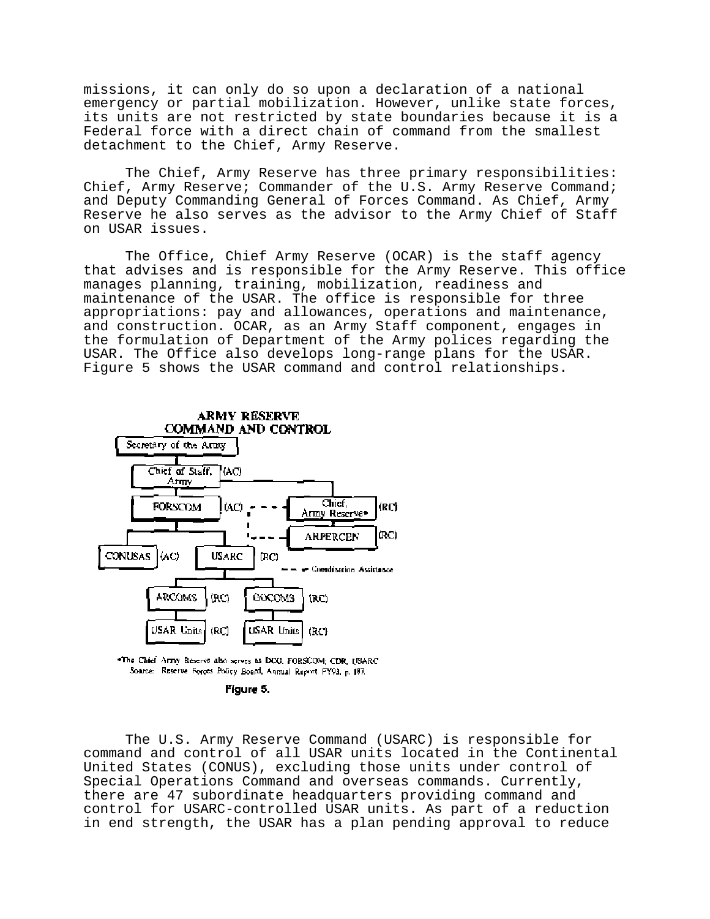missions, it can only do so upon a declaration of a national emergency or partial mobilization. However, unlike state forces, its units are not restricted by state boundaries because it is a Federal force with a direct chain of command from the smallest detachment to the Chief, Army Reserve.

The Chief, Army Reserve has three primary responsibilities: Chief, Army Reserve; Commander of the U.S. Army Reserve Command; and Deputy Commanding General of Forces Command. As Chief, Army Reserve he also serves as the advisor to the Army Chief of Staff on USAR issues.

The Office, Chief Army Reserve (OCAR) is the staff agency that advises and is responsible for the Army Reserve. This office manages planning, training, mobilization, readiness and maintenance of the USAR. The office is responsible for three appropriations: pay and allowances, operations and maintenance, and construction. OCAR, as an Army Staff component, engages in the formulation of Department of the Army polices regarding the USAR. The Office also develops long-range plans for the USAR. Figure 5 shows the USAR command and control relationships.

**ARMY RESERVE COMMAND AND CONTROL**

- Secretary of the Army
  - Chief of Staff, Army (AC)
    - FORSCOM (AC)
      - CONUSAS (AC)
      - USARC (RC)
        - ARCOMS (RC)
          - USAR Units (RC)
        - GOCOMS (RC)
          - USAR Units (RC)
    - Chief, Army Reserve* (RC)
      - ARPERCEN (RC)

- - - Coordination Assistance (Chief, Army Reserve* and ARPERCEN with FORSCOM)

*The Chief Army Reserve also serves as DCG, FORSCOM; CDR, USARC
Source: Reserve Forces Policy Board, Annual Report FY93, p. 187.

Figure 5.

The U.S. Army Reserve Command (USARC) is responsible for command and control of all USAR units located in the Continental United States (CONUS), excluding those units under control of Special Operations Command and overseas commands. Currently, there are 47 subordinate headquarters providing command and control for USARC-controlled USAR units. As part of a reduction in end strength, the USAR has a plan pending approval to reduce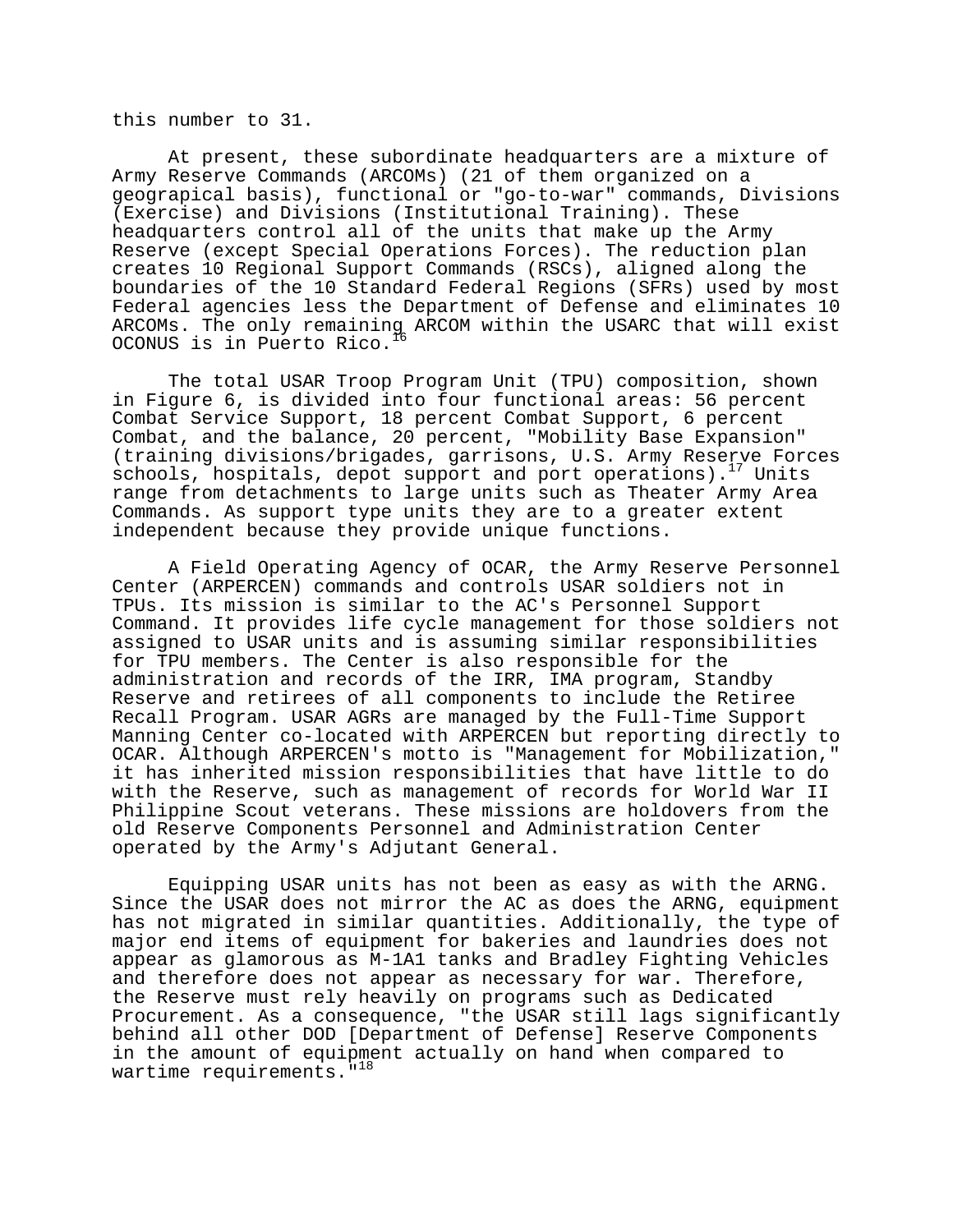this number to 31.

At present, these subordinate headquarters are a mixture of Army Reserve Commands (ARCOMs) (21 of them organized on a geograpical basis), functional or "go-to-war" commands, Divisions (Exercise) and Divisions (Institutional Training). These headquarters control all of the units that make up the Army Reserve (except Special Operations Forces). The reduction plan creates 10 Regional Support Commands (RSCs), aligned along the boundaries of the 10 Standard Federal Regions (SFRs) used by most Federal agencies less the Department of Defense and eliminates 10 ARCOMs. The only remaining ARCOM within the USARC that will exist OCONUS is in Puerto Rico.[16]

The total USAR Troop Program Unit (TPU) composition, shown in Figure 6, is divided into four functional areas: 56 percent Combat Service Support, 18 percent Combat Support, 6 percent Combat, and the balance, 20 percent, "Mobility Base Expansion" (training divisions/brigades, garrisons, U.S. Army Reserve Forces schools, hospitals, depot support and port operations).[17] Units range from detachments to large units such as Theater Army Area Commands. As support type units they are to a greater extent independent because they provide unique functions.

A Field Operating Agency of OCAR, the Army Reserve Personnel Center (ARPERCEN) commands and controls USAR soldiers not in TPUs. Its mission is similar to the AC's Personnel Support Command. It provides life cycle management for those soldiers not assigned to USAR units and is assuming similar responsibilities for TPU members. The Center is also responsible for the administration and records of the IRR, IMA program, Standby Reserve and retirees of all components to include the Retiree Recall Program. USAR AGRs are managed by the Full-Time Support Manning Center co-located with ARPERCEN but reporting directly to OCAR. Although ARPERCEN's motto is "Management for Mobilization," it has inherited mission responsibilities that have little to do with the Reserve, such as management of records for World War II Philippine Scout veterans. These missions are holdovers from the old Reserve Components Personnel and Administration Center operated by the Army's Adjutant General.

Equipping USAR units has not been as easy as with the ARNG. Since the USAR does not mirror the AC as does the ARNG, equipment has not migrated in similar quantities. Additionally, the type of major end items of equipment for bakeries and laundries does not appear as glamorous as M-1A1 tanks and Bradley Fighting Vehicles and therefore does not appear as necessary for war. Therefore, the Reserve must rely heavily on programs such as Dedicated Procurement. As a consequence, "the USAR still lags significantly behind all other DOD [Department of Defense] Reserve Components in the amount of equipment actually on hand when compared to wartime requirements."[18]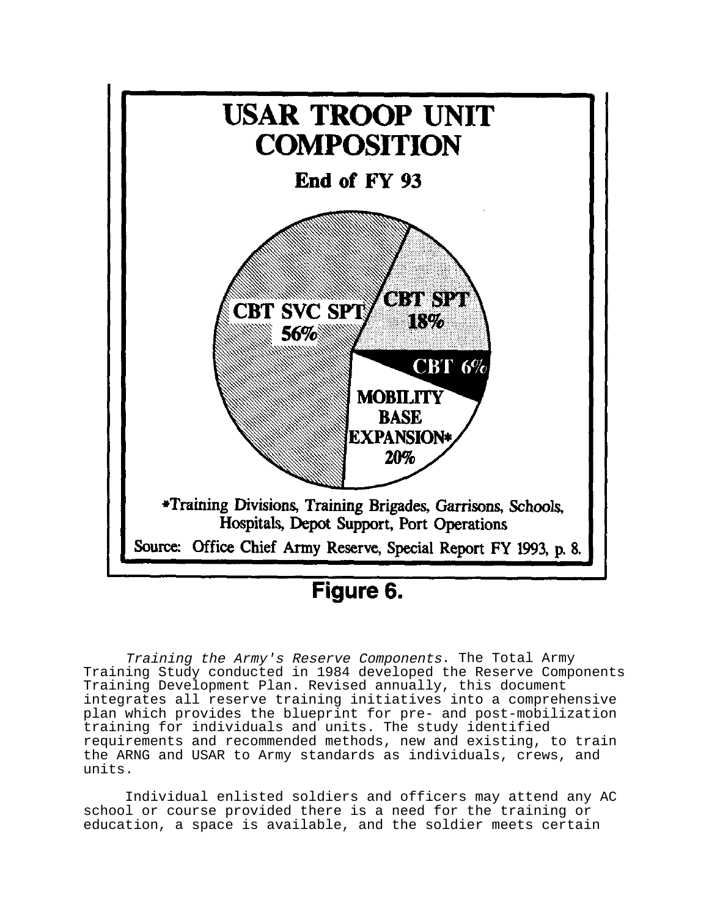**USAR TROOP UNIT COMPOSITION**

**End of FY 93**

CBT SVC SPT 56%

CBT SPT 18%

CBT 6%

MOBILITY BASE EXPANSION* 20%

*Training Divisions, Training Brigades, Garrisons, Schools, Hospitals, Depot Support, Port Operations

Source: Office Chief Army Reserve, Special Report FY 1993, p. 8.

**Figure 6.**

*Training the Army's Reserve Components*. The Total Army Training Study conducted in 1984 developed the Reserve Components Training Development Plan. Revised annually, this document integrates all reserve training initiatives into a comprehensive plan which provides the blueprint for pre- and post-mobilization training for individuals and units. The study identified requirements and recommended methods, new and existing, to train the ARNG and USAR to Army standards as individuals, crews, and units.

Individual enlisted soldiers and officers may attend any AC school or course provided there is a need for the training or education, a space is available, and the soldier meets certain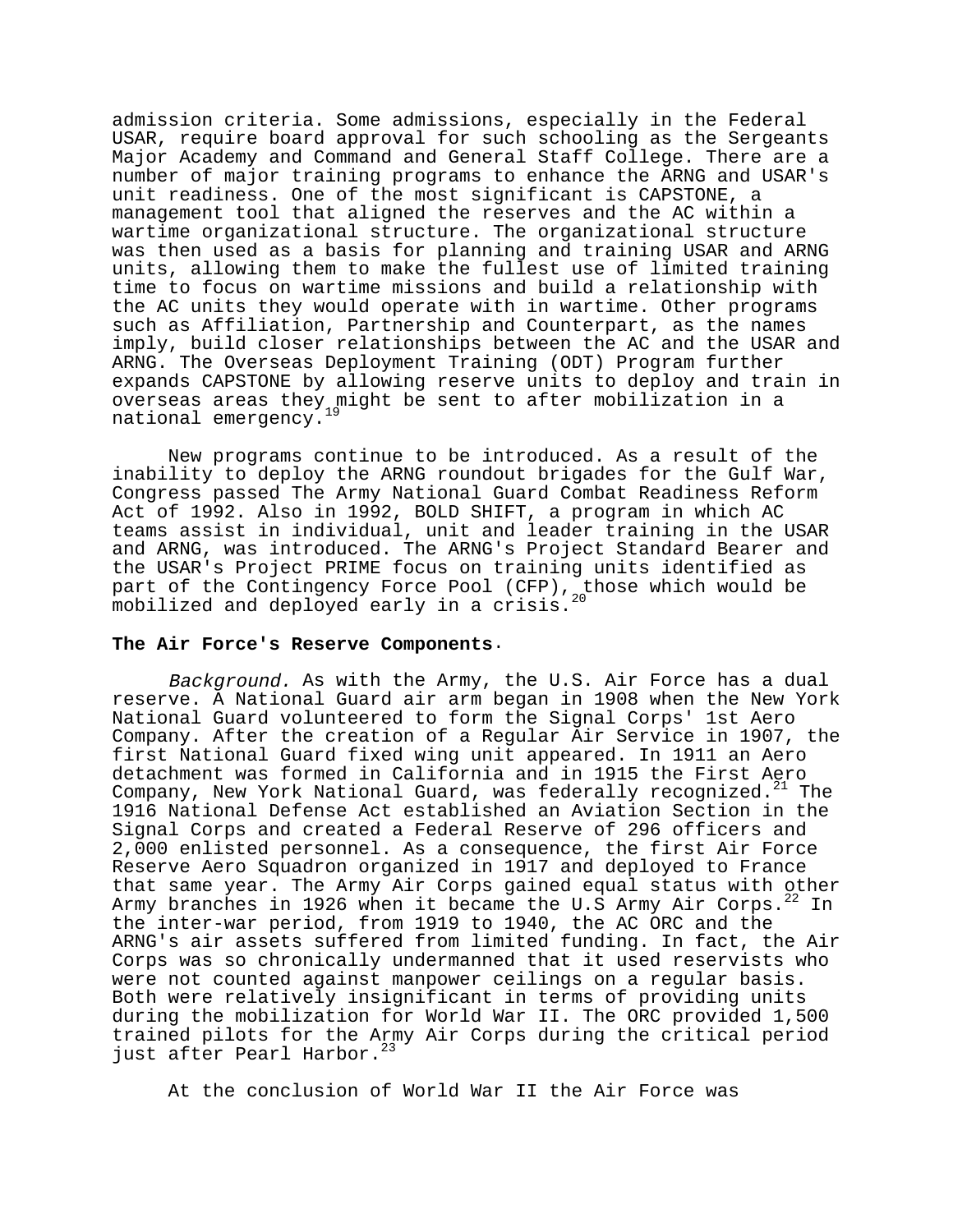admission criteria. Some admissions, especially in the Federal USAR, require board approval for such schooling as the Sergeants Major Academy and Command and General Staff College. There are a number of major training programs to enhance the ARNG and USAR's unit readiness. One of the most significant is CAPSTONE, a management tool that aligned the reserves and the AC within a wartime organizational structure. The organizational structure was then used as a basis for planning and training USAR and ARNG units, allowing them to make the fullest use of limited training time to focus on wartime missions and build a relationship with the AC units they would operate with in wartime. Other programs such as Affiliation, Partnership and Counterpart, as the names imply, build closer relationships between the AC and the USAR and ARNG. The Overseas Deployment Training (ODT) Program further expands CAPSTONE by allowing reserve units to deploy and train in overseas areas they might be sent to after mobilization in a national emergency.[19]

New programs continue to be introduced. As a result of the inability to deploy the ARNG roundout brigades for the Gulf War, Congress passed The Army National Guard Combat Readiness Reform Act of 1992. Also in 1992, BOLD SHIFT, a program in which AC teams assist in individual, unit and leader training in the USAR and ARNG, was introduced. The ARNG's Project Standard Bearer and the USAR's Project PRIME focus on training units identified as part of the Contingency Force Pool (CFP), those which would be mobilized and deployed early in a crisis.[20]

**The Air Force's Reserve Components.**

*Background.* As with the Army, the U.S. Air Force has a dual reserve. A National Guard air arm began in 1908 when the New York National Guard volunteered to form the Signal Corps' 1st Aero Company. After the creation of a Regular Air Service in 1907, the first National Guard fixed wing unit appeared. In 1911 an Aero detachment was formed in California and in 1915 the First Aero Company, New York National Guard, was federally recognized.[21] The 1916 National Defense Act established an Aviation Section in the Signal Corps and created a Federal Reserve of 296 officers and 2,000 enlisted personnel. As a consequence, the first Air Force Reserve Aero Squadron organized in 1917 and deployed to France that same year. The Army Air Corps gained equal status with other Army branches in 1926 when it became the U.S Army Air Corps.[22] In the inter-war period, from 1919 to 1940, the AC ORC and the ARNG's air assets suffered from limited funding. In fact, the Air Corps was so chronically undermanned that it used reservists who were not counted against manpower ceilings on a regular basis. Both were relatively insignificant in terms of providing units during the mobilization for World War II. The ORC provided 1,500 trained pilots for the Army Air Corps during the critical period just after Pearl Harbor.[23]

At the conclusion of World War II the Air Force was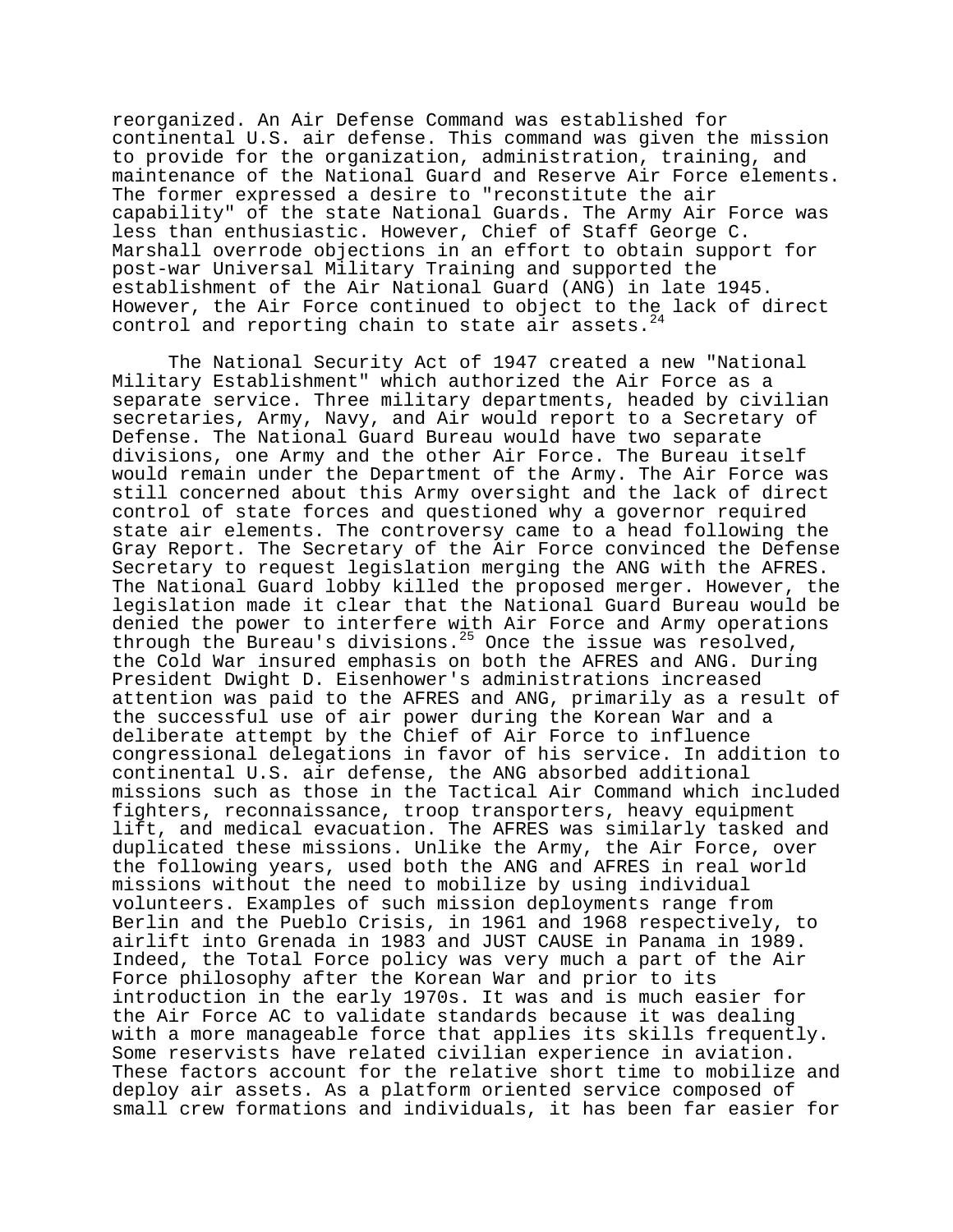reorganized. An Air Defense Command was established for continental U.S. air defense. This command was given the mission to provide for the organization, administration, training, and maintenance of the National Guard and Reserve Air Force elements. The former expressed a desire to "reconstitute the air capability" of the state National Guards. The Army Air Force was less than enthusiastic. However, Chief of Staff George C. Marshall overrode objections in an effort to obtain support for post-war Universal Military Training and supported the establishment of the Air National Guard (ANG) in late 1945. However, the Air Force continued to object to the lack of direct control and reporting chain to state air assets.[24]

The National Security Act of 1947 created a new "National Military Establishment" which authorized the Air Force as a separate service. Three military departments, headed by civilian secretaries, Army, Navy, and Air would report to a Secretary of Defense. The National Guard Bureau would have two separate divisions, one Army and the other Air Force. The Bureau itself would remain under the Department of the Army. The Air Force was still concerned about this Army oversight and the lack of direct control of state forces and questioned why a governor required state air elements. The controversy came to a head following the Gray Report. The Secretary of the Air Force convinced the Defense Secretary to request legislation merging the ANG with the AFRES. The National Guard lobby killed the proposed merger. However, the legislation made it clear that the National Guard Bureau would be denied the power to interfere with Air Force and Army operations through the Bureau's divisions.[25] Once the issue was resolved, the Cold War insured emphasis on both the AFRES and ANG. During President Dwight D. Eisenhower's administrations increased attention was paid to the AFRES and ANG, primarily as a result of the successful use of air power during the Korean War and a deliberate attempt by the Chief of Air Force to influence congressional delegations in favor of his service. In addition to continental U.S. air defense, the ANG absorbed additional missions such as those in the Tactical Air Command which included fighters, reconnaissance, troop transporters, heavy equipment lift, and medical evacuation. The AFRES was similarly tasked and duplicated these missions. Unlike the Army, the Air Force, over the following years, used both the ANG and AFRES in real world missions without the need to mobilize by using individual volunteers. Examples of such mission deployments range from Berlin and the Pueblo Crisis, in 1961 and 1968 respectively, to airlift into Grenada in 1983 and JUST CAUSE in Panama in 1989. Indeed, the Total Force policy was very much a part of the Air Force philosophy after the Korean War and prior to its introduction in the early 1970s. It was and is much easier for the Air Force AC to validate standards because it was dealing with a more manageable force that applies its skills frequently. Some reservists have related civilian experience in aviation. These factors account for the relative short time to mobilize and deploy air assets. As a platform oriented service composed of small crew formations and individuals, it has been far easier for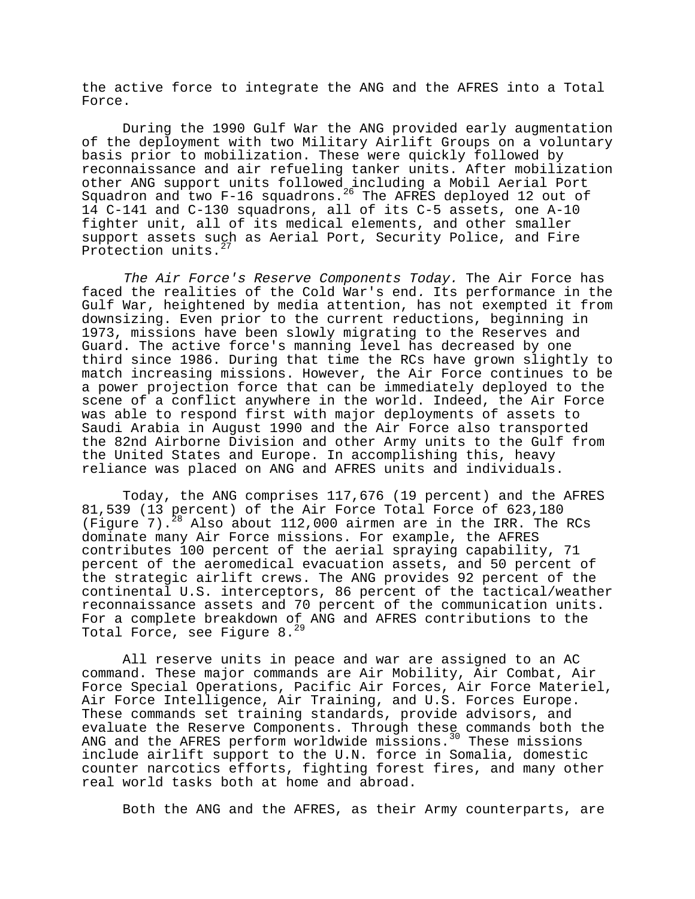the active force to integrate the ANG and the AFRES into a Total Force.

During the 1990 Gulf War the ANG provided early augmentation of the deployment with two Military Airlift Groups on a voluntary basis prior to mobilization. These were quickly followed by reconnaissance and air refueling tanker units. After mobilization other ANG support units followed including a Mobil Aerial Port Squadron and two F-16 squadrons.[26] The AFRES deployed 12 out of 14 C-141 and C-130 squadrons, all of its C-5 assets, one A-10 fighter unit, all of its medical elements, and other smaller support assets such as Aerial Port, Security Police, and Fire Protection units.[27]

*The Air Force's Reserve Components Today.* The Air Force has faced the realities of the Cold War's end. Its performance in the Gulf War, heightened by media attention, has not exempted it from downsizing. Even prior to the current reductions, beginning in 1973, missions have been slowly migrating to the Reserves and Guard. The active force's manning level has decreased by one third since 1986. During that time the RCs have grown slightly to match increasing missions. However, the Air Force continues to be a power projection force that can be immediately deployed to the scene of a conflict anywhere in the world. Indeed, the Air Force was able to respond first with major deployments of assets to Saudi Arabia in August 1990 and the Air Force also transported the 82nd Airborne Division and other Army units to the Gulf from the United States and Europe. In accomplishing this, heavy reliance was placed on ANG and AFRES units and individuals.

Today, the ANG comprises 117,676 (19 percent) and the AFRES 81,539 (13 percent) of the Air Force Total Force of 623,180 (Figure 7).[28] Also about 112,000 airmen are in the IRR. The RCs dominate many Air Force missions. For example, the AFRES contributes 100 percent of the aerial spraying capability, 71 percent of the aeromedical evacuation assets, and 50 percent of the strategic airlift crews. The ANG provides 92 percent of the continental U.S. interceptors, 86 percent of the tactical/weather reconnaissance assets and 70 percent of the communication units. For a complete breakdown of ANG and AFRES contributions to the Total Force, see Figure 8.[29]

All reserve units in peace and war are assigned to an AC command. These major commands are Air Mobility, Air Combat, Air Force Special Operations, Pacific Air Forces, Air Force Materiel, Air Force Intelligence, Air Training, and U.S. Forces Europe. These commands set training standards, provide advisors, and evaluate the Reserve Components. Through these commands both the ANG and the AFRES perform worldwide missions.[30] These missions include airlift support to the U.N. force in Somalia, domestic counter narcotics efforts, fighting forest fires, and many other real world tasks both at home and abroad.

Both the ANG and the AFRES, as their Army counterparts, are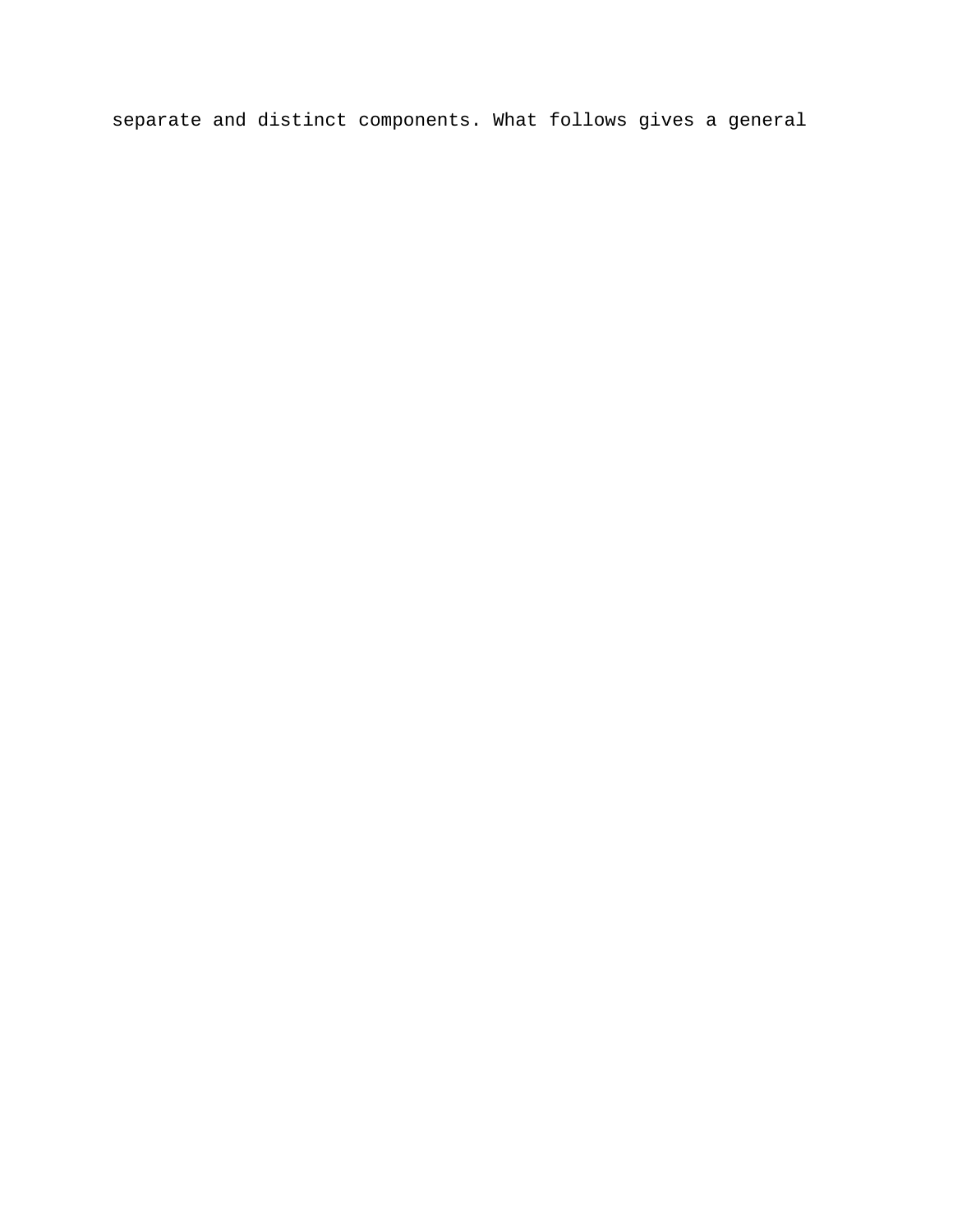separate and distinct components. What follows gives a general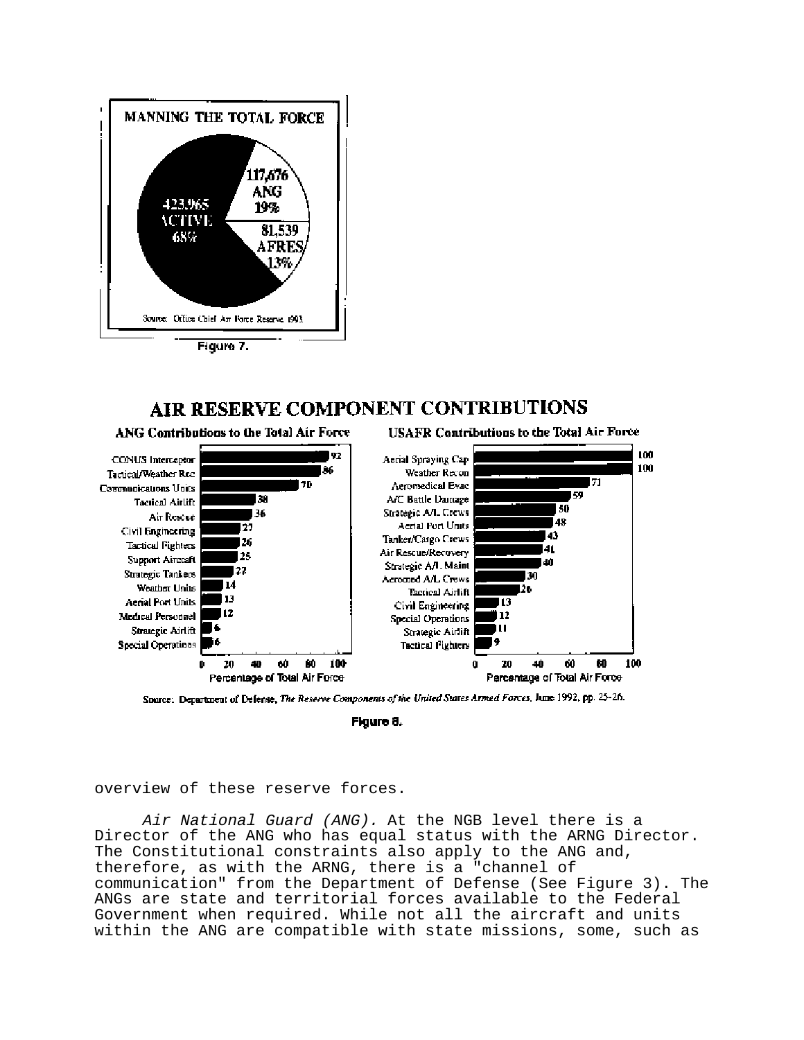**MANNING THE TOTAL FORCE**

| Component | Personnel | Percentage |
| --- | --- | --- |
| ACTIVE | 423,965 | 68% |
| ANG | 117,676 | 19% |
| AFRES | 81,539 | 13% |

Source: Office Chief Air Force Reserve 1993

Figure 7.

## AIR RESERVE COMPONENT CONTRIBUTIONS

**ANG Contributions to the Total Air Force**

| Unit | Percentage of Total Air Force |
| --- | --- |
| CONUS Interceptor | 92 |
| Tactical/Weather Rec | 86 |
| Communications Units | 70 |
| Tactical Airlift | 38 |
| Air Rescue | 36 |
| Civil Engineering | 27 |
| Tactical Fighters | 26 |
| Support Aircraft | 25 |
| Strategic Tankers | 22 |
| Weather Units | 14 |
| Aerial Port Units | 13 |
| Medical Personnel | 12 |
| Strategic Airlift | 6 |
| Special Operations | 6 |

**USAFR Contributions to the Total Air Force**

| Unit | Percentage of Total Air Force |
| --- | --- |
| Aerial Spraying Cap | 100 |
| Weather Recon | 100 |
| Aeromedical Evac | 71 |
| A/C Battle Damage | 59 |
| Strategic A/L Crews | 50 |
| Aerial Port Units | 48 |
| Tanker/Cargo Crews | 43 |
| Air Rescue/Recovery | 41 |
| Strategic A/L Maint | 40 |
| Aeromed A/L Crews | 30 |
| Tactical Airlift | 26 |
| Civil Engineering | 13 |
| Special Operations | 12 |
| Strategic Airlift | 11 |
| Tactical Fighters | 9 |

Source: Department of Defense, *The Reserve Components of the United States Armed Forces*, June 1992, pp. 25-26.

Figure 8.

overview of these reserve forces.

*Air National Guard (ANG).* At the NGB level there is a Director of the ANG who has equal status with the ARNG Director. The Constitutional constraints also apply to the ANG and, therefore, as with the ARNG, there is a "channel of communication" from the Department of Defense (See Figure 3). The ANGs are state and territorial forces available to the Federal Government when required. While not all the aircraft and units within the ANG are compatible with state missions, some, such as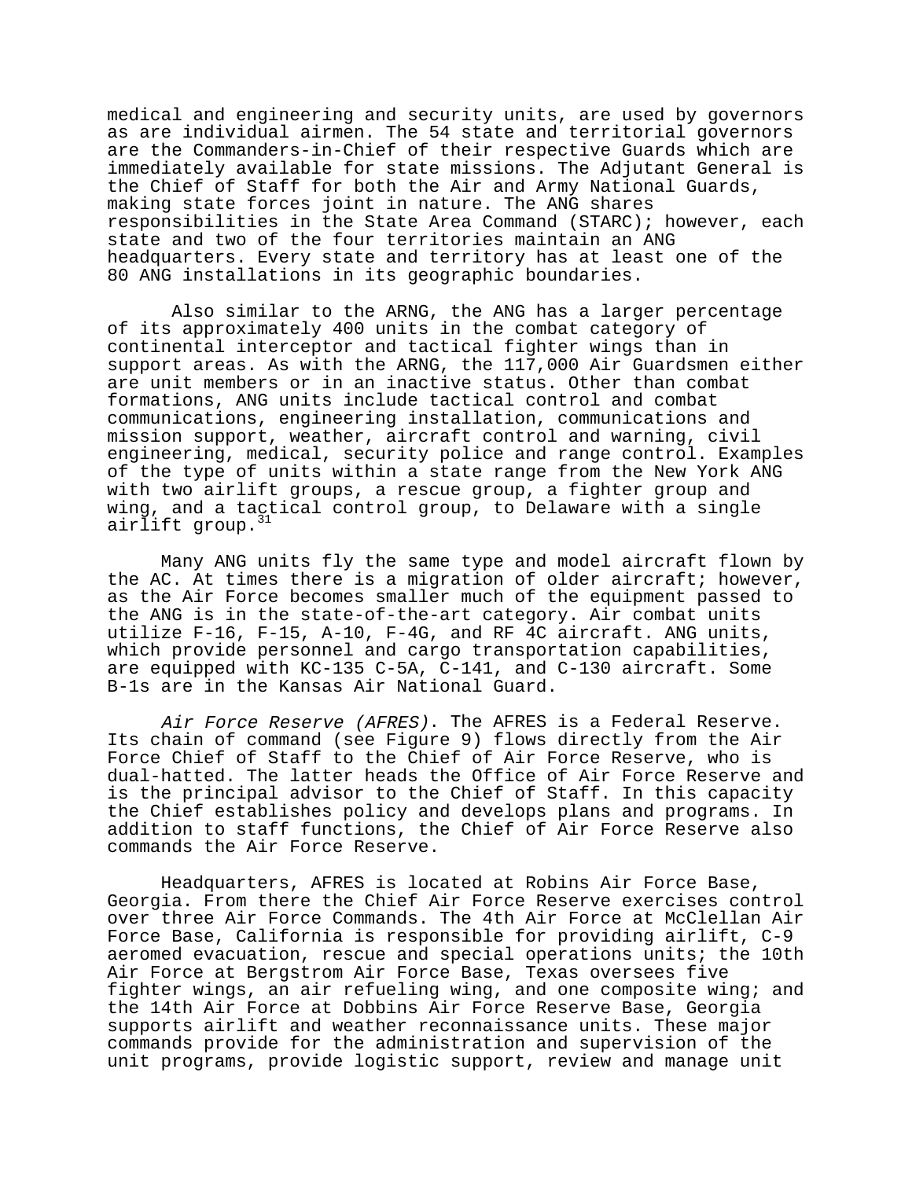medical and engineering and security units, are used by governors as are individual airmen. The 54 state and territorial governors are the Commanders-in-Chief of their respective Guards which are immediately available for state missions. The Adjutant General is the Chief of Staff for both the Air and Army National Guards, making state forces joint in nature. The ANG shares responsibilities in the State Area Command (STARC); however, each state and two of the four territories maintain an ANG headquarters. Every state and territory has at least one of the 80 ANG installations in its geographic boundaries.

Also similar to the ARNG, the ANG has a larger percentage of its approximately 400 units in the combat category of continental interceptor and tactical fighter wings than in support areas. As with the ARNG, the 117,000 Air Guardsmen either are unit members or in an inactive status. Other than combat formations, ANG units include tactical control and combat communications, engineering installation, communications and mission support, weather, aircraft control and warning, civil engineering, medical, security police and range control. Examples of the type of units within a state range from the New York ANG with two airlift groups, a rescue group, a fighter group and wing, and a tactical control group, to Delaware with a single airlift group.[31]

Many ANG units fly the same type and model aircraft flown by the AC. At times there is a migration of older aircraft; however, as the Air Force becomes smaller much of the equipment passed to the ANG is in the state-of-the-art category. Air combat units utilize F-16, F-15, A-10, F-4G, and RF 4C aircraft. ANG units, which provide personnel and cargo transportation capabilities, are equipped with KC-135 C-5A, C-141, and C-130 aircraft. Some B-1s are in the Kansas Air National Guard.

*Air Force Reserve (AFRES)*. The AFRES is a Federal Reserve. Its chain of command (see Figure 9) flows directly from the Air Force Chief of Staff to the Chief of Air Force Reserve, who is dual-hatted. The latter heads the Office of Air Force Reserve and is the principal advisor to the Chief of Staff. In this capacity the Chief establishes policy and develops plans and programs. In addition to staff functions, the Chief of Air Force Reserve also commands the Air Force Reserve.

Headquarters, AFRES is located at Robins Air Force Base, Georgia. From there the Chief Air Force Reserve exercises control over three Air Force Commands. The 4th Air Force at McClellan Air Force Base, California is responsible for providing airlift, C-9 aeromed evacuation, rescue and special operations units; the 10th Air Force at Bergstrom Air Force Base, Texas oversees five fighter wings, an air refueling wing, and one composite wing; and the 14th Air Force at Dobbins Air Force Reserve Base, Georgia supports airlift and weather reconnaissance units. These major commands provide for the administration and supervision of the unit programs, provide logistic support, review and manage unit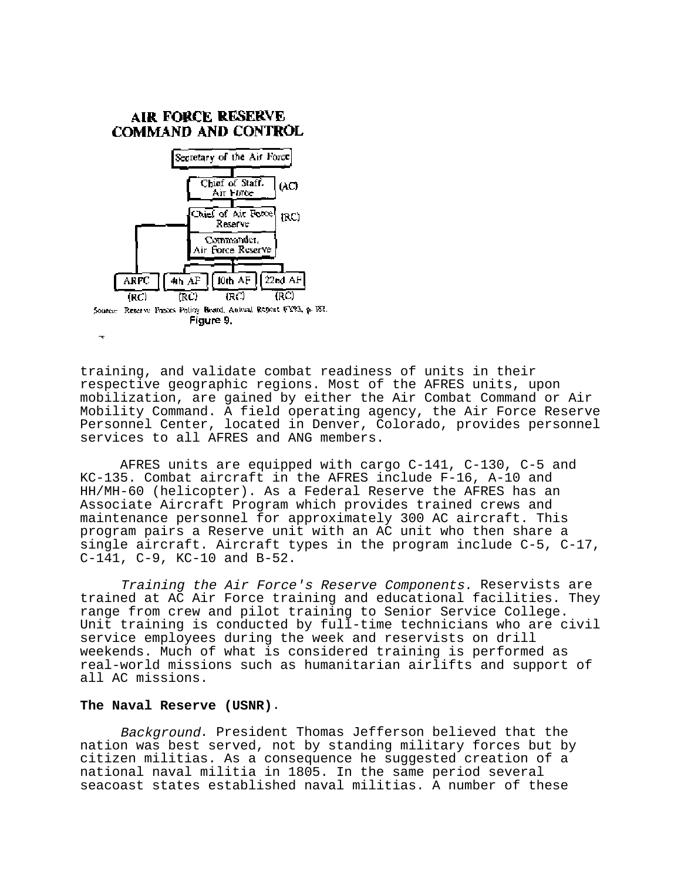**AIR FORCE RESERVE COMMAND AND CONTROL**

Secretary of the Air Force

Chief of Staff, Air Force (AC)

Chief of Air Force Reserve (RC)

Commander, Air Force Reserve

ARPC (RC) | 4th AF (RC) | 10th AF (RC) | 22nd AF (RC)

Source: Reserve Forces Policy Board, Annual Report FY93, p. 183.

Figure 9.

training, and validate combat readiness of units in their respective geographic regions. Most of the AFRES units, upon mobilization, are gained by either the Air Combat Command or Air Mobility Command. A field operating agency, the Air Force Reserve Personnel Center, located in Denver, Colorado, provides personnel services to all AFRES and ANG members.

AFRES units are equipped with cargo C-141, C-130, C-5 and KC-135. Combat aircraft in the AFRES include F-16, A-10 and HH/MH-60 (helicopter). As a Federal Reserve the AFRES has an Associate Aircraft Program which provides trained crews and maintenance personnel for approximately 300 AC aircraft. This program pairs a Reserve unit with an AC unit who then share a single aircraft. Aircraft types in the program include C-5, C-17, C-141, C-9, KC-10 and B-52.

*Training the Air Force's Reserve Components.* Reservists are trained at AC Air Force training and educational facilities. They range from crew and pilot training to Senior Service College. Unit training is conducted by full-time technicians who are civil service employees during the week and reservists on drill weekends. Much of what is considered training is performed as real-world missions such as humanitarian airlifts and support of all AC missions.

**The Naval Reserve (USNR)**.

*Background*. President Thomas Jefferson believed that the nation was best served, not by standing military forces but by citizen militias. As a consequence he suggested creation of a national naval militia in 1805. In the same period several seacoast states established naval militias. A number of these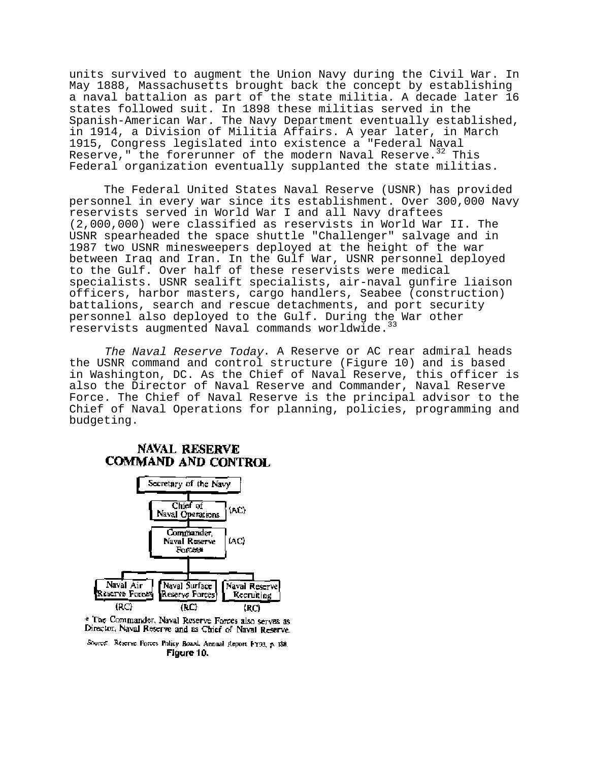units survived to augment the Union Navy during the Civil War. In May 1888, Massachusetts brought back the concept by establishing a naval battalion as part of the state militia. A decade later 16 states followed suit. In 1898 these militias served in the Spanish-American War. The Navy Department eventually established, in 1914, a Division of Militia Affairs. A year later, in March 1915, Congress legislated into existence a "Federal Naval Reserve," the forerunner of the modern Naval Reserve.[32] This Federal organization eventually supplanted the state militias.

The Federal United States Naval Reserve (USNR) has provided personnel in every war since its establishment. Over 300,000 Navy reservists served in World War I and all Navy draftees (2,000,000) were classified as reservists in World War II. The USNR spearheaded the space shuttle "Challenger" salvage and in 1987 two USNR minesweepers deployed at the height of the war between Iraq and Iran. In the Gulf War, USNR personnel deployed to the Gulf. Over half of these reservists were medical specialists. USNR sealift specialists, air-naval gunfire liaison officers, harbor masters, cargo handlers, Seabee (construction) battalions, search and rescue detachments, and port security personnel also deployed to the Gulf. During the War other reservists augmented Naval commands worldwide.[33]

*The Naval Reserve Today*. A Reserve or AC rear admiral heads the USNR command and control structure (Figure 10) and is based in Washington, DC. As the Chief of Naval Reserve, this officer is also the Director of Naval Reserve and Commander, Naval Reserve Force. The Chief of Naval Reserve is the principal advisor to the Chief of Naval Operations for planning, policies, programming and budgeting.

**NAVAL RESERVE COMMAND AND CONTROL**

- Secretary of the Navy
  - Chief of Naval Operations (AC)
    - Commander, Naval Reserve Forces* (AC)
      - Naval Air Reserve Forces (RC)
      - Naval Surface Reserve Forces (RC)
      - Naval Reserve Recruiting (RC)

\* The Commander, Naval Reserve Forces also serves as Director, Naval Reserve and as Chief of Naval Reserve.

Source: Reserve Forces Policy Board, Annual Report FY93, p. 180.

**Figure 10.**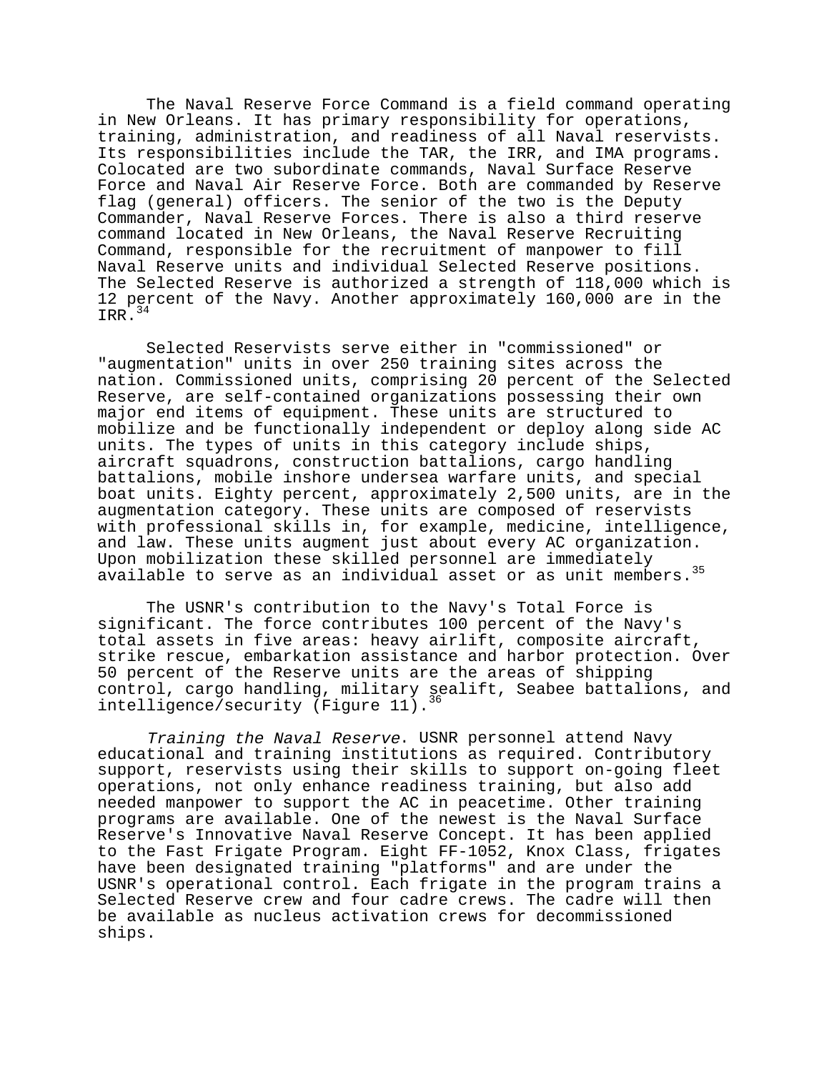The Naval Reserve Force Command is a field command operating in New Orleans. It has primary responsibility for operations, training, administration, and readiness of all Naval reservists. Its responsibilities include the TAR, the IRR, and IMA programs. Colocated are two subordinate commands, Naval Surface Reserve Force and Naval Air Reserve Force. Both are commanded by Reserve flag (general) officers. The senior of the two is the Deputy Commander, Naval Reserve Forces. There is also a third reserve command located in New Orleans, the Naval Reserve Recruiting Command, responsible for the recruitment of manpower to fill Naval Reserve units and individual Selected Reserve positions. The Selected Reserve is authorized a strength of 118,000 which is 12 percent of the Navy. Another approximately 160,000 are in the IRR.[34]

Selected Reservists serve either in "commissioned" or "augmentation" units in over 250 training sites across the nation. Commissioned units, comprising 20 percent of the Selected Reserve, are self-contained organizations possessing their own major end items of equipment. These units are structured to mobilize and be functionally independent or deploy along side AC units. The types of units in this category include ships, aircraft squadrons, construction battalions, cargo handling battalions, mobile inshore undersea warfare units, and special boat units. Eighty percent, approximately 2,500 units, are in the augmentation category. These units are composed of reservists with professional skills in, for example, medicine, intelligence, and law. These units augment just about every AC organization. Upon mobilization these skilled personnel are immediately available to serve as an individual asset or as unit members.[35]

The USNR's contribution to the Navy's Total Force is significant. The force contributes 100 percent of the Navy's total assets in five areas: heavy airlift, composite aircraft, strike rescue, embarkation assistance and harbor protection. Over 50 percent of the Reserve units are the areas of shipping control, cargo handling, military sealift, Seabee battalions, and intelligence/security (Figure 11).[36]

*Training the Naval Reserve*. USNR personnel attend Navy educational and training institutions as required. Contributory support, reservists using their skills to support on-going fleet operations, not only enhance readiness training, but also add needed manpower to support the AC in peacetime. Other training programs are available. One of the newest is the Naval Surface Reserve's Innovative Naval Reserve Concept. It has been applied to the Fast Frigate Program. Eight FF-1052, Knox Class, frigates have been designated training "platforms" and are under the USNR's operational control. Each frigate in the program trains a Selected Reserve crew and four cadre crews. The cadre will then be available as nucleus activation crews for decommissioned ships.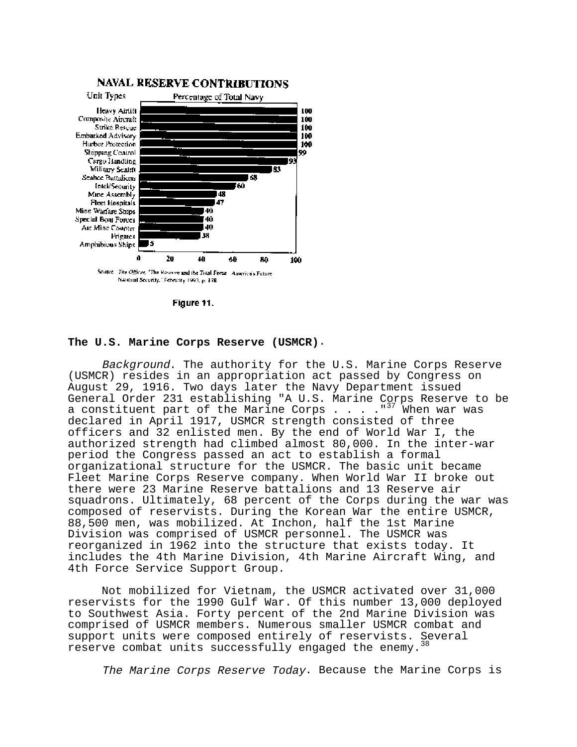**NAVAL RESERVE CONTRIBUTIONS**

| Unit Types | Percentage of Total Navy |
|---|---|
| Heavy Airlift | 100 |
| Composite Aircraft | 100 |
| Strike Rescue | 100 |
| Embarked Advisory | 100 |
| Harbor Protection | 100 |
| Shipping Control | 99 |
| Cargo Handling | 93 |
| Military Sealift | 83 |
| Seabee Battalions | 68 |
| Intel/Security | 60 |
| Mine Assembly | 48 |
| Fleet Hospitals | 47 |
| Mine Warfare Ships | 40 |
| Special Boat Forces | 40 |
| Air Mine Counter | 40 |
| Frigates | 38 |
| Amphibious Ships | 5 |

Source: *The Officer*, "The Reserve and the Total Force: America's Future National Security," February 1993, p. 178

Figure 11.

**The U.S. Marine Corps Reserve (USMCR).**

*Background*. The authority for the U.S. Marine Corps Reserve (USMCR) resides in an appropriation act passed by Congress on August 29, 1916. Two days later the Navy Department issued General Order 231 establishing "A U.S. Marine Corps Reserve to be a constituent part of the Marine Corps . . . ."[37] When war was declared in April 1917, USMCR strength consisted of three officers and 32 enlisted men. By the end of World War I, the authorized strength had climbed almost 80,000. In the inter-war period the Congress passed an act to establish a formal organizational structure for the USMCR. The basic unit became Fleet Marine Corps Reserve company. When World War II broke out there were 23 Marine Reserve battalions and 13 Reserve air squadrons. Ultimately, 68 percent of the Corps during the war was composed of reservists. During the Korean War the entire USMCR, 88,500 men, was mobilized. At Inchon, half the 1st Marine Division was comprised of USMCR personnel. The USMCR was reorganized in 1962 into the structure that exists today. It includes the 4th Marine Division, 4th Marine Aircraft Wing, and 4th Force Service Support Group.

Not mobilized for Vietnam, the USMCR activated over 31,000 reservists for the 1990 Gulf War. Of this number 13,000 deployed to Southwest Asia. Forty percent of the 2nd Marine Division was comprised of USMCR members. Numerous smaller USMCR combat and support units were composed entirely of reservists. Several reserve combat units successfully engaged the enemy.[38]

*The Marine Corps Reserve Today*. Because the Marine Corps is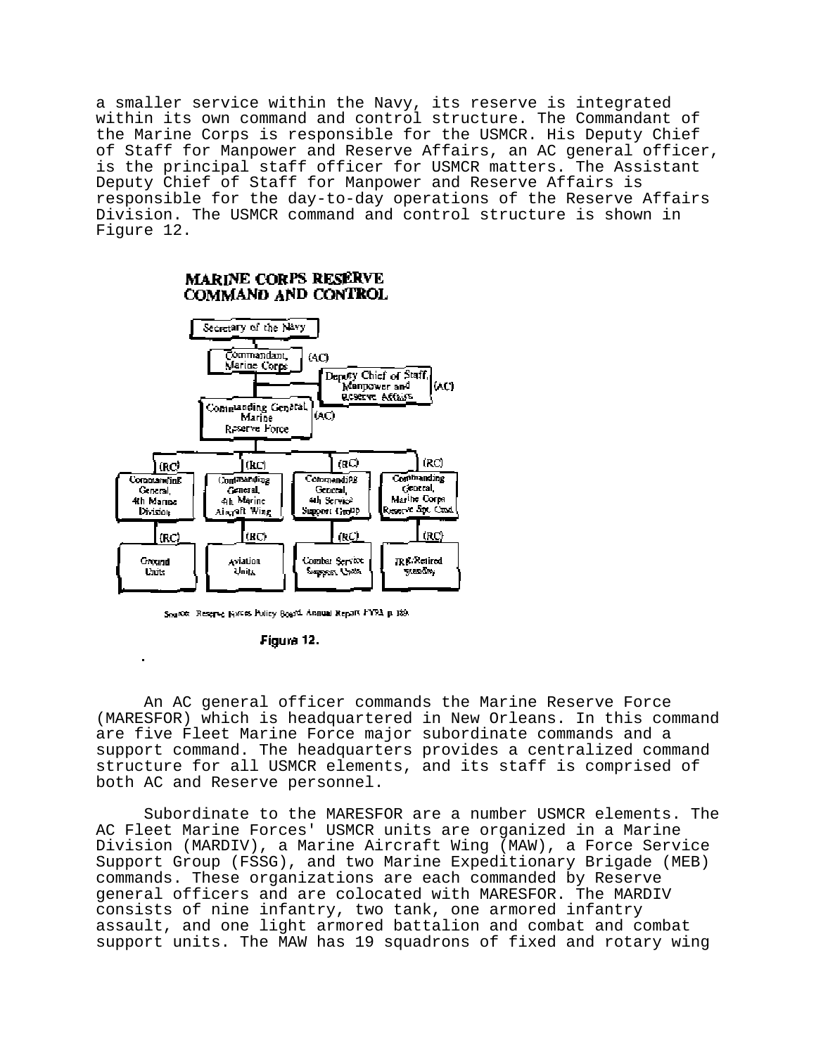a smaller service within the Navy, its reserve is integrated within its own command and control structure. The Commandant of the Marine Corps is responsible for the USMCR. His Deputy Chief of Staff for Manpower and Reserve Affairs, an AC general officer, is the principal staff officer for USMCR matters. The Assistant Deputy Chief of Staff for Manpower and Reserve Affairs is responsible for the day-to-day operations of the Reserve Affairs Division. The USMCR command and control structure is shown in Figure 12.

**MARINE CORPS RESERVE COMMAND AND CONTROL**

- Secretary of the Navy
  - Commandant, Marine Corps (AC)
    - Deputy Chief of Staff, Manpower and Reserve Affairs (AC)
    - Commanding General, Marine Reserve Force (AC)
      - (RC) Commanding General, 4th Marine Division
        - (RC) Ground Units
      - (RC) Commanding General, 4th Marine Aircraft Wing
        - (RC) Aviation Units
      - (RC) Commanding General, 4th Service Support Group
        - (RC) Combat Service Support Units
      - (RC) Commanding General, Marine Corps Reserve Spt. Cmd.
        - (RC) IRR/Retired Standby

Source: Reserve Forces Policy Board Annual Report FY93 p. 189.

*Figure 12.*

An AC general officer commands the Marine Reserve Force (MARESFOR) which is headquartered in New Orleans. In this command are five Fleet Marine Force major subordinate commands and a support command. The headquarters provides a centralized command structure for all USMCR elements, and its staff is comprised of both AC and Reserve personnel.

Subordinate to the MARESFOR are a number USMCR elements. The AC Fleet Marine Forces' USMCR units are organized in a Marine Division (MARDIV), a Marine Aircraft Wing (MAW), a Force Service Support Group (FSSG), and two Marine Expeditionary Brigade (MEB) commands. These organizations are each commanded by Reserve general officers and are colocated with MARESFOR. The MARDIV consists of nine infantry, two tank, one armored infantry assault, and one light armored battalion and combat and combat support units. The MAW has 19 squadrons of fixed and rotary wing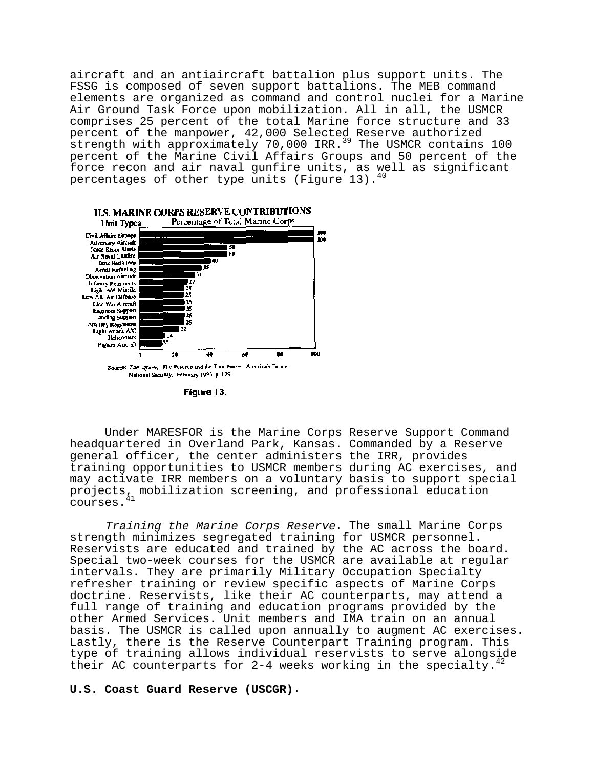aircraft and an antiaircraft battalion plus support units. The FSSG is composed of seven support battalions. The MEB command elements are organized as command and control nuclei for a Marine Air Ground Task Force upon mobilization. All in all, the USMCR comprises 25 percent of the total Marine force structure and 33 percent of the manpower, 42,000 Selected Reserve authorized strength with approximately 70,000 IRR.[39] The USMCR contains 100 percent of the Marine Civil Affairs Groups and 50 percent of the force recon and air naval gunfire units, as well as significant percentages of other type units (Figure 13).[40]

**U.S. MARINE CORPS RESERVE CONTRIBUTIONS**

| Unit Types | Percentage of Total Marine Corps |
|---|---|
| Civil Affairs Groups | 100 |
| Adversary Aircraft | 100 |
| Force Recon Units | 50 |
| Air Naval Gunfire | 50 |
| Tank Battalions | 40 |
| Aerial Refueling | 35 |
| Observation Aircraft | 31 |
| Infantry Regiments | 27 |
| Light A/A Missile | 25 |
| Low Alt. Air Defense | 25 |
| Elec War Aircraft | 25 |
| Engineer Support | 25 |
| Landing Support | 25 |
| Artillery Regiments | 25 |
| Light Attack A/C | 22 |
| Helicopters | 14 |
| Fighter Aircraft | 13 |

Source: *The Officer*, "The Reserve and the Total Force - America's Future National Security," February 1993, p. 179.

Figure 13.

Under MARESFOR is the Marine Corps Reserve Support Command headquartered in Overland Park, Kansas. Commanded by a Reserve general officer, the center administers the IRR, provides training opportunities to USMCR members during AC exercises, and may activate IRR members on a voluntary basis to support special projects, mobilization screening, and professional education courses.[41]

*Training the Marine Corps Reserve*. The small Marine Corps strength minimizes segregated training for USMCR personnel. Reservists are educated and trained by the AC across the board. Special two-week courses for the USMCR are available at regular intervals. They are primarily Military Occupation Specialty refresher training or review specific aspects of Marine Corps doctrine. Reservists, like their AC counterparts, may attend a full range of training and education programs provided by the other Armed Services. Unit members and IMA train on an annual basis. The USMCR is called upon annually to augment AC exercises. Lastly, there is the Reserve Counterpart Training program. This type of training allows individual reservists to serve alongside their AC counterparts for 2-4 weeks working in the specialty.[42]

**U.S. Coast Guard Reserve (USCGR).**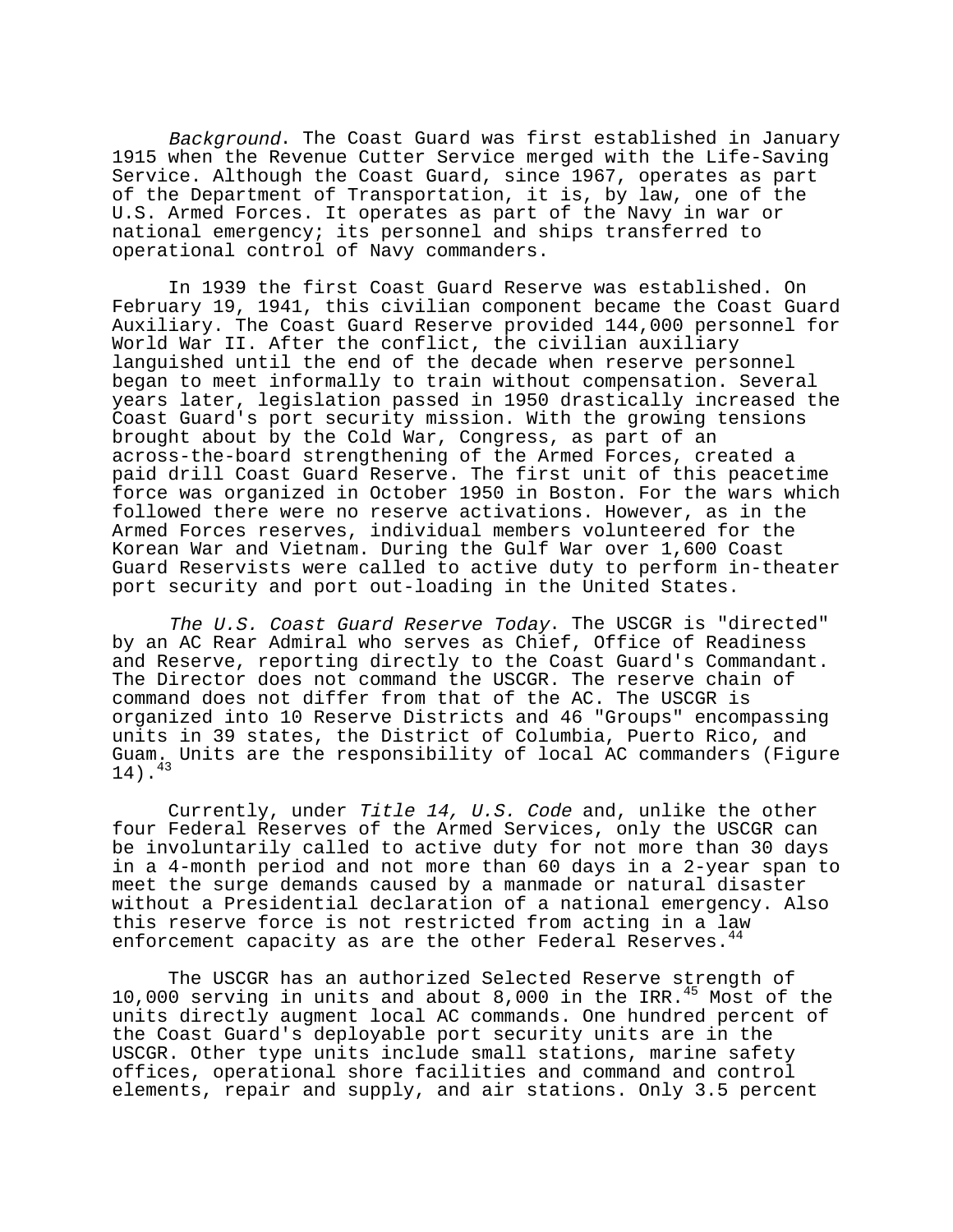*Background*. The Coast Guard was first established in January 1915 when the Revenue Cutter Service merged with the Life-Saving Service. Although the Coast Guard, since 1967, operates as part of the Department of Transportation, it is, by law, one of the U.S. Armed Forces. It operates as part of the Navy in war or national emergency; its personnel and ships transferred to operational control of Navy commanders.

In 1939 the first Coast Guard Reserve was established. On February 19, 1941, this civilian component became the Coast Guard Auxiliary. The Coast Guard Reserve provided 144,000 personnel for World War II. After the conflict, the civilian auxiliary languished until the end of the decade when reserve personnel began to meet informally to train without compensation. Several years later, legislation passed in 1950 drastically increased the Coast Guard's port security mission. With the growing tensions brought about by the Cold War, Congress, as part of an across-the-board strengthening of the Armed Forces, created a paid drill Coast Guard Reserve. The first unit of this peacetime force was organized in October 1950 in Boston. For the wars which followed there were no reserve activations. However, as in the Armed Forces reserves, individual members volunteered for the Korean War and Vietnam. During the Gulf War over 1,600 Coast Guard Reservists were called to active duty to perform in-theater port security and port out-loading in the United States.

*The U.S. Coast Guard Reserve Today*. The USCGR is "directed" by an AC Rear Admiral who serves as Chief, Office of Readiness and Reserve, reporting directly to the Coast Guard's Commandant. The Director does not command the USCGR. The reserve chain of command does not differ from that of the AC. The USCGR is organized into 10 Reserve Districts and 46 "Groups" encompassing units in 39 states, the District of Columbia, Puerto Rico, and Guam. Units are the responsibility of local AC commanders (Figure 14).[43]

Currently, under *Title 14, U.S. Code* and, unlike the other four Federal Reserves of the Armed Services, only the USCGR can be involuntarily called to active duty for not more than 30 days in a 4-month period and not more than 60 days in a 2-year span to meet the surge demands caused by a manmade or natural disaster without a Presidential declaration of a national emergency. Also this reserve force is not restricted from acting in a law enforcement capacity as are the other Federal Reserves.[44]

The USCGR has an authorized Selected Reserve strength of 10,000 serving in units and about 8,000 in the IRR.[45] Most of the units directly augment local AC commands. One hundred percent of the Coast Guard's deployable port security units are in the USCGR. Other type units include small stations, marine safety offices, operational shore facilities and command and control elements, repair and supply, and air stations. Only 3.5 percent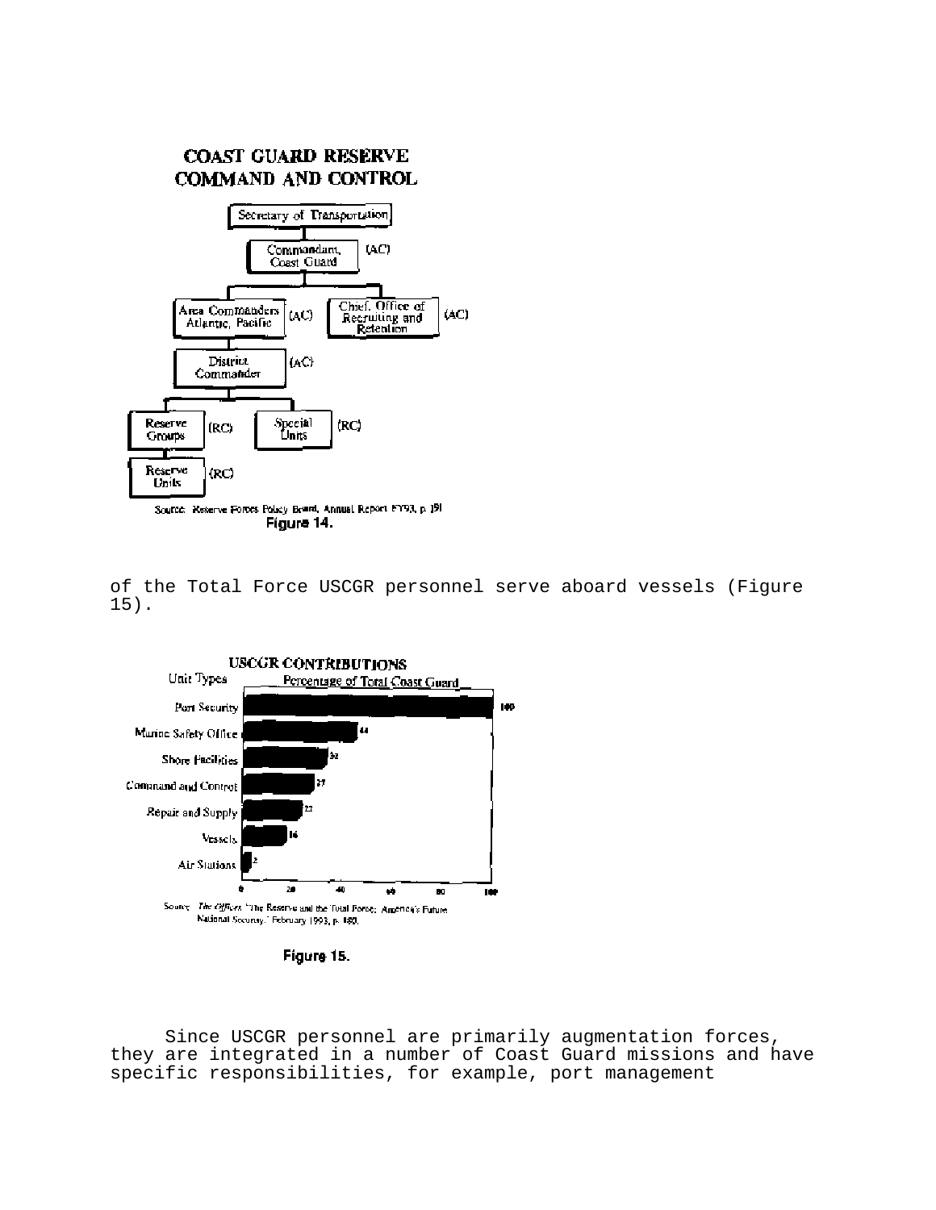**COAST GUARD RESERVE COMMAND AND CONTROL**

- Secretary of Transportation
  - Commandant, Coast Guard (AC)
    - Area Commanders Atlantic, Pacific (AC)
      - District Commander (AC)
        - Reserve Groups (RC)
          - Reserve Units (RC)
        - Special Units (RC)
    - Chief, Office of Recruiting and Retention (AC)

Source: Reserve Forces Policy Board, Annual Report FY93, p. 191

Figure 14.

of the Total Force USCGR personnel serve aboard vessels (Figure 15).

**USCGR CONTRIBUTIONS**

| Unit Types | Percentage of Total Coast Guard |
|---|---|
| Port Security | 100 |
| Marine Safety Office | 44 |
| Shore Facilities | 32 |
| Command and Control | 27 |
| Repair and Supply | 22 |
| Vessels | 16 |
| Air Stations | 2 |

Source: *The Officer*, "The Reserve and the Total Force: America's Future National Security," February 1993, p. 180.

Figure 15.

Since USCGR personnel are primarily augmentation forces, they are integrated in a number of Coast Guard missions and have specific responsibilities, for example, port management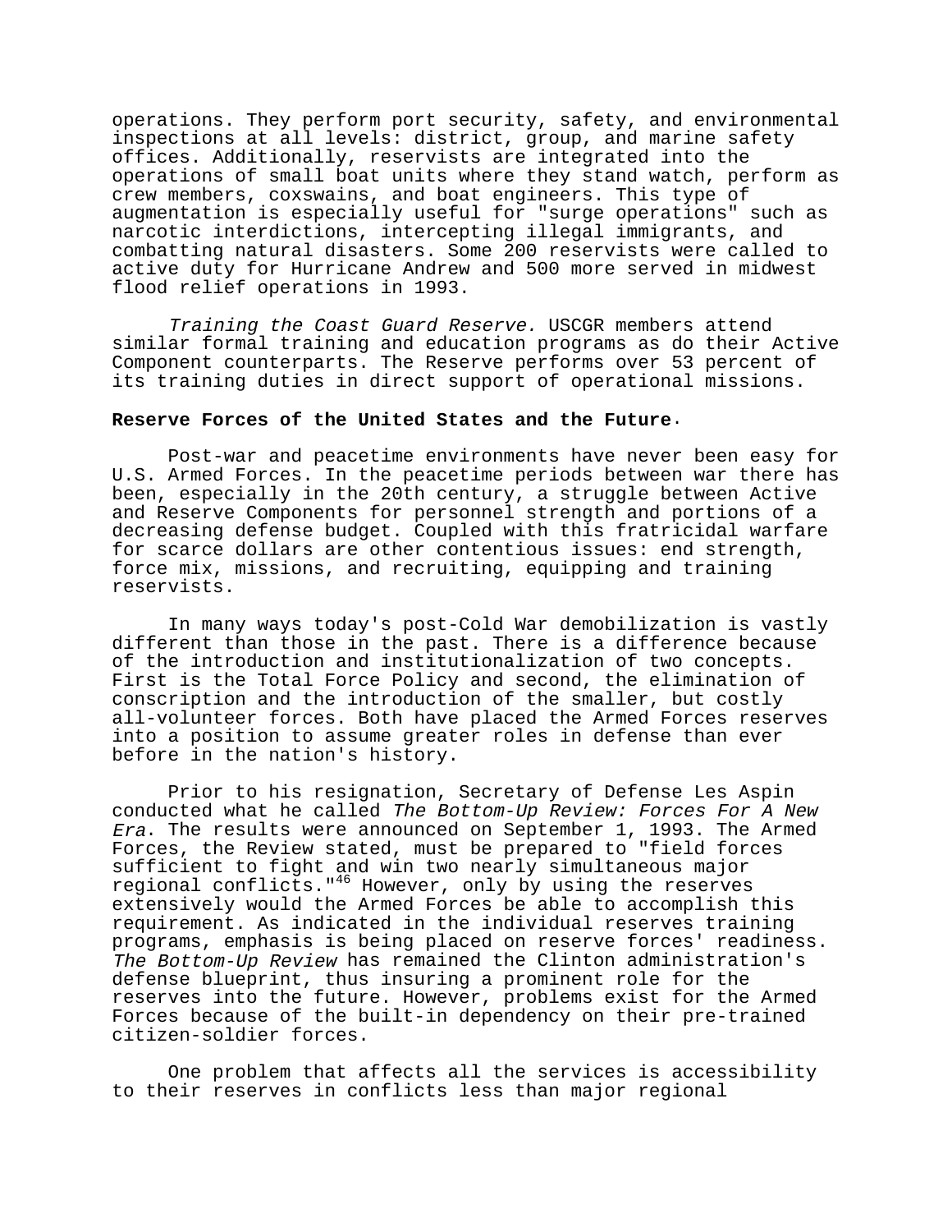operations. They perform port security, safety, and environmental inspections at all levels: district, group, and marine safety offices. Additionally, reservists are integrated into the operations of small boat units where they stand watch, perform as crew members, coxswains, and boat engineers. This type of augmentation is especially useful for "surge operations" such as narcotic interdictions, intercepting illegal immigrants, and combatting natural disasters. Some 200 reservists were called to active duty for Hurricane Andrew and 500 more served in midwest flood relief operations in 1993.

*Training the Coast Guard Reserve.* USCGR members attend similar formal training and education programs as do their Active Component counterparts. The Reserve performs over 53 percent of its training duties in direct support of operational missions.

**Reserve Forces of the United States and the Future.**

Post-war and peacetime environments have never been easy for U.S. Armed Forces. In the peacetime periods between war there has been, especially in the 20th century, a struggle between Active and Reserve Components for personnel strength and portions of a decreasing defense budget. Coupled with this fratricidal warfare for scarce dollars are other contentious issues: end strength, force mix, missions, and recruiting, equipping and training reservists.

In many ways today's post-Cold War demobilization is vastly different than those in the past. There is a difference because of the introduction and institutionalization of two concepts. First is the Total Force Policy and second, the elimination of conscription and the introduction of the smaller, but costly all-volunteer forces. Both have placed the Armed Forces reserves into a position to assume greater roles in defense than ever before in the nation's history.

Prior to his resignation, Secretary of Defense Les Aspin conducted what he called *The Bottom-Up Review: Forces For A New Era*. The results were announced on September 1, 1993. The Armed Forces, the Review stated, must be prepared to "field forces sufficient to fight and win two nearly simultaneous major regional conflicts."[46] However, only by using the reserves extensively would the Armed Forces be able to accomplish this requirement. As indicated in the individual reserves training programs, emphasis is being placed on reserve forces' readiness. *The Bottom-Up Review* has remained the Clinton administration's defense blueprint, thus insuring a prominent role for the reserves into the future. However, problems exist for the Armed Forces because of the built-in dependency on their pre-trained citizen-soldier forces.

One problem that affects all the services is accessibility to their reserves in conflicts less than major regional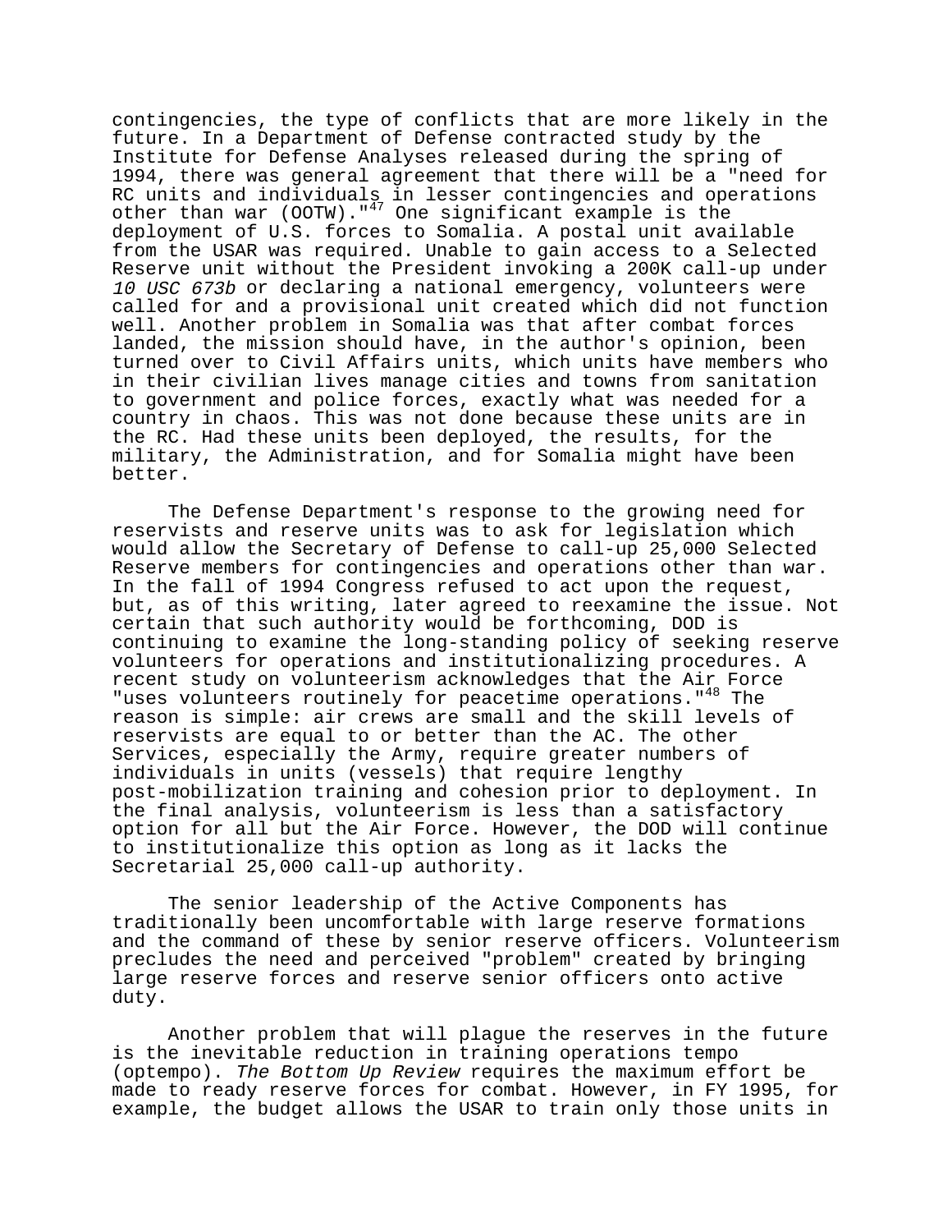contingencies, the type of conflicts that are more likely in the future. In a Department of Defense contracted study by the Institute for Defense Analyses released during the spring of 1994, there was general agreement that there will be a "need for RC units and individuals in lesser contingencies and operations other than war (OOTW)."[47] One significant example is the deployment of U.S. forces to Somalia. A postal unit available from the USAR was required. Unable to gain access to a Selected Reserve unit without the President invoking a 200K call-up under *10 USC 673b* or declaring a national emergency, volunteers were called for and a provisional unit created which did not function well. Another problem in Somalia was that after combat forces landed, the mission should have, in the author's opinion, been turned over to Civil Affairs units, which units have members who in their civilian lives manage cities and towns from sanitation to government and police forces, exactly what was needed for a country in chaos. This was not done because these units are in the RC. Had these units been deployed, the results, for the military, the Administration, and for Somalia might have been better.

The Defense Department's response to the growing need for reservists and reserve units was to ask for legislation which would allow the Secretary of Defense to call-up 25,000 Selected Reserve members for contingencies and operations other than war. In the fall of 1994 Congress refused to act upon the request, but, as of this writing, later agreed to reexamine the issue. Not certain that such authority would be forthcoming, DOD is continuing to examine the long-standing policy of seeking reserve volunteers for operations and institutionalizing procedures. A recent study on volunteerism acknowledges that the Air Force "uses volunteers routinely for peacetime operations."[48] The reason is simple: air crews are small and the skill levels of reservists are equal to or better than the AC. The other Services, especially the Army, require greater numbers of individuals in units (vessels) that require lengthy post-mobilization training and cohesion prior to deployment. In the final analysis, volunteerism is less than a satisfactory option for all but the Air Force. However, the DOD will continue to institutionalize this option as long as it lacks the Secretarial 25,000 call-up authority.

The senior leadership of the Active Components has traditionally been uncomfortable with large reserve formations and the command of these by senior reserve officers. Volunteerism precludes the need and perceived "problem" created by bringing large reserve forces and reserve senior officers onto active duty.

Another problem that will plague the reserves in the future is the inevitable reduction in training operations tempo (optempo). *The Bottom Up Review* requires the maximum effort be made to ready reserve forces for combat. However, in FY 1995, for example, the budget allows the USAR to train only those units in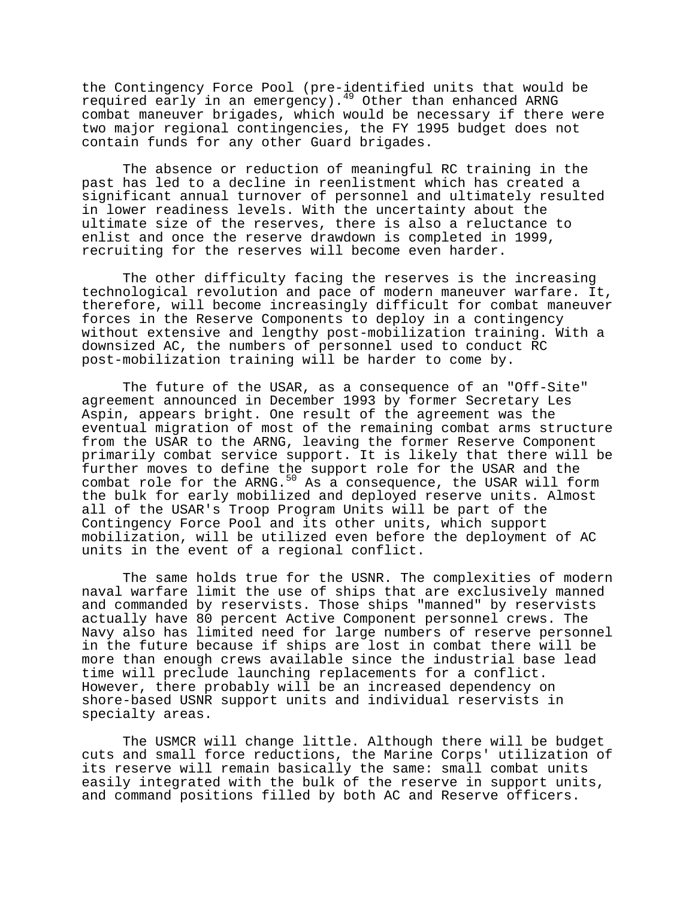the Contingency Force Pool (pre-identified units that would be required early in an emergency).[49] Other than enhanced ARNG combat maneuver brigades, which would be necessary if there were two major regional contingencies, the FY 1995 budget does not contain funds for any other Guard brigades.

The absence or reduction of meaningful RC training in the past has led to a decline in reenlistment which has created a significant annual turnover of personnel and ultimately resulted in lower readiness levels. With the uncertainty about the ultimate size of the reserves, there is also a reluctance to enlist and once the reserve drawdown is completed in 1999, recruiting for the reserves will become even harder.

The other difficulty facing the reserves is the increasing technological revolution and pace of modern maneuver warfare. It, therefore, will become increasingly difficult for combat maneuver forces in the Reserve Components to deploy in a contingency without extensive and lengthy post-mobilization training. With a downsized AC, the numbers of personnel used to conduct RC post-mobilization training will be harder to come by.

The future of the USAR, as a consequence of an "Off-Site" agreement announced in December 1993 by former Secretary Les Aspin, appears bright. One result of the agreement was the eventual migration of most of the remaining combat arms structure from the USAR to the ARNG, leaving the former Reserve Component primarily combat service support. It is likely that there will be further moves to define the support role for the USAR and the combat role for the ARNG.[50] As a consequence, the USAR will form the bulk for early mobilized and deployed reserve units. Almost all of the USAR's Troop Program Units will be part of the Contingency Force Pool and its other units, which support mobilization, will be utilized even before the deployment of AC units in the event of a regional conflict.

The same holds true for the USNR. The complexities of modern naval warfare limit the use of ships that are exclusively manned and commanded by reservists. Those ships "manned" by reservists actually have 80 percent Active Component personnel crews. The Navy also has limited need for large numbers of reserve personnel in the future because if ships are lost in combat there will be more than enough crews available since the industrial base lead time will preclude launching replacements for a conflict. However, there probably will be an increased dependency on shore-based USNR support units and individual reservists in specialty areas.

The USMCR will change little. Although there will be budget cuts and small force reductions, the Marine Corps' utilization of its reserve will remain basically the same: small combat units easily integrated with the bulk of the reserve in support units, and command positions filled by both AC and Reserve officers.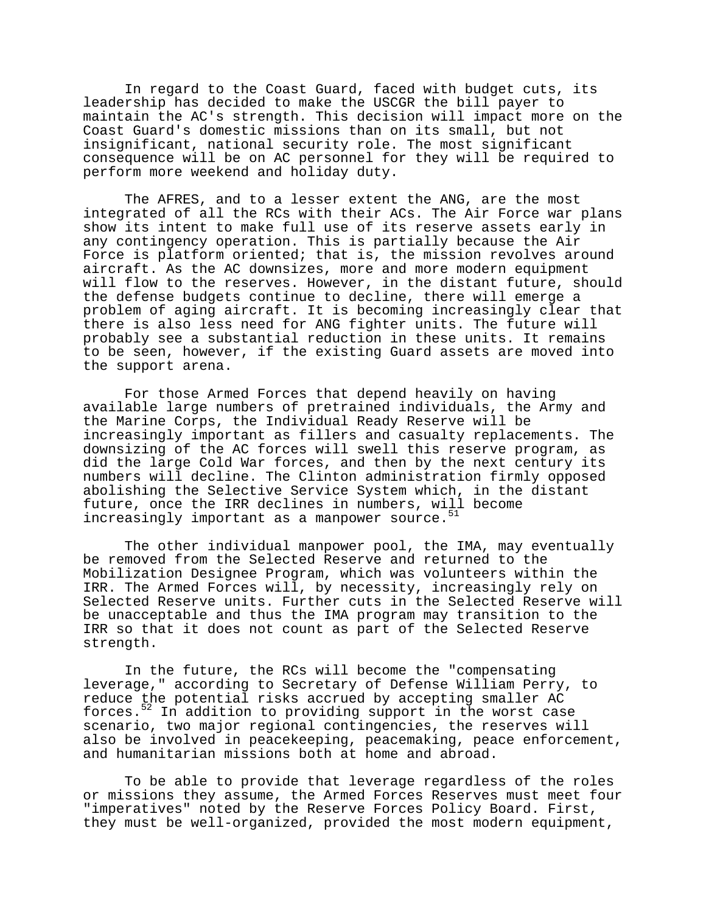In regard to the Coast Guard, faced with budget cuts, its leadership has decided to make the USCGR the bill payer to maintain the AC's strength. This decision will impact more on the Coast Guard's domestic missions than on its small, but not insignificant, national security role. The most significant consequence will be on AC personnel for they will be required to perform more weekend and holiday duty.

The AFRES, and to a lesser extent the ANG, are the most integrated of all the RCs with their ACs. The Air Force war plans show its intent to make full use of its reserve assets early in any contingency operation. This is partially because the Air Force is platform oriented; that is, the mission revolves around aircraft. As the AC downsizes, more and more modern equipment will flow to the reserves. However, in the distant future, should the defense budgets continue to decline, there will emerge a problem of aging aircraft. It is becoming increasingly clear that there is also less need for ANG fighter units. The future will probably see a substantial reduction in these units. It remains to be seen, however, if the existing Guard assets are moved into the support arena.

For those Armed Forces that depend heavily on having available large numbers of pretrained individuals, the Army and the Marine Corps, the Individual Ready Reserve will be increasingly important as fillers and casualty replacements. The downsizing of the AC forces will swell this reserve program, as did the large Cold War forces, and then by the next century its numbers will decline. The Clinton administration firmly opposed abolishing the Selective Service System which, in the distant future, once the IRR declines in numbers, will become increasingly important as a manpower source.[51]

The other individual manpower pool, the IMA, may eventually be removed from the Selected Reserve and returned to the Mobilization Designee Program, which was volunteers within the IRR. The Armed Forces will, by necessity, increasingly rely on Selected Reserve units. Further cuts in the Selected Reserve will be unacceptable and thus the IMA program may transition to the IRR so that it does not count as part of the Selected Reserve strength.

In the future, the RCs will become the "compensating leverage," according to Secretary of Defense William Perry, to reduce the potential risks accrued by accepting smaller AC forces.[52] In addition to providing support in the worst case scenario, two major regional contingencies, the reserves will also be involved in peacekeeping, peacemaking, peace enforcement, and humanitarian missions both at home and abroad.

To be able to provide that leverage regardless of the roles or missions they assume, the Armed Forces Reserves must meet four "imperatives" noted by the Reserve Forces Policy Board. First, they must be well-organized, provided the most modern equipment,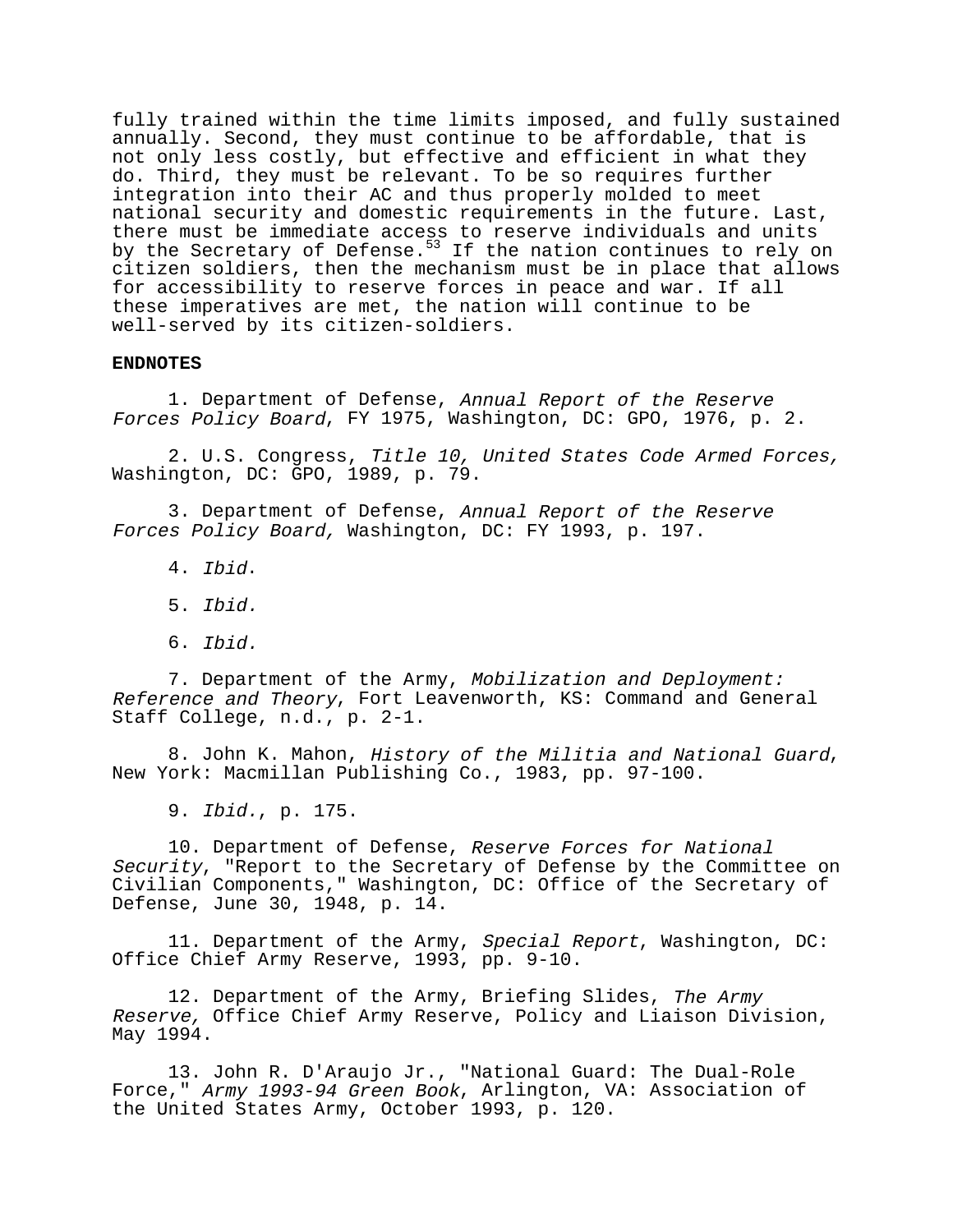fully trained within the time limits imposed, and fully sustained annually. Second, they must continue to be affordable, that is not only less costly, but effective and efficient in what they do. Third, they must be relevant. To be so requires further integration into their AC and thus properly molded to meet national security and domestic requirements in the future. Last, there must be immediate access to reserve individuals and units by the Secretary of Defense.[53] If the nation continues to rely on citizen soldiers, then the mechanism must be in place that allows for accessibility to reserve forces in peace and war. If all these imperatives are met, the nation will continue to be well-served by its citizen-soldiers.

**ENDNOTES**

1. Department of Defense, *Annual Report of the Reserve Forces Policy Board*, FY 1975, Washington, DC: GPO, 1976, p. 2.

2. U.S. Congress, *Title 10, United States Code Armed Forces,* Washington, DC: GPO, 1989, p. 79.

3. Department of Defense, *Annual Report of the Reserve Forces Policy Board,* Washington, DC: FY 1993, p. 197.

4. *Ibid*.

5. *Ibid.*

6. *Ibid.*

7. Department of the Army, *Mobilization and Deployment: Reference and Theory*, Fort Leavenworth, KS: Command and General Staff College, n.d., p. 2-1.

8. John K. Mahon, *History of the Militia and National Guard*, New York: Macmillan Publishing Co., 1983, pp. 97-100.

9. *Ibid.*, p. 175.

10. Department of Defense, *Reserve Forces for National Security*, "Report to the Secretary of Defense by the Committee on Civilian Components," Washington, DC: Office of the Secretary of Defense, June 30, 1948, p. 14.

11. Department of the Army, *Special Report*, Washington, DC: Office Chief Army Reserve, 1993, pp. 9-10.

12. Department of the Army, Briefing Slides, *The Army Reserve,* Office Chief Army Reserve, Policy and Liaison Division, May 1994.

13. John R. D'Araujo Jr., "National Guard: The Dual-Role Force," *Army 1993-94 Green Book*, Arlington, VA: Association of the United States Army, October 1993, p. 120.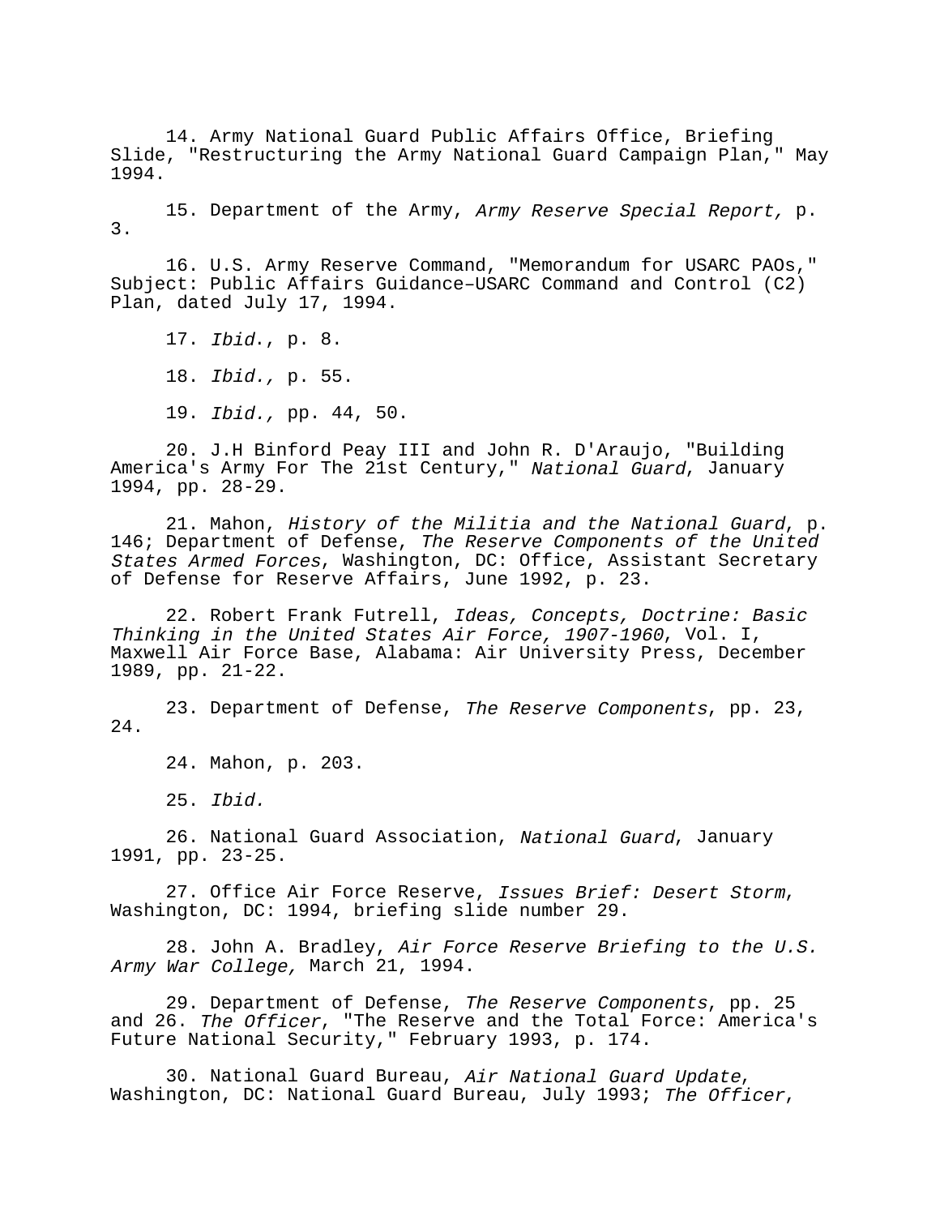14. Army National Guard Public Affairs Office, Briefing Slide, "Restructuring the Army National Guard Campaign Plan," May 1994.

15. Department of the Army, *Army Reserve Special Report,* p. 3.

16. U.S. Army Reserve Command, "Memorandum for USARC PAOs," Subject: Public Affairs Guidance–USARC Command and Control (C2) Plan, dated July 17, 1994.

17. *Ibid*., p. 8.

18. *Ibid.,* p. 55.

19. *Ibid.,* pp. 44, 50.

20. J.H Binford Peay III and John R. D'Araujo, "Building America's Army For The 21st Century," *National Guard*, January 1994, pp. 28-29.

21. Mahon, *History of the Militia and the National Guard*, p. 146; Department of Defense, *The Reserve Components of the United States Armed Forces*, Washington, DC: Office, Assistant Secretary of Defense for Reserve Affairs, June 1992, p. 23.

22. Robert Frank Futrell, *Ideas, Concepts, Doctrine: Basic Thinking in the United States Air Force, 1907-1960*, Vol. I, Maxwell Air Force Base, Alabama: Air University Press, December 1989, pp. 21-22.

23. Department of Defense, *The Reserve Components*, pp. 23, 24.

24. Mahon, p. 203.

25. *Ibid.*

26. National Guard Association, *National Guard*, January 1991, pp. 23-25.

27. Office Air Force Reserve, *Issues Brief: Desert Storm*, Washington, DC: 1994, briefing slide number 29.

28. John A. Bradley, *Air Force Reserve Briefing to the U.S. Army War College,* March 21, 1994.

29. Department of Defense, *The Reserve Components*, pp. 25 and 26. *The Officer*, "The Reserve and the Total Force: America's Future National Security," February 1993, p. 174.

30. National Guard Bureau, *Air National Guard Update*, Washington, DC: National Guard Bureau, July 1993; *The Officer*,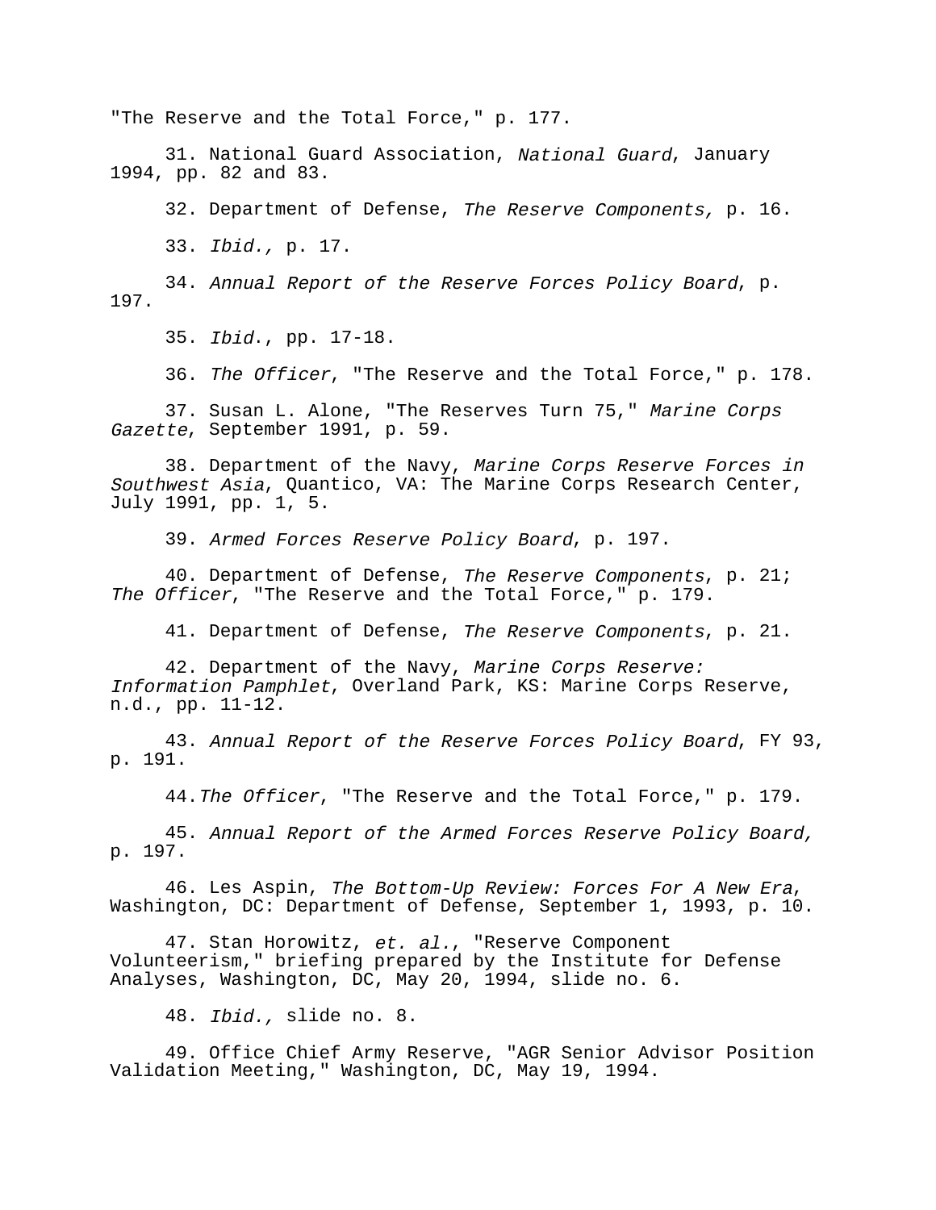"The Reserve and the Total Force," p. 177.

31. National Guard Association, *National Guard*, January 1994, pp. 82 and 83.

32. Department of Defense, *The Reserve Components,* p. 16.

33. *Ibid.,* p. 17.

34. *Annual Report of the Reserve Forces Policy Board*, p. 197.

35. *Ibid*., pp. 17-18.

36. *The Officer*, "The Reserve and the Total Force," p. 178.

37. Susan L. Alone, "The Reserves Turn 75," *Marine Corps Gazette*, September 1991, p. 59.

38. Department of the Navy, *Marine Corps Reserve Forces in Southwest Asia*, Quantico, VA: The Marine Corps Research Center, July 1991, pp. 1, 5.

39. *Armed Forces Reserve Policy Board*, p. 197.

40. Department of Defense, *The Reserve Components*, p. 21; *The Officer*, "The Reserve and the Total Force," p. 179.

41. Department of Defense, *The Reserve Components*, p. 21.

42. Department of the Navy, *Marine Corps Reserve: Information Pamphlet*, Overland Park, KS: Marine Corps Reserve, n.d., pp. 11-12.

43. *Annual Report of the Reserve Forces Policy Board*, FY 93, p. 191.

44. *The Officer*, "The Reserve and the Total Force," p. 179.

45. *Annual Report of the Armed Forces Reserve Policy Board,* p. 197.

46. Les Aspin, *The Bottom-Up Review: Forces For A New Era*, Washington, DC: Department of Defense, September 1, 1993, p. 10.

47. Stan Horowitz, *et. al.*, "Reserve Component Volunteerism," briefing prepared by the Institute for Defense Analyses, Washington, DC, May 20, 1994, slide no. 6.

48. *Ibid.,* slide no. 8.

49. Office Chief Army Reserve, "AGR Senior Advisor Position Validation Meeting," Washington, DC, May 19, 1994.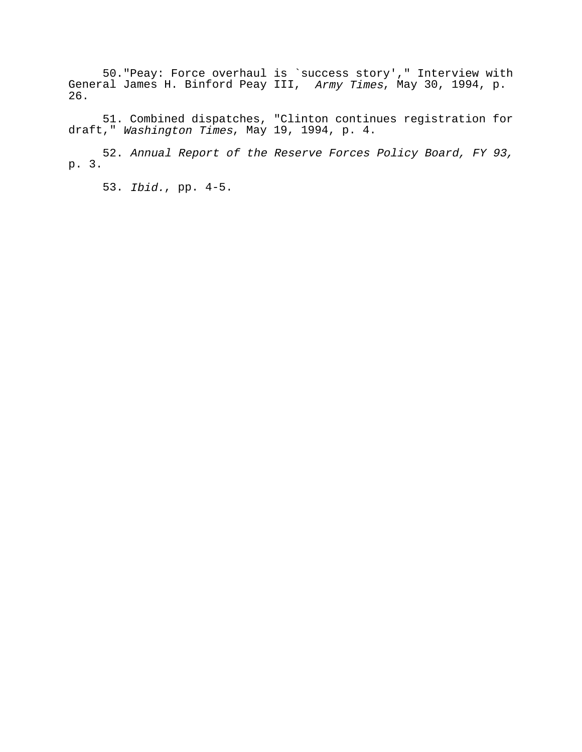50."Peay: Force overhaul is `success story'," Interview with General James H. Binford Peay III, *Army Times*, May 30, 1994, p. 26.

51. Combined dispatches, "Clinton continues registration for draft," *Washington Times*, May 19, 1994, p. 4.

52. *Annual Report of the Reserve Forces Policy Board, FY 93,* p. 3.

53. *Ibid.*, pp. 4-5.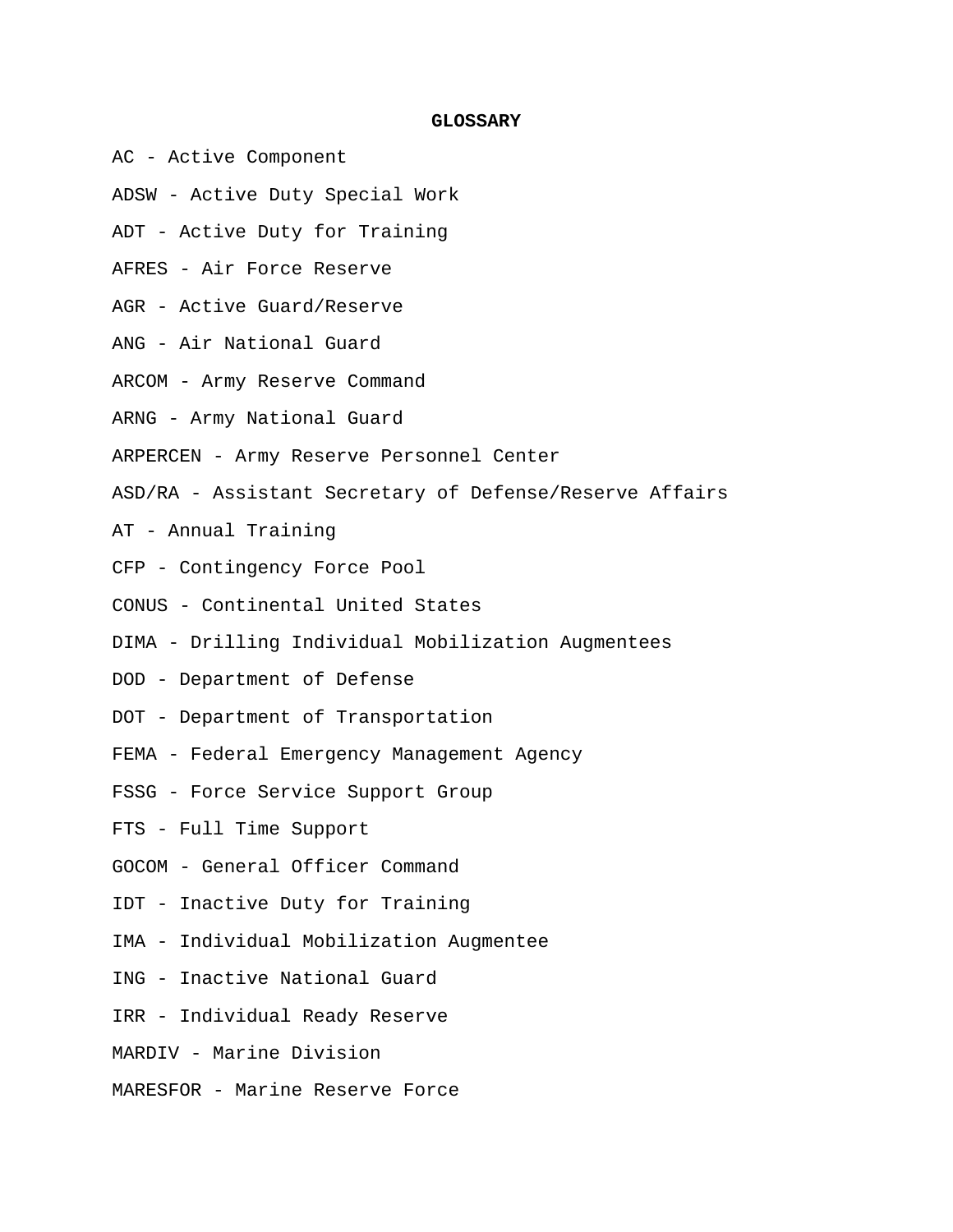# GLOSSARY

AC - Active Component

ADSW - Active Duty Special Work

ADT - Active Duty for Training

AFRES - Air Force Reserve

AGR - Active Guard/Reserve

ANG - Air National Guard

ARCOM - Army Reserve Command

ARNG - Army National Guard

ARPERCEN - Army Reserve Personnel Center

ASD/RA - Assistant Secretary of Defense/Reserve Affairs

AT - Annual Training

CFP - Contingency Force Pool

CONUS - Continental United States

DIMA - Drilling Individual Mobilization Augmentees

DOD - Department of Defense

DOT - Department of Transportation

FEMA - Federal Emergency Management Agency

FSSG - Force Service Support Group

FTS - Full Time Support

GOCOM - General Officer Command

IDT - Inactive Duty for Training

IMA - Individual Mobilization Augmentee

ING - Inactive National Guard

IRR - Individual Ready Reserve

MARDIV - Marine Division

MARESFOR - Marine Reserve Force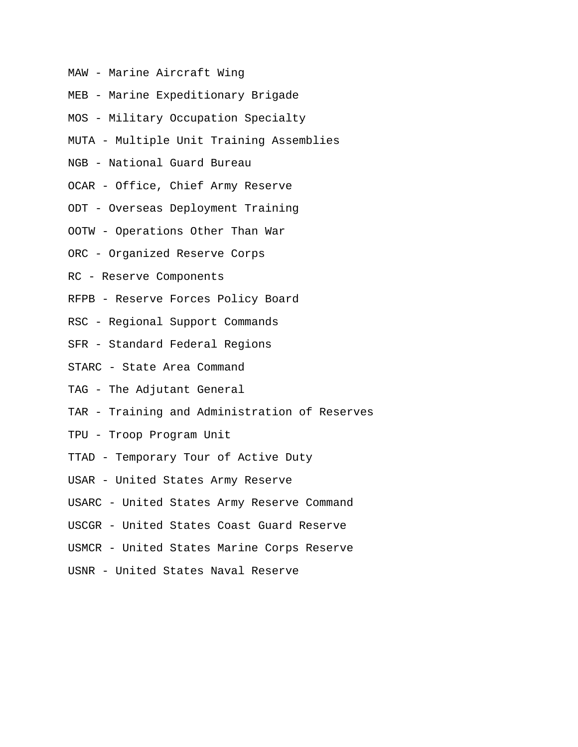MAW - Marine Aircraft Wing

MEB - Marine Expeditionary Brigade

MOS - Military Occupation Specialty

MUTA - Multiple Unit Training Assemblies

NGB - National Guard Bureau

OCAR - Office, Chief Army Reserve

ODT - Overseas Deployment Training

OOTW - Operations Other Than War

ORC - Organized Reserve Corps

RC - Reserve Components

RFPB - Reserve Forces Policy Board

RSC - Regional Support Commands

SFR - Standard Federal Regions

STARC - State Area Command

TAG - The Adjutant General

TAR - Training and Administration of Reserves

TPU - Troop Program Unit

TTAD - Temporary Tour of Active Duty

USAR - United States Army Reserve

USARC - United States Army Reserve Command

USCGR - United States Coast Guard Reserve

USMCR - United States Marine Corps Reserve

USNR - United States Naval Reserve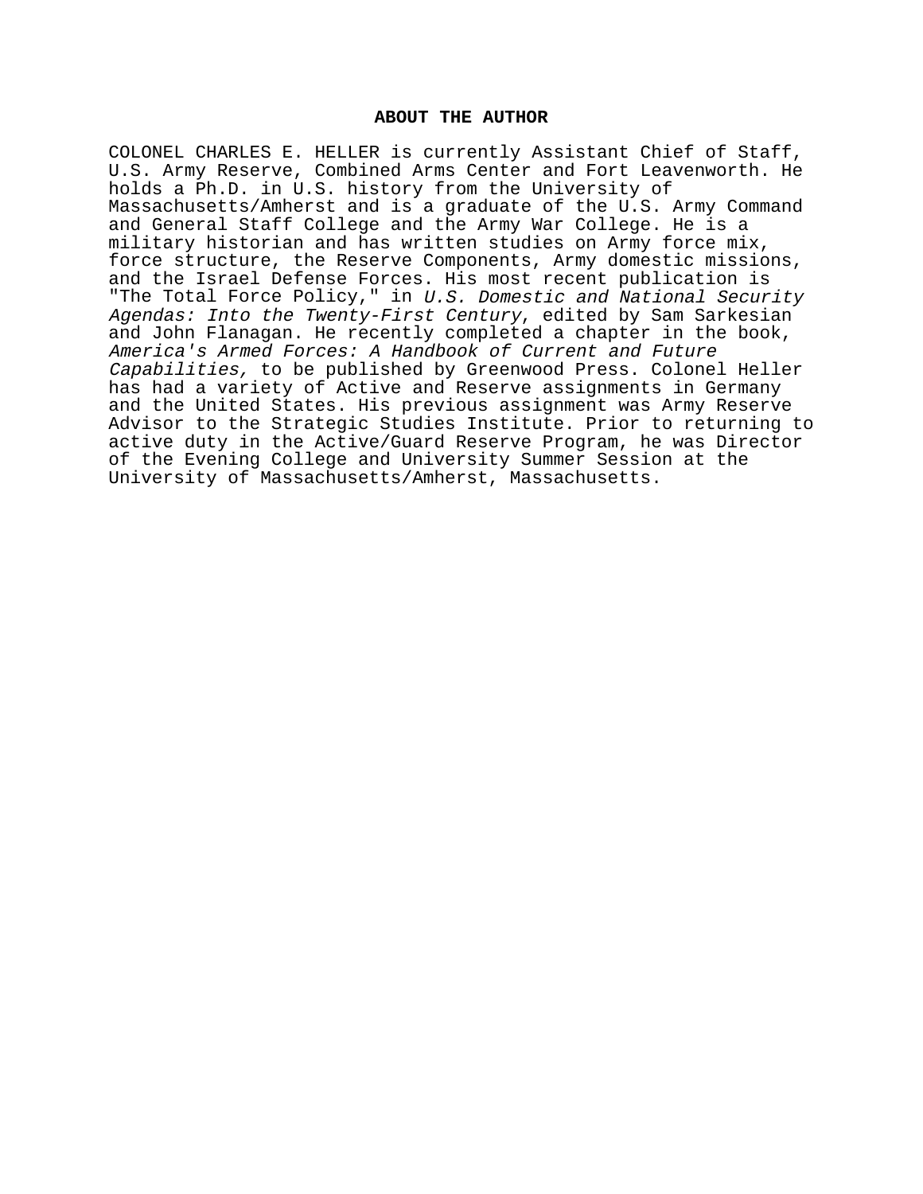## ABOUT THE AUTHOR

COLONEL CHARLES E. HELLER is currently Assistant Chief of Staff, U.S. Army Reserve, Combined Arms Center and Fort Leavenworth. He holds a Ph.D. in U.S. history from the University of Massachusetts/Amherst and is a graduate of the U.S. Army Command and General Staff College and the Army War College. He is a military historian and has written studies on Army force mix, force structure, the Reserve Components, Army domestic missions, and the Israel Defense Forces. His most recent publication is "The Total Force Policy," in *U.S. Domestic and National Security Agendas: Into the Twenty-First Century*, edited by Sam Sarkesian and John Flanagan. He recently completed a chapter in the book, *America's Armed Forces: A Handbook of Current and Future Capabilities,* to be published by Greenwood Press. Colonel Heller has had a variety of Active and Reserve assignments in Germany and the United States. His previous assignment was Army Reserve Advisor to the Strategic Studies Institute. Prior to returning to active duty in the Active/Guard Reserve Program, he was Director of the Evening College and University Summer Session at the University of Massachusetts/Amherst, Massachusetts.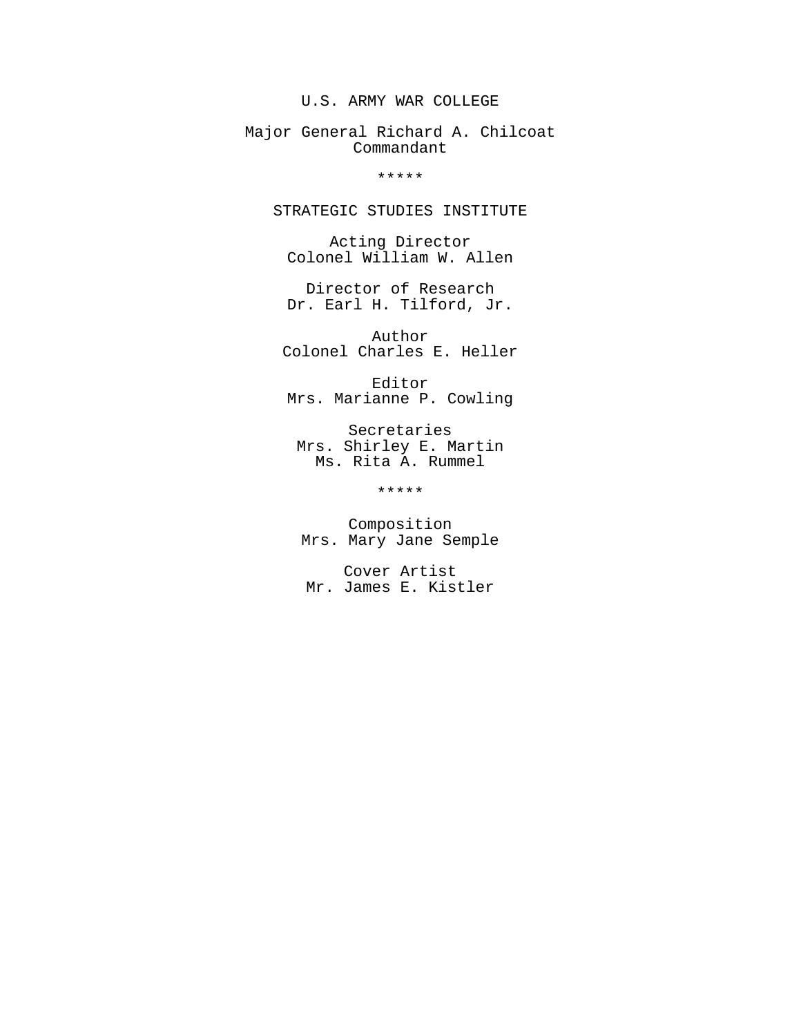U.S. ARMY WAR COLLEGE

Major General Richard A. Chilcoat
Commandant

*****

STRATEGIC STUDIES INSTITUTE

Acting Director
Colonel William W. Allen

Director of Research
Dr. Earl H. Tilford, Jr.

Author
Colonel Charles E. Heller

Editor
Mrs. Marianne P. Cowling

Secretaries
Mrs. Shirley E. Martin
Ms. Rita A. Rummel

*****

Composition
Mrs. Mary Jane Semple

Cover Artist
Mr. James E. Kistler